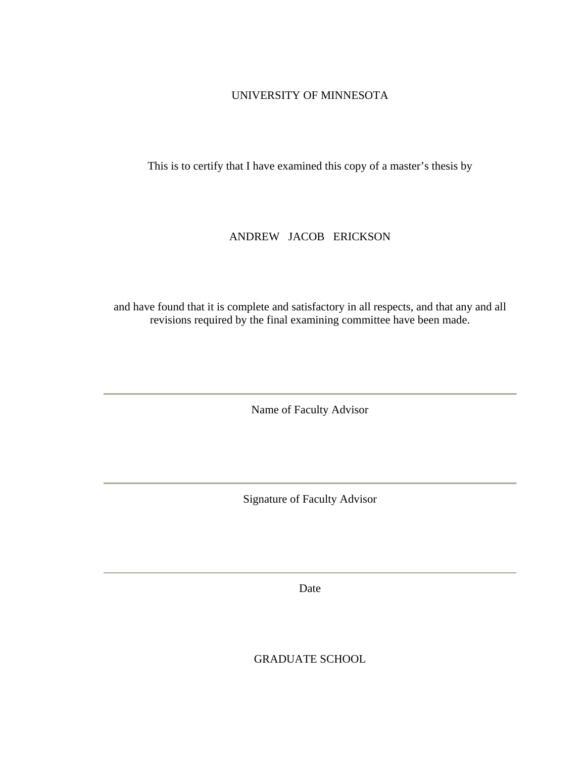UNIVERSITY OF MINNESOTA

This is to certify that I have examined this copy of a master's thesis by

ANDREW JACOB ERICKSON

and have found that it is complete and satisfactory in all respects, and that any and all revisions required by the final examining committee have been made.

---

Name of Faculty Advisor

---

Signature of Faculty Advisor

---

Date

GRADUATE SCHOOL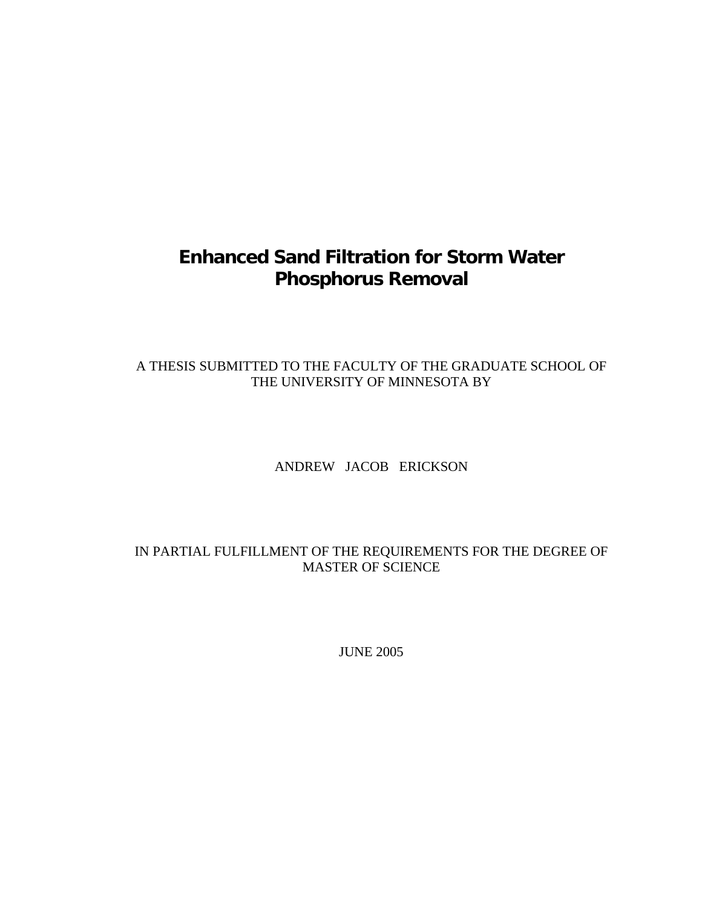# Enhanced Sand Filtration for Storm Water Phosphorus Removal

A THESIS SUBMITTED TO THE FACULTY OF THE GRADUATE SCHOOL OF THE UNIVERSITY OF MINNESOTA BY

ANDREW JACOB ERICKSON

IN PARTIAL FULFILLMENT OF THE REQUIREMENTS FOR THE DEGREE OF MASTER OF SCIENCE

JUNE 2005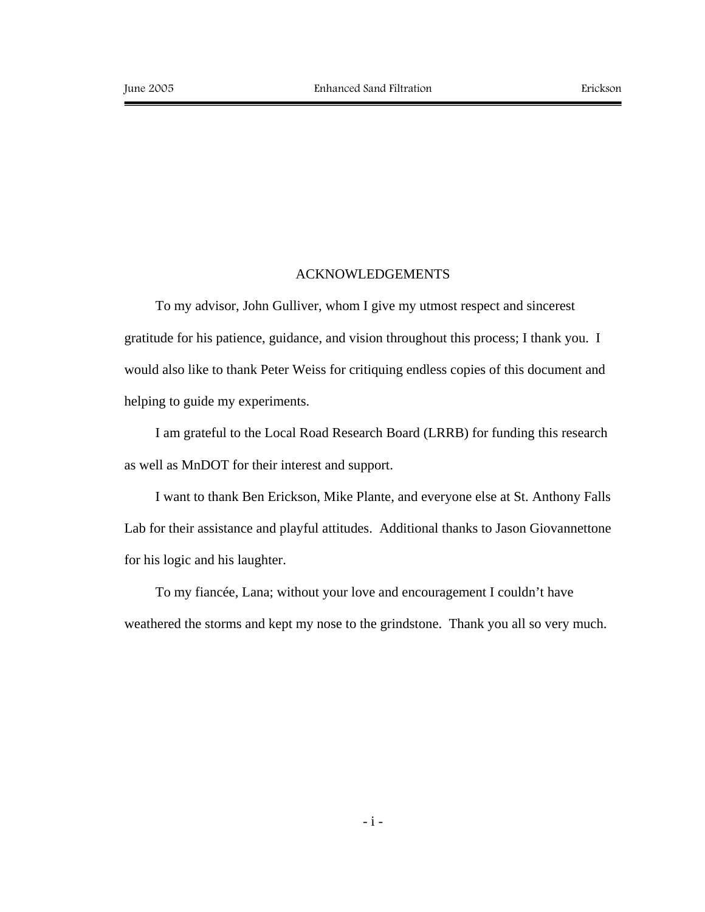# ACKNOWLEDGEMENTS

To my advisor, John Gulliver, whom I give my utmost respect and sincerest gratitude for his patience, guidance, and vision throughout this process; I thank you. I would also like to thank Peter Weiss for critiquing endless copies of this document and helping to guide my experiments.

I am grateful to the Local Road Research Board (LRRB) for funding this research as well as MnDOT for their interest and support.

I want to thank Ben Erickson, Mike Plante, and everyone else at St. Anthony Falls Lab for their assistance and playful attitudes. Additional thanks to Jason Giovannettone for his logic and his laughter.

To my fiancée, Lana; without your love and encouragement I couldn't have weathered the storms and kept my nose to the grindstone. Thank you all so very much.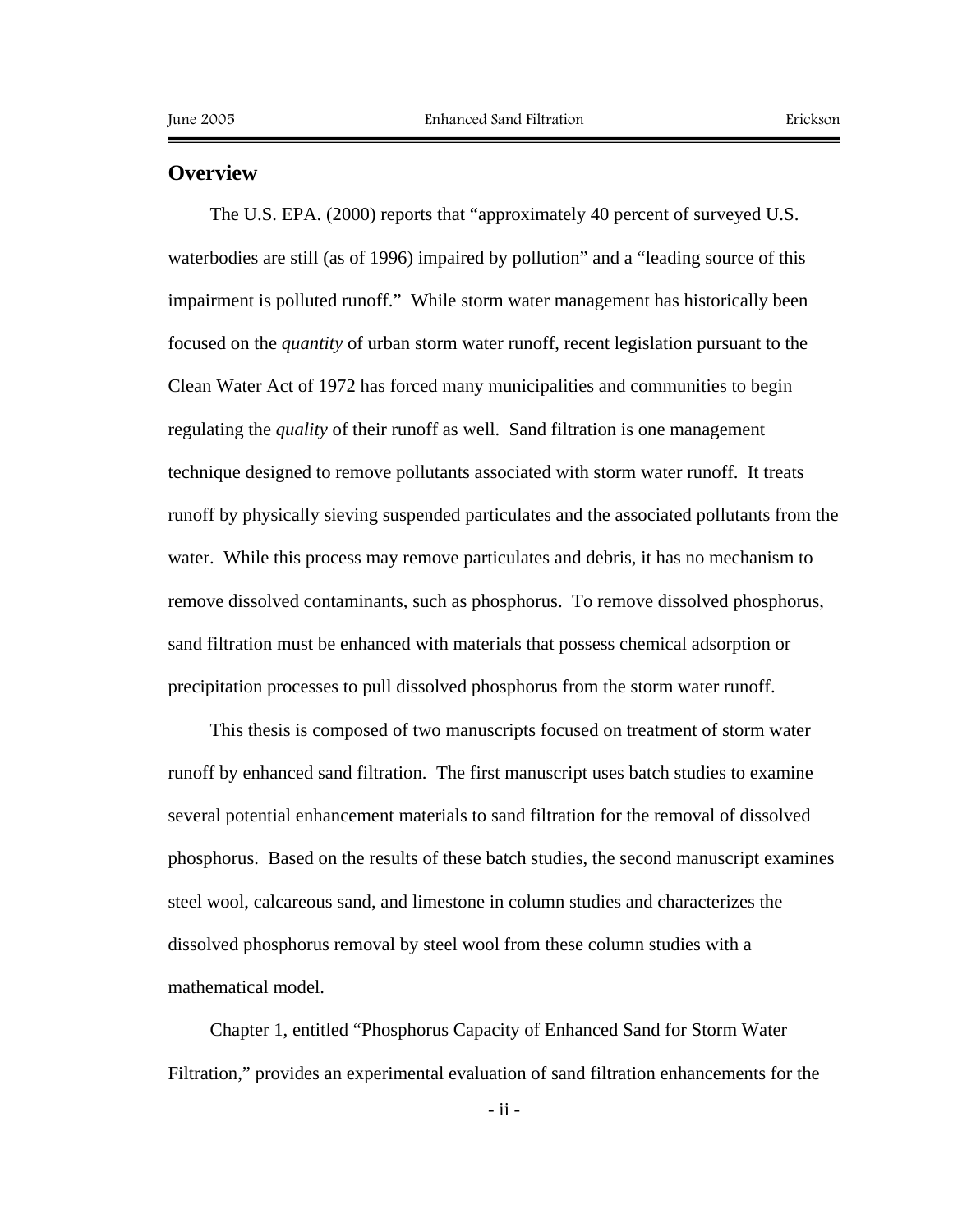## Overview

The U.S. EPA. (2000) reports that "approximately 40 percent of surveyed U.S. waterbodies are still (as of 1996) impaired by pollution" and a "leading source of this impairment is polluted runoff." While storm water management has historically been focused on the *quantity* of urban storm water runoff, recent legislation pursuant to the Clean Water Act of 1972 has forced many municipalities and communities to begin regulating the *quality* of their runoff as well. Sand filtration is one management technique designed to remove pollutants associated with storm water runoff. It treats runoff by physically sieving suspended particulates and the associated pollutants from the water. While this process may remove particulates and debris, it has no mechanism to remove dissolved contaminants, such as phosphorus. To remove dissolved phosphorus, sand filtration must be enhanced with materials that possess chemical adsorption or precipitation processes to pull dissolved phosphorus from the storm water runoff.

This thesis is composed of two manuscripts focused on treatment of storm water runoff by enhanced sand filtration. The first manuscript uses batch studies to examine several potential enhancement materials to sand filtration for the removal of dissolved phosphorus. Based on the results of these batch studies, the second manuscript examines steel wool, calcareous sand, and limestone in column studies and characterizes the dissolved phosphorus removal by steel wool from these column studies with a mathematical model.

Chapter 1, entitled "Phosphorus Capacity of Enhanced Sand for Storm Water Filtration," provides an experimental evaluation of sand filtration enhancements for the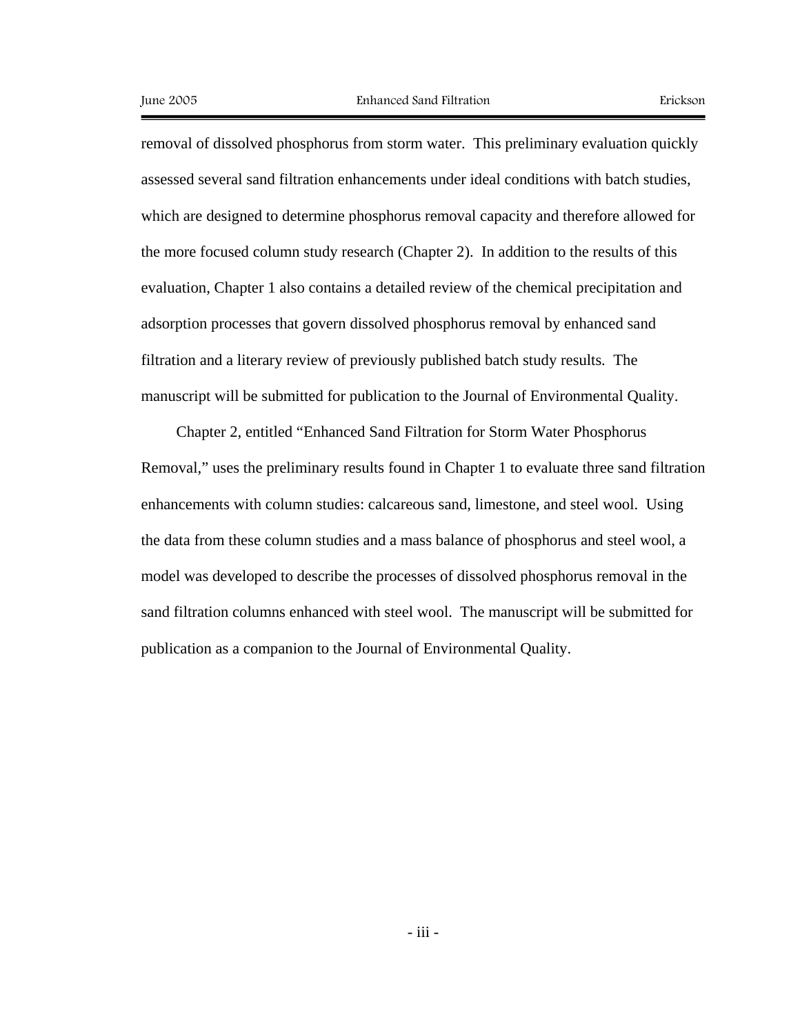removal of dissolved phosphorus from storm water. This preliminary evaluation quickly assessed several sand filtration enhancements under ideal conditions with batch studies, which are designed to determine phosphorus removal capacity and therefore allowed for the more focused column study research (Chapter 2). In addition to the results of this evaluation, Chapter 1 also contains a detailed review of the chemical precipitation and adsorption processes that govern dissolved phosphorus removal by enhanced sand filtration and a literary review of previously published batch study results. The manuscript will be submitted for publication to the Journal of Environmental Quality.

Chapter 2, entitled "Enhanced Sand Filtration for Storm Water Phosphorus Removal," uses the preliminary results found in Chapter 1 to evaluate three sand filtration enhancements with column studies: calcareous sand, limestone, and steel wool. Using the data from these column studies and a mass balance of phosphorus and steel wool, a model was developed to describe the processes of dissolved phosphorus removal in the sand filtration columns enhanced with steel wool. The manuscript will be submitted for publication as a companion to the Journal of Environmental Quality.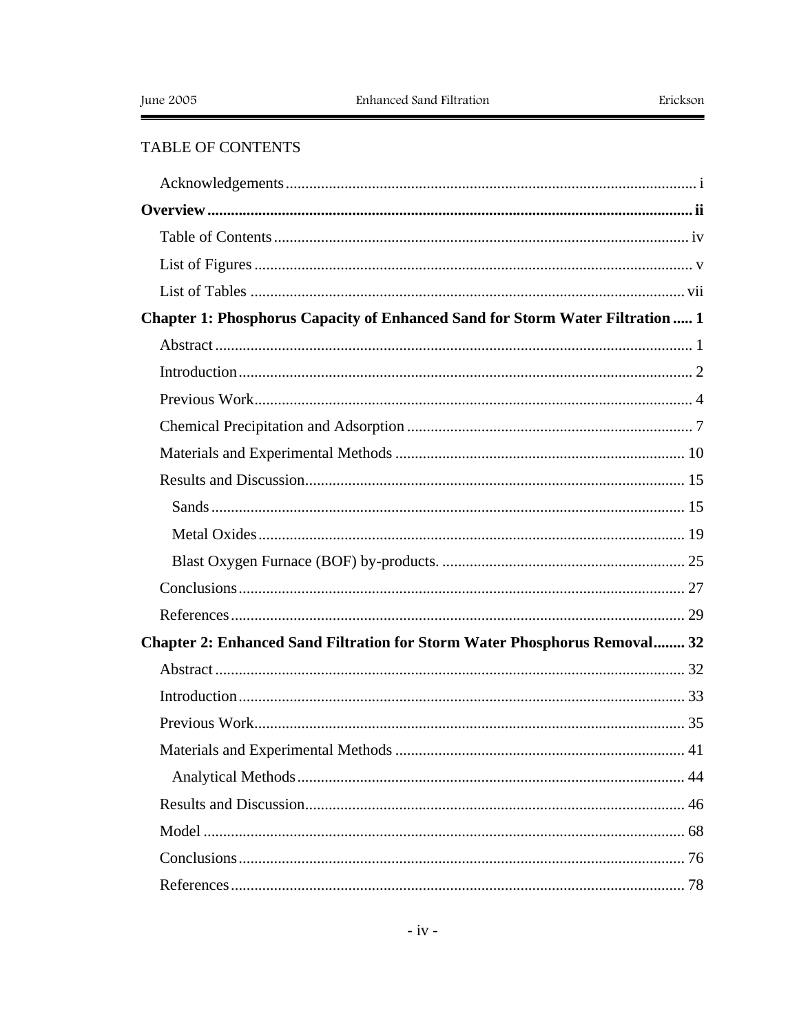# TABLE OF CONTENTS

Acknowledgements ........................................................................................................ i

**Overview ........................................................................................................... ii**

Table of Contents .......................................................................................................... iv

List of Figures ................................................................................................................ v

List of Tables ............................................................................................................... vii

**Chapter 1: Phosphorus Capacity of Enhanced Sand for Storm Water Filtration ..... 1**

Abstract ......................................................................................................................... 1

Introduction ................................................................................................................... 2

Previous Work ............................................................................................................... 4

Chemical Precipitation and Adsorption ......................................................................... 7

Materials and Experimental Methods .......................................................................... 10

Results and Discussion ................................................................................................. 15

Sands ......................................................................................................................... 15

Metal Oxides ............................................................................................................. 19

Blast Oxygen Furnace (BOF) by-products. .............................................................. 25

Conclusions .................................................................................................................. 27

References .................................................................................................................... 29

**Chapter 2: Enhanced Sand Filtration for Storm Water Phosphorus Removal ........ 32**

Abstract ........................................................................................................................ 32

Introduction .................................................................................................................. 33

Previous Work .............................................................................................................. 35

Materials and Experimental Methods .......................................................................... 41

Analytical Methods ................................................................................................... 44

Results and Discussion ................................................................................................. 46

Model ........................................................................................................................... 68

Conclusions .................................................................................................................. 76

References .................................................................................................................... 78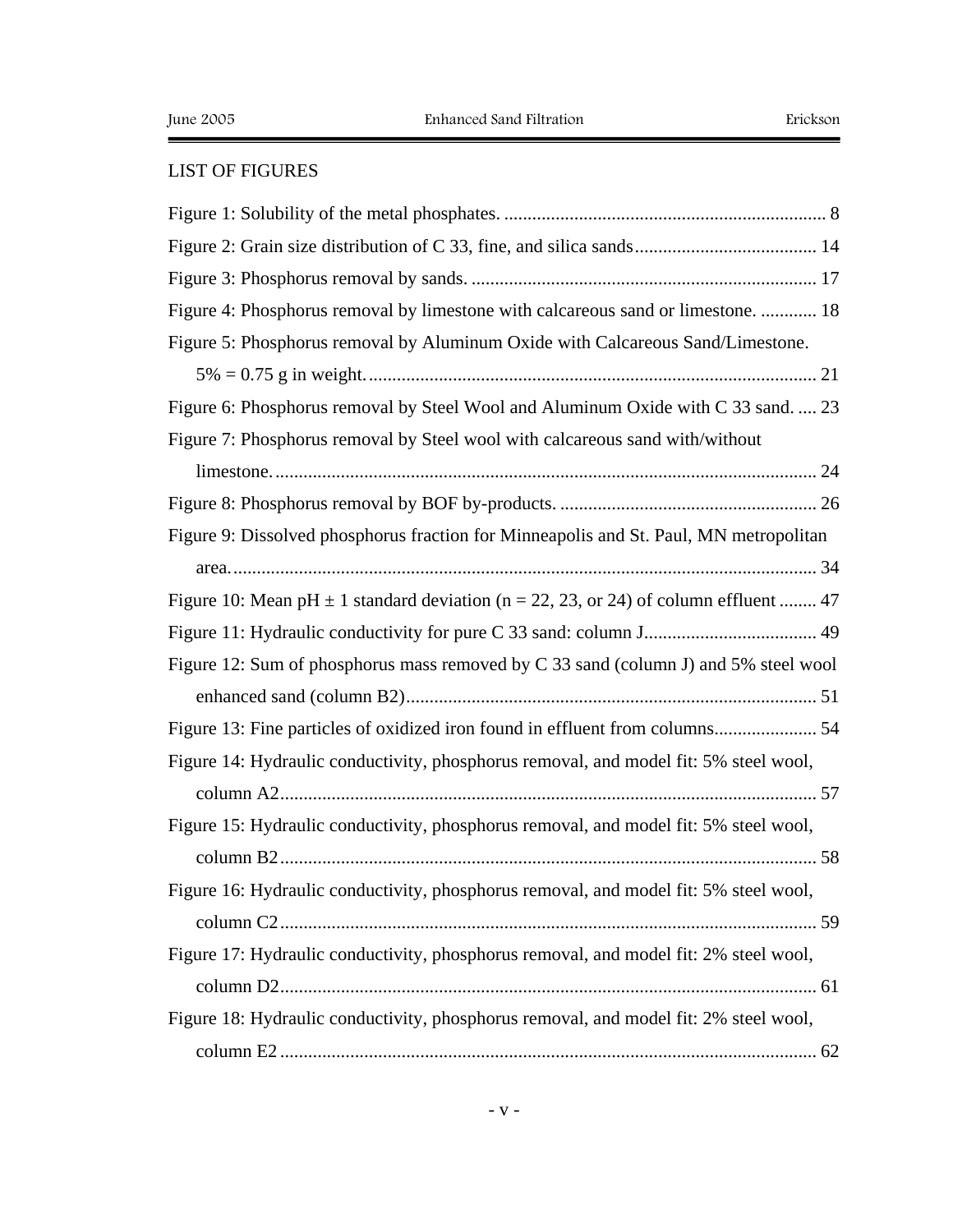## LIST OF FIGURES

Figure 1: Solubility of the metal phosphates. ...................................................................... 8

Figure 2: Grain size distribution of C 33, fine, and silica sands....................................... 14

Figure 3: Phosphorus removal by sands. .......................................................................... 17

Figure 4: Phosphorus removal by limestone with calcareous sand or limestone. ............ 18

Figure 5: Phosphorus removal by Aluminum Oxide with Calcareous Sand/Limestone. 5% = 0.75 g in weight. ................................................................................................ 21

Figure 6: Phosphorus removal by Steel Wool and Aluminum Oxide with C 33 sand. .... 23

Figure 7: Phosphorus removal by Steel wool with calcareous sand with/without limestone. ..................................................................................................................... 24

Figure 8: Phosphorus removal by BOF by-products. ....................................................... 26

Figure 9: Dissolved phosphorus fraction for Minneapolis and St. Paul, MN metropolitan area. ............................................................................................................................. 34

Figure 10: Mean pH $\pm$ 1 standard deviation (n = 22, 23, or 24) of column effluent ........ 47

Figure 11: Hydraulic conductivity for pure C 33 sand: column J..................................... 49

Figure 12: Sum of phosphorus mass removed by C 33 sand (column J) and 5% steel wool enhanced sand (column B2)........................................................................................ 51

Figure 13: Fine particles of oxidized iron found in effluent from columns...................... 54

Figure 14: Hydraulic conductivity, phosphorus removal, and model fit: 5% steel wool, column A2................................................................................................................... 57

Figure 15: Hydraulic conductivity, phosphorus removal, and model fit: 5% steel wool, column B2................................................................................................................... 58

Figure 16: Hydraulic conductivity, phosphorus removal, and model fit: 5% steel wool, column C2................................................................................................................... 59

Figure 17: Hydraulic conductivity, phosphorus removal, and model fit: 2% steel wool, column D2................................................................................................................... 61

Figure 18: Hydraulic conductivity, phosphorus removal, and model fit: 2% steel wool, column E2................................................................................................................... 62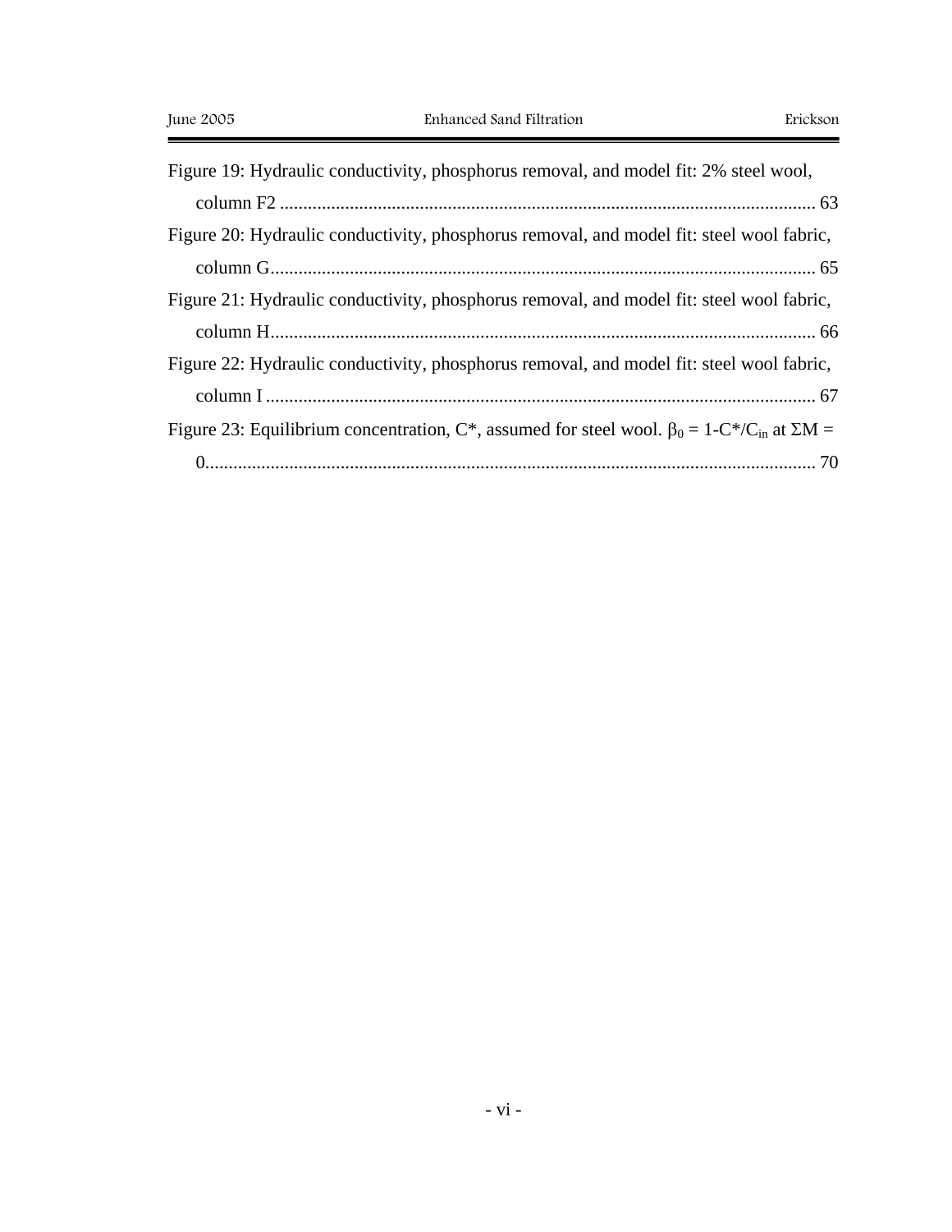Figure 19: Hydraulic conductivity, phosphorus removal, and model fit: 2% steel wool, column F2 ........................................................................................................ 63

Figure 20: Hydraulic conductivity, phosphorus removal, and model fit: steel wool fabric, column G........................................................................................................ 65

Figure 21: Hydraulic conductivity, phosphorus removal, and model fit: steel wool fabric, column H........................................................................................................ 66

Figure 22: Hydraulic conductivity, phosphorus removal, and model fit: steel wool fabric, column I ........................................................................................................ 67

Figure 23: Equilibrium concentration, C*, assumed for steel wool. $\beta_0 = 1\text{-}C^*/C_{in}$ at $\Sigma M = 0$........................................................................................................ 70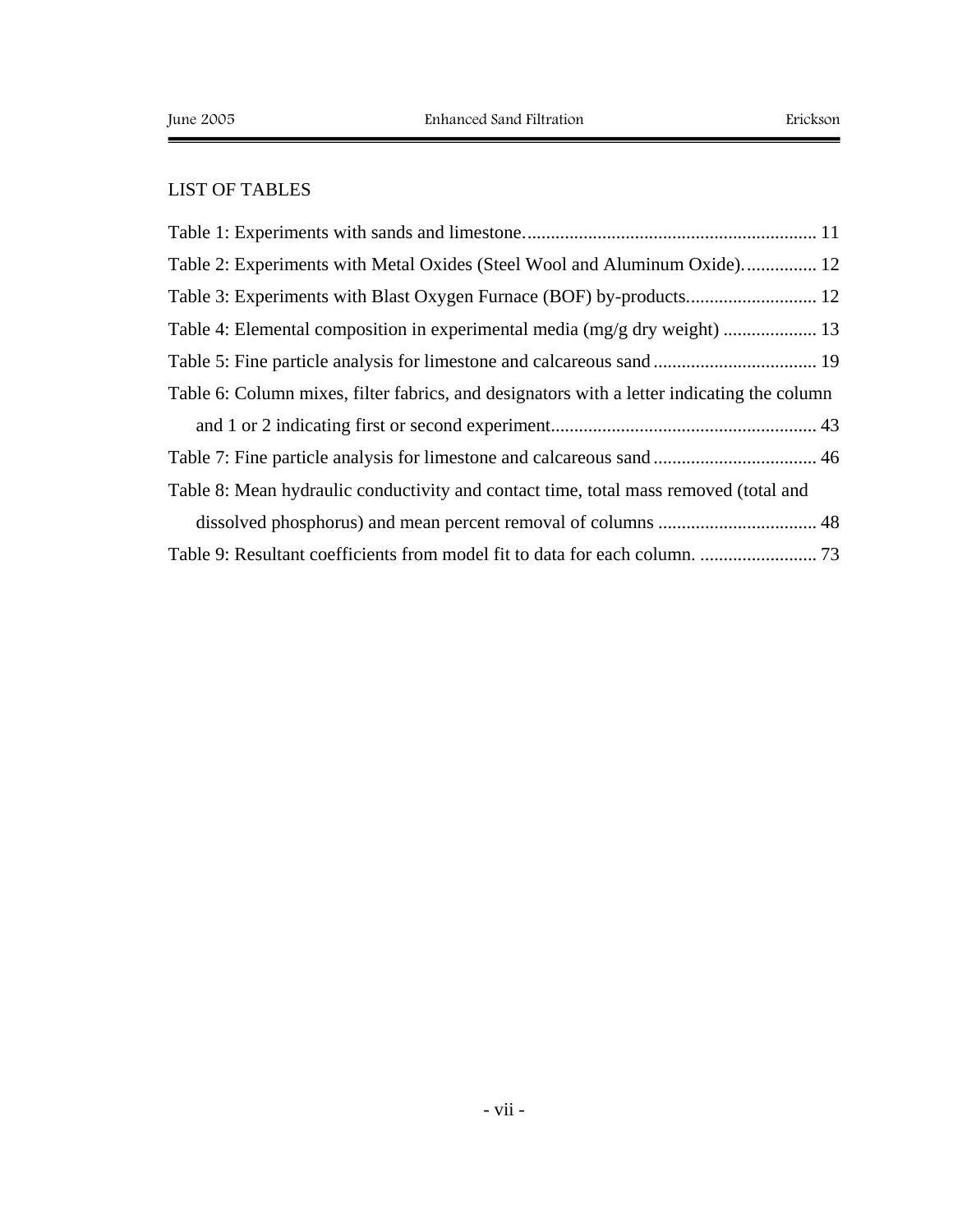## LIST OF TABLES

Table 1: Experiments with sands and limestone. .............................................................. 11

Table 2: Experiments with Metal Oxides (Steel Wool and Aluminum Oxide). ............... 12

Table 3: Experiments with Blast Oxygen Furnace (BOF) by-products. ........................... 12

Table 4: Elemental composition in experimental media (mg/g dry weight) .................... 13

Table 5: Fine particle analysis for limestone and calcareous sand ................................... 19

Table 6: Column mixes, filter fabrics, and designators with a letter indicating the column and 1 or 2 indicating first or second experiment......................................................... 43

Table 7: Fine particle analysis for limestone and calcareous sand ................................... 46

Table 8: Mean hydraulic conductivity and contact time, total mass removed (total and dissolved phosphorus) and mean percent removal of columns .................................. 48

Table 9: Resultant coefficients from model fit to data for each column. ......................... 73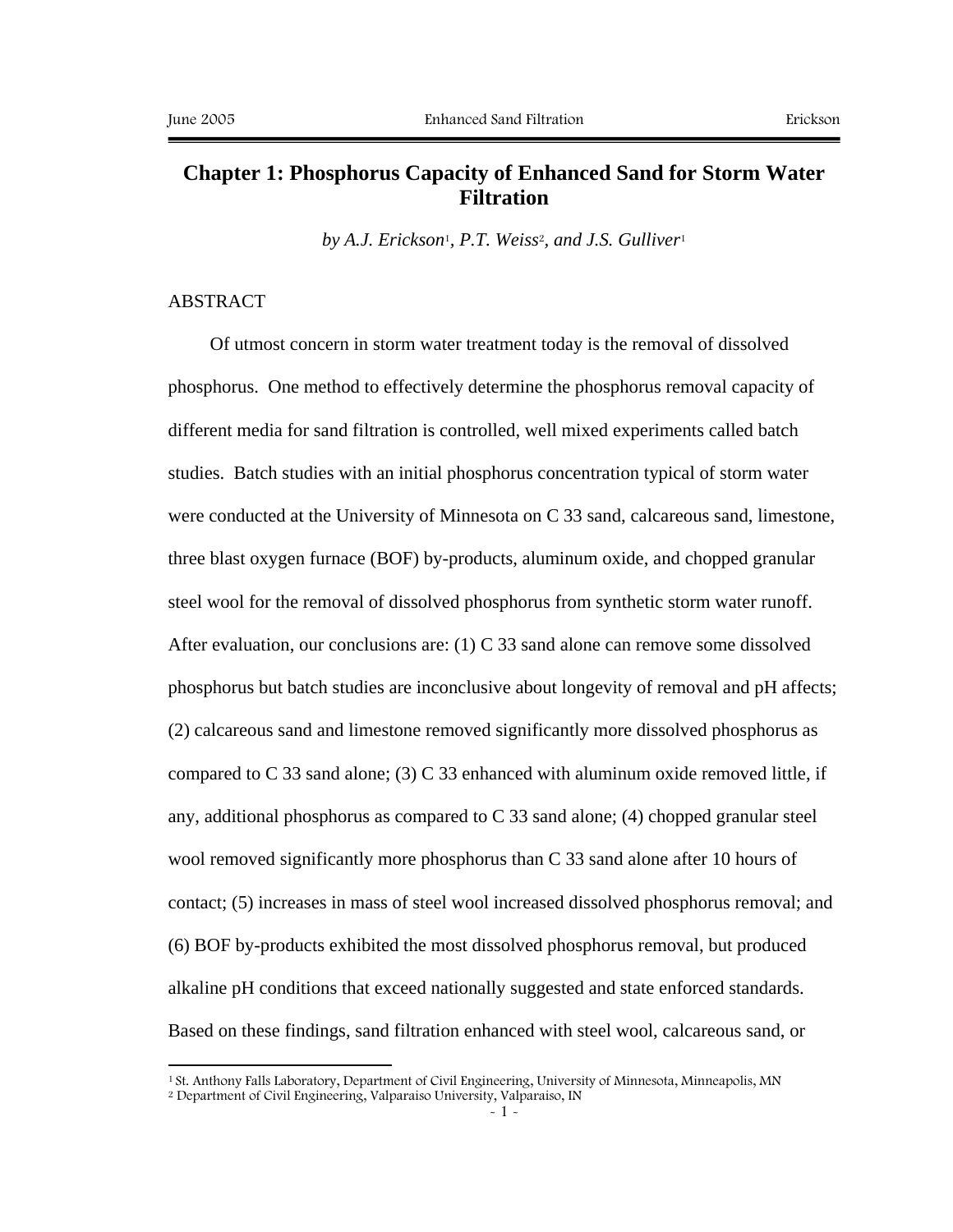# Chapter 1: Phosphorus Capacity of Enhanced Sand for Storm Water Filtration

*by A.J. Erickson[1], P.T. Weiss[2], and J.S. Gulliver[1]*

ABSTRACT

Of utmost concern in storm water treatment today is the removal of dissolved phosphorus. One method to effectively determine the phosphorus removal capacity of different media for sand filtration is controlled, well mixed experiments called batch studies. Batch studies with an initial phosphorus concentration typical of storm water were conducted at the University of Minnesota on C 33 sand, calcareous sand, limestone, three blast oxygen furnace (BOF) by-products, aluminum oxide, and chopped granular steel wool for the removal of dissolved phosphorus from synthetic storm water runoff. After evaluation, our conclusions are: (1) C 33 sand alone can remove some dissolved phosphorus but batch studies are inconclusive about longevity of removal and pH affects; (2) calcareous sand and limestone removed significantly more dissolved phosphorus as compared to C 33 sand alone; (3) C 33 enhanced with aluminum oxide removed little, if any, additional phosphorus as compared to C 33 sand alone; (4) chopped granular steel wool removed significantly more phosphorus than C 33 sand alone after 10 hours of contact; (5) increases in mass of steel wool increased dissolved phosphorus removal; and (6) BOF by-products exhibited the most dissolved phosphorus removal, but produced alkaline pH conditions that exceed nationally suggested and state enforced standards. Based on these findings, sand filtration enhanced with steel wool, calcareous sand, or

[1] St. Anthony Falls Laboratory, Department of Civil Engineering, University of Minnesota, Minneapolis, MN
[2] Department of Civil Engineering, Valparaiso University, Valparaiso, IN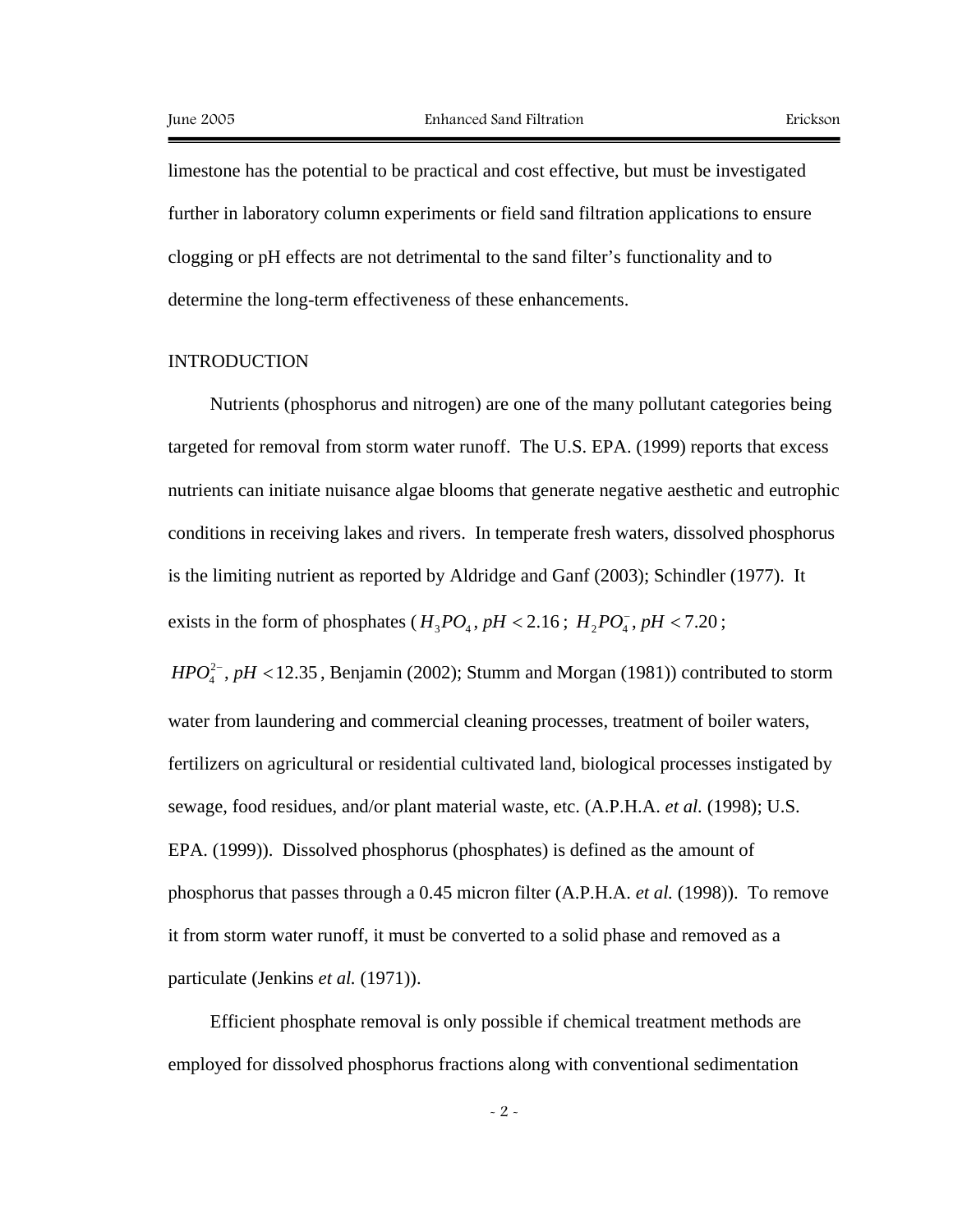limestone has the potential to be practical and cost effective, but must be investigated further in laboratory column experiments or field sand filtration applications to ensure clogging or pH effects are not detrimental to the sand filter's functionality and to determine the long-term effectiveness of these enhancements.

## INTRODUCTION

Nutrients (phosphorus and nitrogen) are one of the many pollutant categories being targeted for removal from storm water runoff. The U.S. EPA. (1999) reports that excess nutrients can initiate nuisance algae blooms that generate negative aesthetic and eutrophic conditions in receiving lakes and rivers. In temperate fresh waters, dissolved phosphorus is the limiting nutrient as reported by Aldridge and Ganf (2003); Schindler (1977). It exists in the form of phosphates ($H_3PO_4$, $pH < 2.16$; $H_2PO_4^-$, $pH < 7.20$; $HPO_4^{2-}$, $pH < 12.35$, Benjamin (2002); Stumm and Morgan (1981)) contributed to storm water from laundering and commercial cleaning processes, treatment of boiler waters, fertilizers on agricultural or residential cultivated land, biological processes instigated by sewage, food residues, and/or plant material waste, etc. (A.P.H.A. *et al.* (1998); U.S. EPA. (1999)). Dissolved phosphorus (phosphates) is defined as the amount of phosphorus that passes through a 0.45 micron filter (A.P.H.A. *et al.* (1998)). To remove it from storm water runoff, it must be converted to a solid phase and removed as a particulate (Jenkins *et al.* (1971)).

Efficient phosphate removal is only possible if chemical treatment methods are employed for dissolved phosphorus fractions along with conventional sedimentation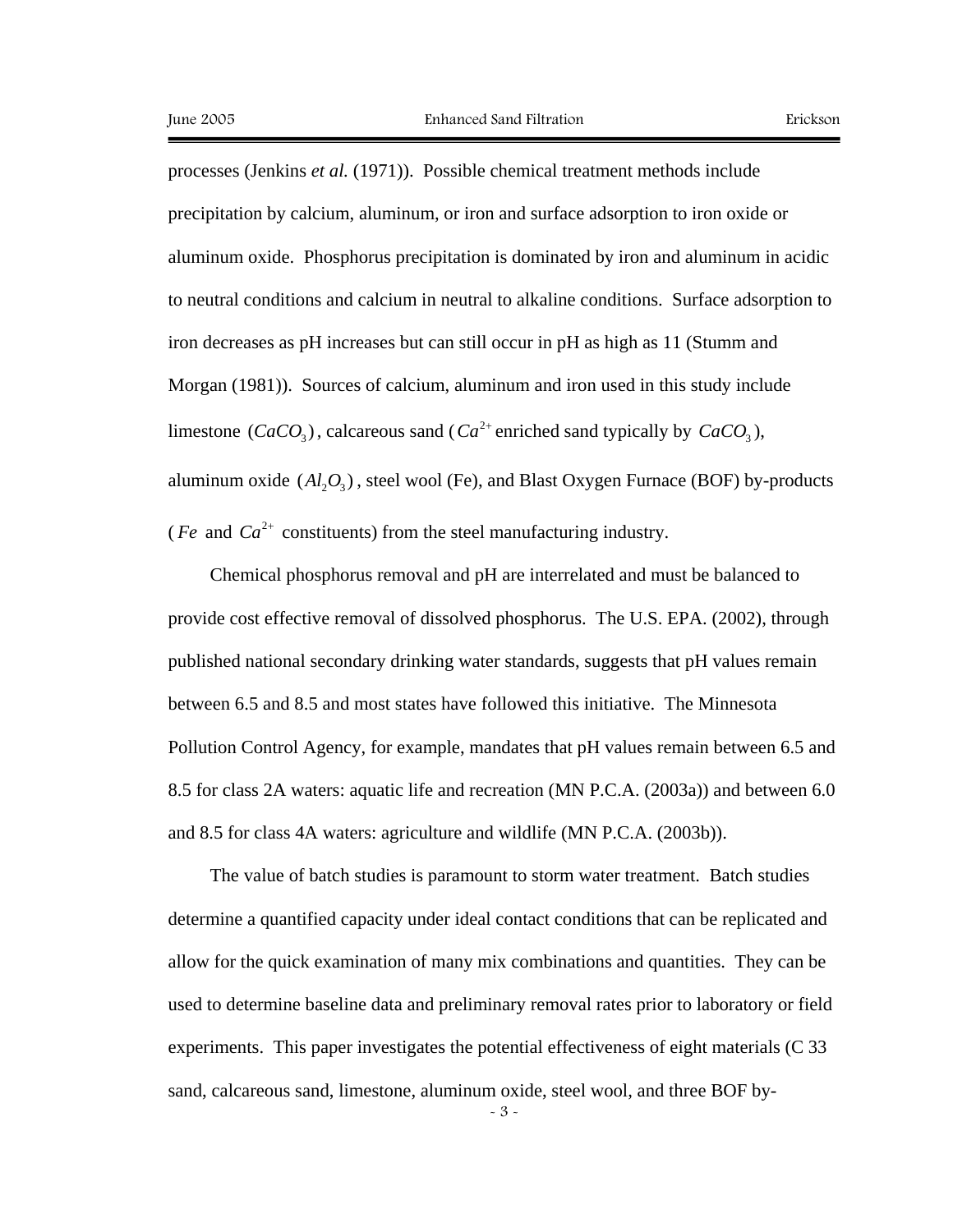processes (Jenkins *et al.* (1971)). Possible chemical treatment methods include precipitation by calcium, aluminum, or iron and surface adsorption to iron oxide or aluminum oxide. Phosphorus precipitation is dominated by iron and aluminum in acidic to neutral conditions and calcium in neutral to alkaline conditions. Surface adsorption to iron decreases as pH increases but can still occur in pH as high as 11 (Stumm and Morgan (1981)). Sources of calcium, aluminum and iron used in this study include limestone $(CaCO_3)$, calcareous sand ($Ca^{2+}$ enriched sand typically by $CaCO_3$), aluminum oxide $(Al_2O_3)$, steel wool (Fe), and Blast Oxygen Furnace (BOF) by-products ($Fe$ and $Ca^{2+}$ constituents) from the steel manufacturing industry.

Chemical phosphorus removal and pH are interrelated and must be balanced to provide cost effective removal of dissolved phosphorus. The U.S. EPA. (2002), through published national secondary drinking water standards, suggests that pH values remain between 6.5 and 8.5 and most states have followed this initiative. The Minnesota Pollution Control Agency, for example, mandates that pH values remain between 6.5 and 8.5 for class 2A waters: aquatic life and recreation (MN P.C.A. (2003a)) and between 6.0 and 8.5 for class 4A waters: agriculture and wildlife (MN P.C.A. (2003b)).

The value of batch studies is paramount to storm water treatment. Batch studies determine a quantified capacity under ideal contact conditions that can be replicated and allow for the quick examination of many mix combinations and quantities. They can be used to determine baseline data and preliminary removal rates prior to laboratory or field experiments. This paper investigates the potential effectiveness of eight materials (C 33 sand, calcareous sand, limestone, aluminum oxide, steel wool, and three BOF by-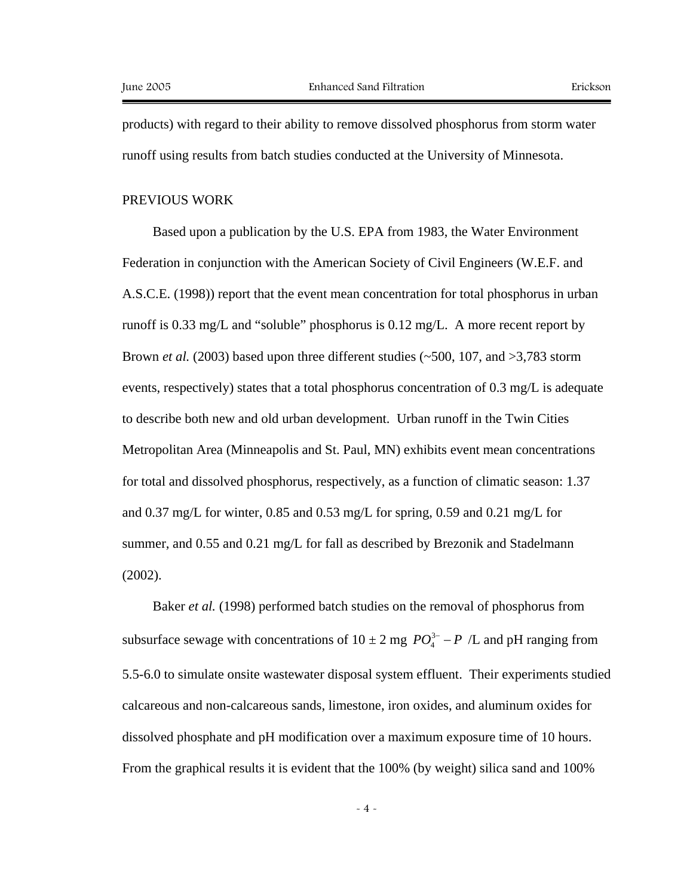products) with regard to their ability to remove dissolved phosphorus from storm water runoff using results from batch studies conducted at the University of Minnesota.

## PREVIOUS WORK

Based upon a publication by the U.S. EPA from 1983, the Water Environment Federation in conjunction with the American Society of Civil Engineers (W.E.F. and A.S.C.E. (1998)) report that the event mean concentration for total phosphorus in urban runoff is 0.33 mg/L and "soluble" phosphorus is 0.12 mg/L. A more recent report by Brown *et al.* (2003) based upon three different studies (~500, 107, and >3,783 storm events, respectively) states that a total phosphorus concentration of 0.3 mg/L is adequate to describe both new and old urban development. Urban runoff in the Twin Cities Metropolitan Area (Minneapolis and St. Paul, MN) exhibits event mean concentrations for total and dissolved phosphorus, respectively, as a function of climatic season: 1.37 and 0.37 mg/L for winter, 0.85 and 0.53 mg/L for spring, 0.59 and 0.21 mg/L for summer, and 0.55 and 0.21 mg/L for fall as described by Brezonik and Stadelmann (2002).

Baker *et al.* (1998) performed batch studies on the removal of phosphorus from subsurface sewage with concentrations of 10 ± 2 mg $PO_4^{3-} - P$ /L and pH ranging from 5.5-6.0 to simulate onsite wastewater disposal system effluent. Their experiments studied calcareous and non-calcareous sands, limestone, iron oxides, and aluminum oxides for dissolved phosphate and pH modification over a maximum exposure time of 10 hours. From the graphical results it is evident that the 100% (by weight) silica sand and 100%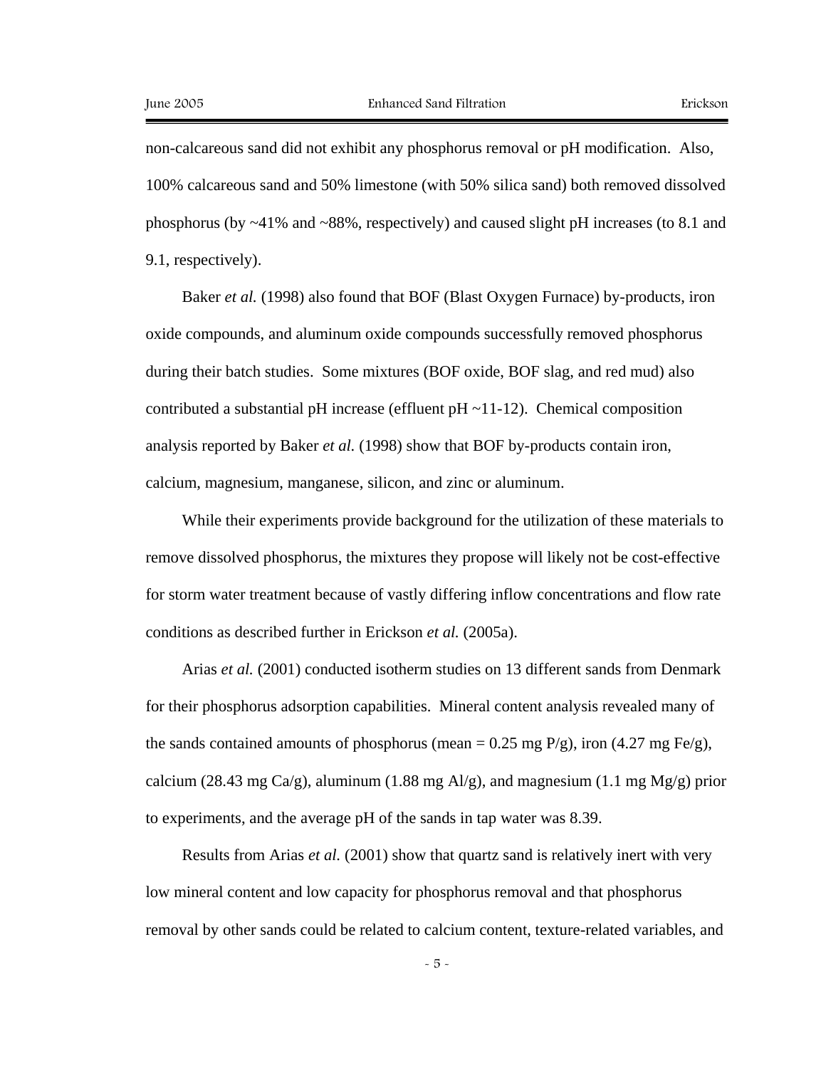non-calcareous sand did not exhibit any phosphorus removal or pH modification. Also, 100% calcareous sand and 50% limestone (with 50% silica sand) both removed dissolved phosphorus (by ~41% and ~88%, respectively) and caused slight pH increases (to 8.1 and 9.1, respectively).

Baker *et al.* (1998) also found that BOF (Blast Oxygen Furnace) by-products, iron oxide compounds, and aluminum oxide compounds successfully removed phosphorus during their batch studies. Some mixtures (BOF oxide, BOF slag, and red mud) also contributed a substantial pH increase (effluent pH ~11-12). Chemical composition analysis reported by Baker *et al.* (1998) show that BOF by-products contain iron, calcium, magnesium, manganese, silicon, and zinc or aluminum.

While their experiments provide background for the utilization of these materials to remove dissolved phosphorus, the mixtures they propose will likely not be cost-effective for storm water treatment because of vastly differing inflow concentrations and flow rate conditions as described further in Erickson *et al.* (2005a).

Arias *et al.* (2001) conducted isotherm studies on 13 different sands from Denmark for their phosphorus adsorption capabilities. Mineral content analysis revealed many of the sands contained amounts of phosphorus (mean = 0.25 mg P/g), iron (4.27 mg Fe/g), calcium (28.43 mg Ca/g), aluminum (1.88 mg Al/g), and magnesium (1.1 mg Mg/g) prior to experiments, and the average pH of the sands in tap water was 8.39.

Results from Arias *et al.* (2001) show that quartz sand is relatively inert with very low mineral content and low capacity for phosphorus removal and that phosphorus removal by other sands could be related to calcium content, texture-related variables, and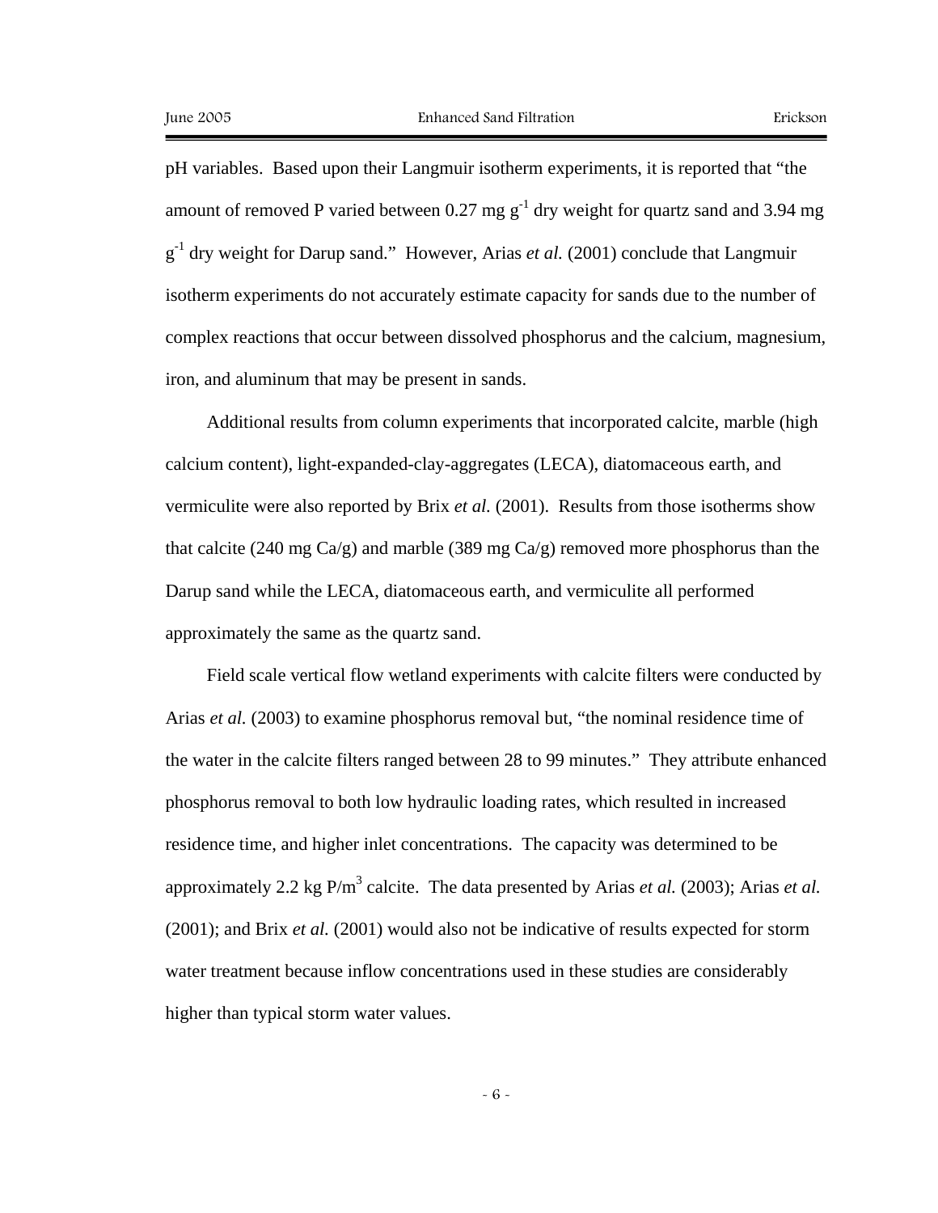pH variables. Based upon their Langmuir isotherm experiments, it is reported that "the amount of removed P varied between 0.27 mg $g^{-1}$ dry weight for quartz sand and 3.94 mg $g^{-1}$ dry weight for Darup sand." However, Arias *et al.* (2001) conclude that Langmuir isotherm experiments do not accurately estimate capacity for sands due to the number of complex reactions that occur between dissolved phosphorus and the calcium, magnesium, iron, and aluminum that may be present in sands.

Additional results from column experiments that incorporated calcite, marble (high calcium content), light-expanded-clay-aggregates (LECA), diatomaceous earth, and vermiculite were also reported by Brix *et al.* (2001). Results from those isotherms show that calcite (240 mg Ca/g) and marble (389 mg Ca/g) removed more phosphorus than the Darup sand while the LECA, diatomaceous earth, and vermiculite all performed approximately the same as the quartz sand.

Field scale vertical flow wetland experiments with calcite filters were conducted by Arias *et al.* (2003) to examine phosphorus removal but, "the nominal residence time of the water in the calcite filters ranged between 28 to 99 minutes." They attribute enhanced phosphorus removal to both low hydraulic loading rates, which resulted in increased residence time, and higher inlet concentrations. The capacity was determined to be approximately 2.2 kg P/$m^3$ calcite. The data presented by Arias *et al.* (2003); Arias *et al.* (2001); and Brix *et al.* (2001) would also not be indicative of results expected for storm water treatment because inflow concentrations used in these studies are considerably higher than typical storm water values.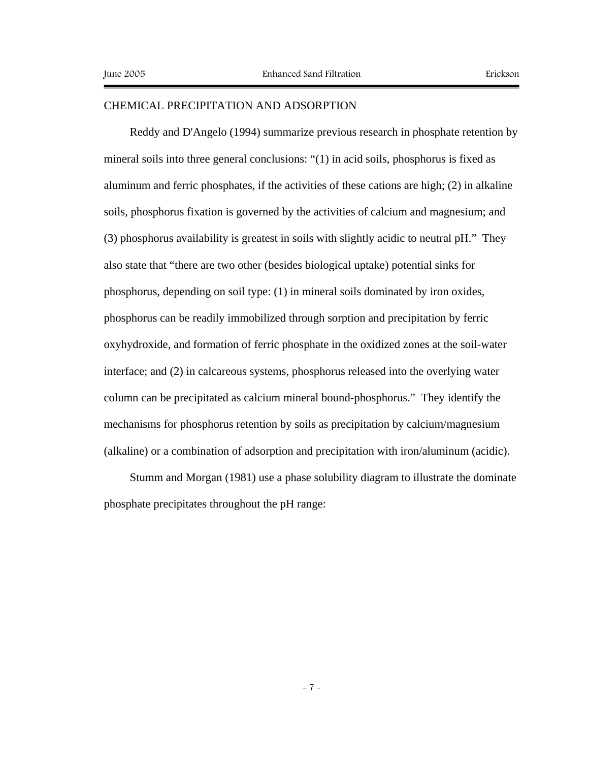## CHEMICAL PRECIPITATION AND ADSORPTION

Reddy and D'Angelo (1994) summarize previous research in phosphate retention by mineral soils into three general conclusions: "(1) in acid soils, phosphorus is fixed as aluminum and ferric phosphates, if the activities of these cations are high; (2) in alkaline soils, phosphorus fixation is governed by the activities of calcium and magnesium; and (3) phosphorus availability is greatest in soils with slightly acidic to neutral pH." They also state that "there are two other (besides biological uptake) potential sinks for phosphorus, depending on soil type: (1) in mineral soils dominated by iron oxides, phosphorus can be readily immobilized through sorption and precipitation by ferric oxyhydroxide, and formation of ferric phosphate in the oxidized zones at the soil-water interface; and (2) in calcareous systems, phosphorus released into the overlying water column can be precipitated as calcium mineral bound-phosphorus." They identify the mechanisms for phosphorus retention by soils as precipitation by calcium/magnesium (alkaline) or a combination of adsorption and precipitation with iron/aluminum (acidic).

Stumm and Morgan (1981) use a phase solubility diagram to illustrate the dominate phosphate precipitates throughout the pH range: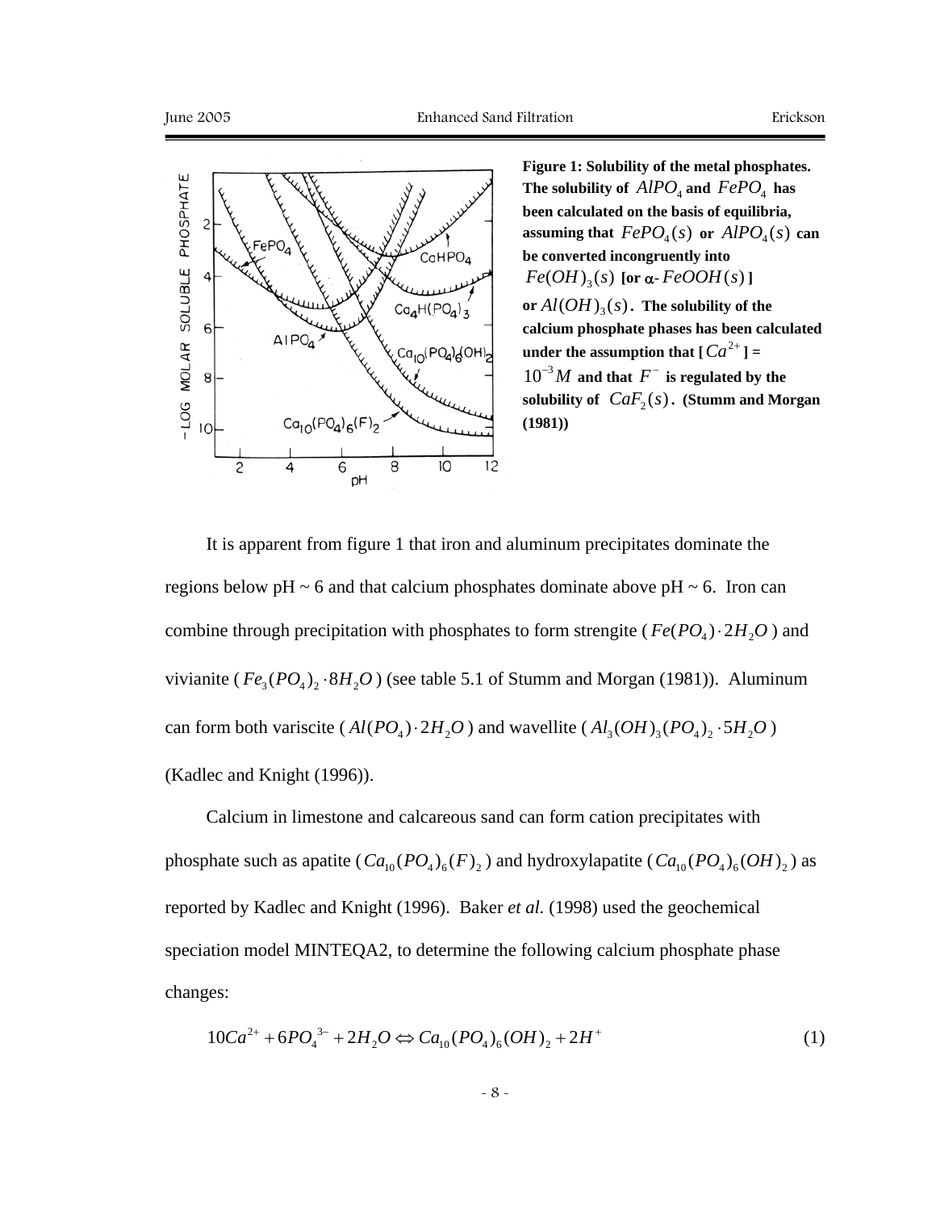**Figure 1: Solubility of the metal phosphates. The solubility of $AlPO_4$ and $FePO_4$ has been calculated on the basis of equilibria, assuming that $FePO_4(s)$ or $AlPO_4(s)$ can be converted incongruently into $Fe(OH)_3(s)$ [or α- $FeOOH(s)$] or $Al(OH)_3(s)$. The solubility of the calcium phosphate phases has been calculated under the assumption that [$Ca^{2+}$] = $10^{-3} M$ and that $F^-$ is regulated by the solubility of $CaF_2(s)$. (Stumm and Morgan (1981))**

It is apparent from figure 1 that iron and aluminum precipitates dominate the regions below pH ~ 6 and that calcium phosphates dominate above pH ~ 6. Iron can combine through precipitation with phosphates to form strengite ($Fe(PO_4) \cdot 2H_2O$) and vivianite ($Fe_3(PO_4)_2 \cdot 8H_2O$) (see table 5.1 of Stumm and Morgan (1981)). Aluminum can form both variscite ($Al(PO_4) \cdot 2H_2O$) and wavellite ($Al_3(OH)_3(PO_4)_2 \cdot 5H_2O$) (Kadlec and Knight (1996)).

Calcium in limestone and calcareous sand can form cation precipitates with phosphate such as apatite ($Ca_{10}(PO_4)_6(F)_2$) and hydroxylapatite ($Ca_{10}(PO_4)_6(OH)_2$) as reported by Kadlec and Knight (1996). Baker *et al.* (1998) used the geochemical speciation model MINTEQA2, to determine the following calcium phosphate phase changes:

$$10Ca^{2+} + 6PO_4^{\ 3-} + 2H_2O \Leftrightarrow Ca_{10}(PO_4)_6(OH)_2 + 2H^+ \tag{1}$$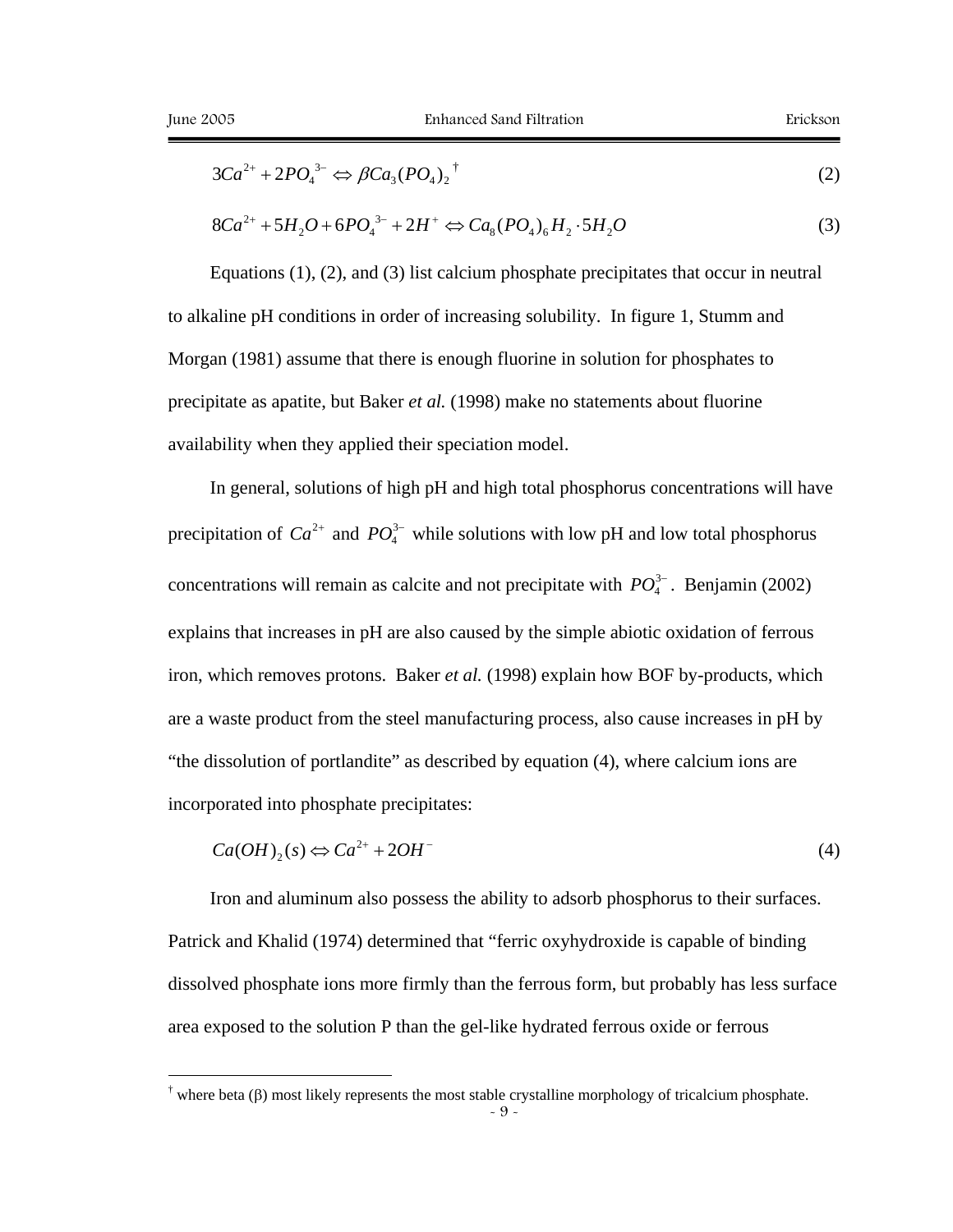$$3Ca^{2+} + 2PO_4^{\ 3-} \Leftrightarrow \beta Ca_3(PO_4)_2{}^{\dagger} \tag{2}$$

$$8Ca^{2+} + 5H_2O + 6PO_4^{\ 3-} + 2H^+ \Leftrightarrow Ca_8(PO_4)_6H_2 \cdot 5H_2O \tag{3}$$

Equations (1), (2), and (3) list calcium phosphate precipitates that occur in neutral to alkaline pH conditions in order of increasing solubility. In figure 1, Stumm and Morgan (1981) assume that there is enough fluorine in solution for phosphates to precipitate as apatite, but Baker *et al.* (1998) make no statements about fluorine availability when they applied their speciation model.

In general, solutions of high pH and high total phosphorus concentrations will have precipitation of $Ca^{2+}$ and $PO_4^{3-}$ while solutions with low pH and low total phosphorus concentrations will remain as calcite and not precipitate with $PO_4^{3-}$. Benjamin (2002) explains that increases in pH are also caused by the simple abiotic oxidation of ferrous iron, which removes protons. Baker *et al.* (1998) explain how BOF by-products, which are a waste product from the steel manufacturing process, also cause increases in pH by "the dissolution of portlandite" as described by equation (4), where calcium ions are incorporated into phosphate precipitates:

$$Ca(OH)_2(s) \Leftrightarrow Ca^{2+} + 2OH^- \tag{4}$$

Iron and aluminum also possess the ability to adsorb phosphorus to their surfaces. Patrick and Khalid (1974) determined that "ferric oxyhydroxide is capable of binding dissolved phosphate ions more firmly than the ferrous form, but probably has less surface area exposed to the solution P than the gel-like hydrated ferrous oxide or ferrous

† where beta (β) most likely represents the most stable crystalline morphology of tricalcium phosphate.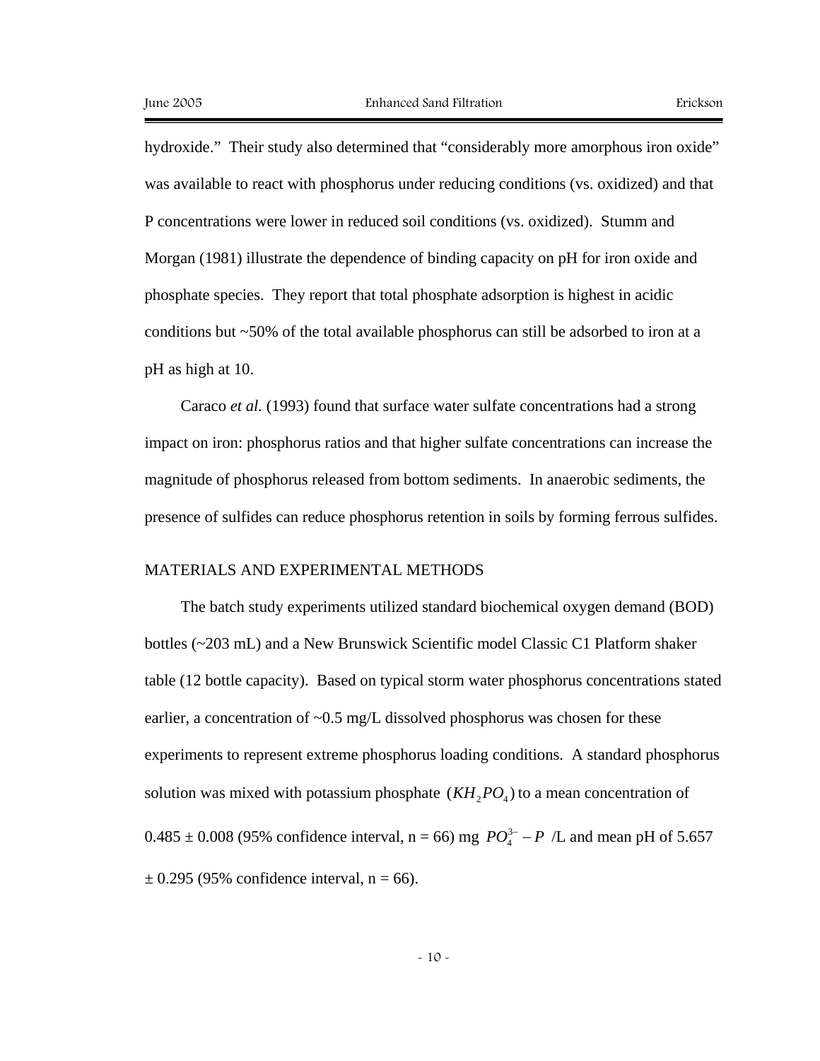hydroxide." Their study also determined that "considerably more amorphous iron oxide" was available to react with phosphorus under reducing conditions (vs. oxidized) and that P concentrations were lower in reduced soil conditions (vs. oxidized). Stumm and Morgan (1981) illustrate the dependence of binding capacity on pH for iron oxide and phosphate species. They report that total phosphate adsorption is highest in acidic conditions but ~50% of the total available phosphorus can still be adsorbed to iron at a pH as high at 10.

Caraco *et al.* (1993) found that surface water sulfate concentrations had a strong impact on iron: phosphorus ratios and that higher sulfate concentrations can increase the magnitude of phosphorus released from bottom sediments. In anaerobic sediments, the presence of sulfides can reduce phosphorus retention in soils by forming ferrous sulfides.

## MATERIALS AND EXPERIMENTAL METHODS

The batch study experiments utilized standard biochemical oxygen demand (BOD) bottles (~203 mL) and a New Brunswick Scientific model Classic C1 Platform shaker table (12 bottle capacity). Based on typical storm water phosphorus concentrations stated earlier, a concentration of ~0.5 mg/L dissolved phosphorus was chosen for these experiments to represent extreme phosphorus loading conditions. A standard phosphorus solution was mixed with potassium phosphate $(KH_2PO_4)$ to a mean concentration of 0.485 ± 0.008 (95% confidence interval, n = 66) mg $PO_4^{3-}-P$ /L and mean pH of 5.657 ± 0.295 (95% confidence interval, n = 66).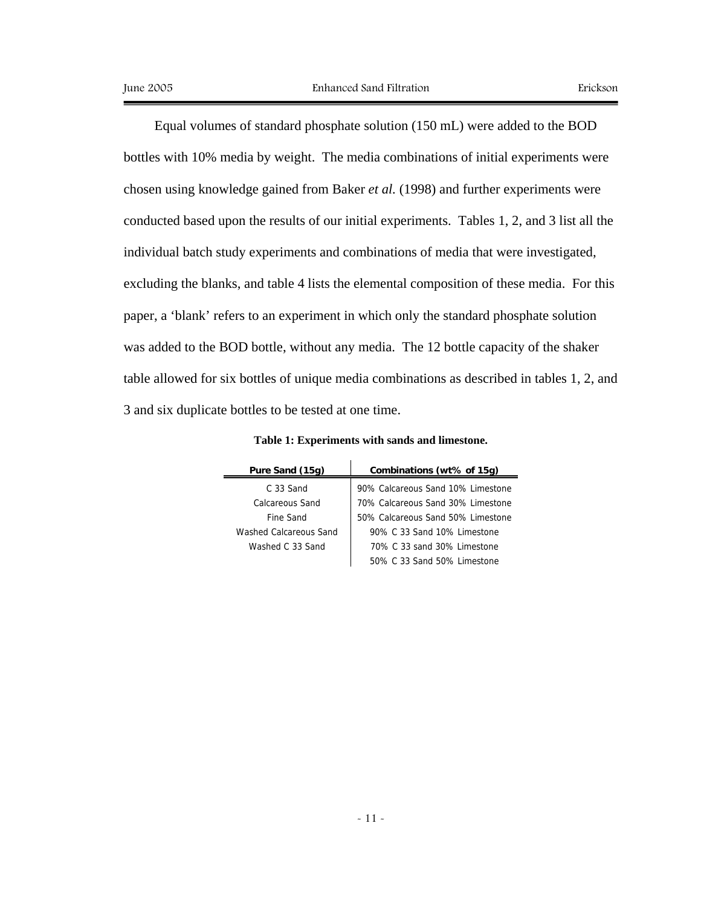Equal volumes of standard phosphate solution (150 mL) were added to the BOD bottles with 10% media by weight. The media combinations of initial experiments were chosen using knowledge gained from Baker *et al.* (1998) and further experiments were conducted based upon the results of our initial experiments. Tables 1, 2, and 3 list all the individual batch study experiments and combinations of media that were investigated, excluding the blanks, and table 4 lists the elemental composition of these media. For this paper, a 'blank' refers to an experiment in which only the standard phosphate solution was added to the BOD bottle, without any media. The 12 bottle capacity of the shaker table allowed for six bottles of unique media combinations as described in tables 1, 2, and 3 and six duplicate bottles to be tested at one time.

**Table 1: Experiments with sands and limestone.**

| Pure Sand (15g) | Combinations (wt% of 15g) |
|---|---|
| C 33 Sand | 90% Calcareous Sand 10% Limestone |
| Calcareous Sand | 70% Calcareous Sand 30% Limestone |
| Fine Sand | 50% Calcareous Sand 50% Limestone |
| Washed Calcareous Sand | 90% C 33 Sand 10% Limestone |
| Washed C 33 Sand | 70% C 33 sand 30% Limestone |
| | 50% C 33 Sand 50% Limestone |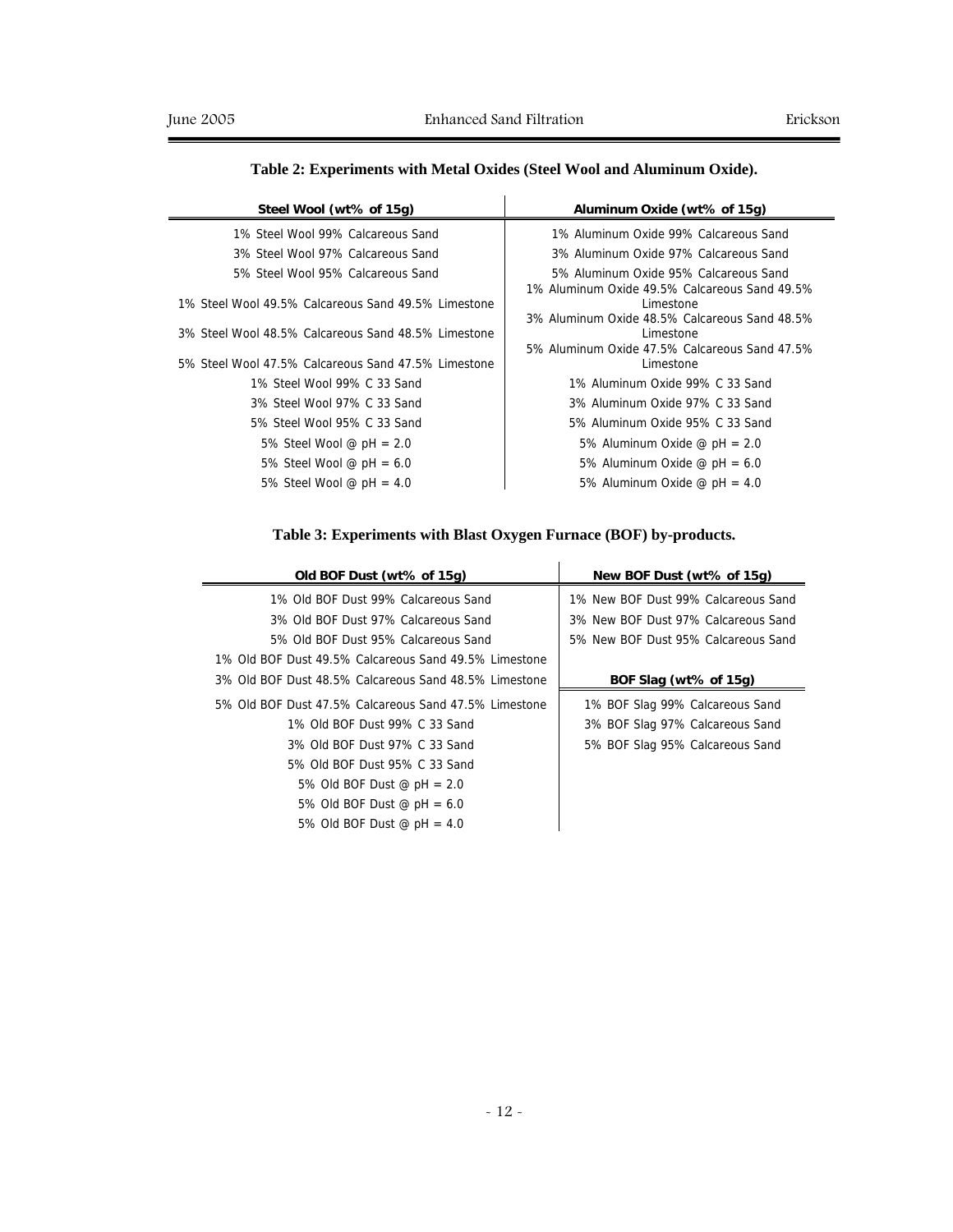**Table 2: Experiments with Metal Oxides (Steel Wool and Aluminum Oxide).**

| Steel Wool (wt% of 15g) | Aluminum Oxide (wt% of 15g) |
|---|---|
| 1% Steel Wool 99% Calcareous Sand | 1% Aluminum Oxide 99% Calcareous Sand |
| 3% Steel Wool 97% Calcareous Sand | 3% Aluminum Oxide 97% Calcareous Sand |
| 5% Steel Wool 95% Calcareous Sand | 5% Aluminum Oxide 95% Calcareous Sand |
| 1% Steel Wool 49.5% Calcareous Sand 49.5% Limestone | 1% Aluminum Oxide 49.5% Calcareous Sand 49.5% Limestone |
| 3% Steel Wool 48.5% Calcareous Sand 48.5% Limestone | 3% Aluminum Oxide 48.5% Calcareous Sand 48.5% Limestone |
| 5% Steel Wool 47.5% Calcareous Sand 47.5% Limestone | 5% Aluminum Oxide 47.5% Calcareous Sand 47.5% Limestone |
| 1% Steel Wool 99% C 33 Sand | 1% Aluminum Oxide 99% C 33 Sand |
| 3% Steel Wool 97% C 33 Sand | 3% Aluminum Oxide 97% C 33 Sand |
| 5% Steel Wool 95% C 33 Sand | 5% Aluminum Oxide 95% C 33 Sand |
| 5% Steel Wool @ pH = 2.0 | 5% Aluminum Oxide @ pH = 2.0 |
| 5% Steel Wool @ pH = 6.0 | 5% Aluminum Oxide @ pH = 6.0 |
| 5% Steel Wool @ pH = 4.0 | 5% Aluminum Oxide @ pH = 4.0 |

**Table 3: Experiments with Blast Oxygen Furnace (BOF) by-products.**

| Old BOF Dust (wt% of 15g) | New BOF Dust (wt% of 15g) |
|---|---|
| 1% Old BOF Dust 99% Calcareous Sand | 1% New BOF Dust 99% Calcareous Sand |
| 3% Old BOF Dust 97% Calcareous Sand | 3% New BOF Dust 97% Calcareous Sand |
| 5% Old BOF Dust 95% Calcareous Sand | 5% New BOF Dust 95% Calcareous Sand |
| 1% Old BOF Dust 49.5% Calcareous Sand 49.5% Limestone | |
| 3% Old BOF Dust 48.5% Calcareous Sand 48.5% Limestone | **BOF Slag (wt% of 15g)** |
| 5% Old BOF Dust 47.5% Calcareous Sand 47.5% Limestone | 1% BOF Slag 99% Calcareous Sand |
| 1% Old BOF Dust 99% C 33 Sand | 3% BOF Slag 97% Calcareous Sand |
| 3% Old BOF Dust 97% C 33 Sand | 5% BOF Slag 95% Calcareous Sand |
| 5% Old BOF Dust 95% C 33 Sand | |
| 5% Old BOF Dust @ pH = 2.0 | |
| 5% Old BOF Dust @ pH = 6.0 | |
| 5% Old BOF Dust @ pH = 4.0 | |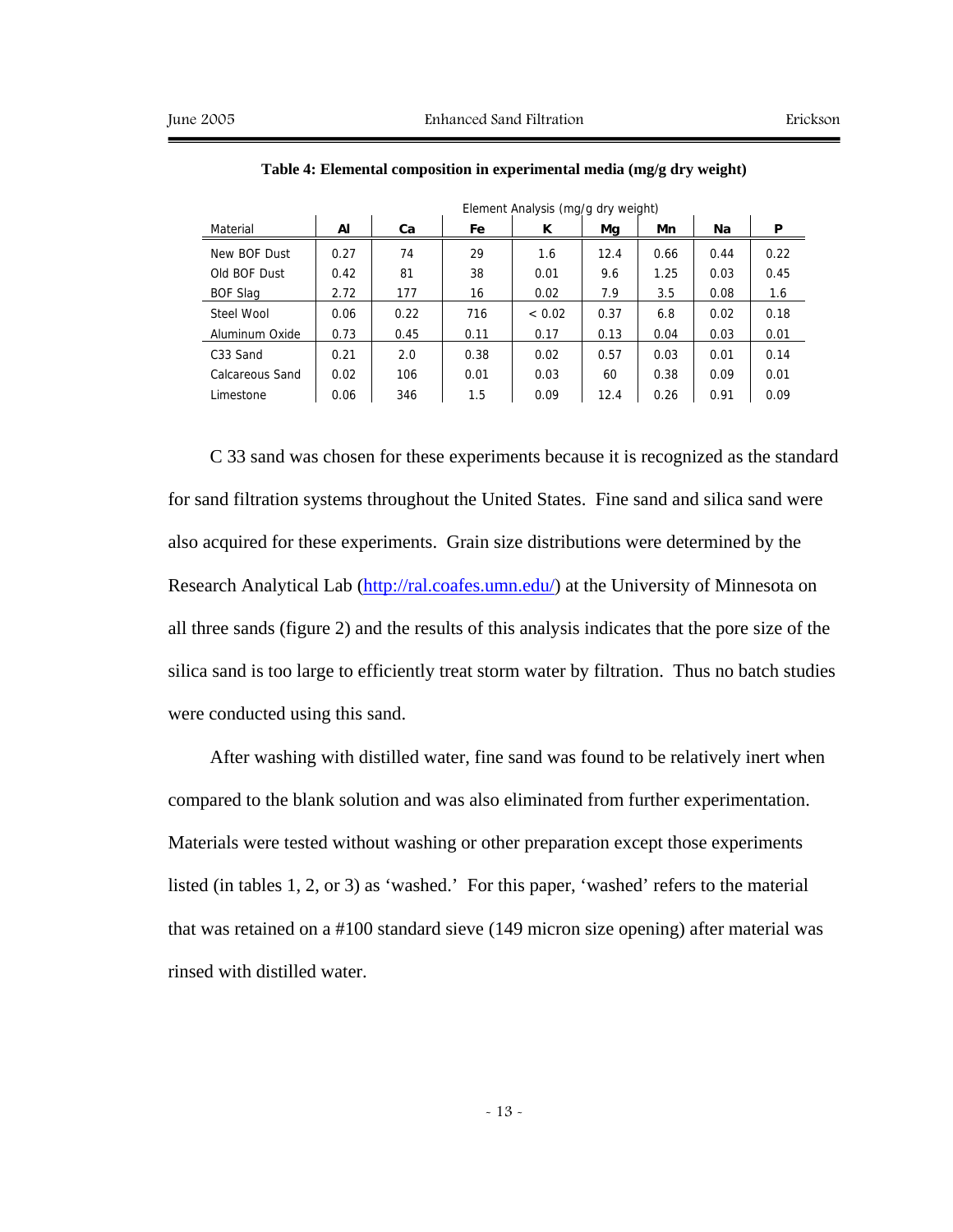**Table 4: Elemental composition in experimental media (mg/g dry weight)**

| | Element Analysis (mg/g dry weight) | | | | | | | |
|---|---|---|---|---|---|---|---|---|
| Material | Al | Ca | Fe | K | Mg | Mn | Na | P |
| New BOF Dust | 0.27 | 74 | 29 | 1.6 | 12.4 | 0.66 | 0.44 | 0.22 |
| Old BOF Dust | 0.42 | 81 | 38 | 0.01 | 9.6 | 1.25 | 0.03 | 0.45 |
| BOF Slag | 2.72 | 177 | 16 | 0.02 | 7.9 | 3.5 | 0.08 | 1.6 |
| Steel Wool | 0.06 | 0.22 | 716 | < 0.02 | 0.37 | 6.8 | 0.02 | 0.18 |
| Aluminum Oxide | 0.73 | 0.45 | 0.11 | 0.17 | 0.13 | 0.04 | 0.03 | 0.01 |
| C33 Sand | 0.21 | 2.0 | 0.38 | 0.02 | 0.57 | 0.03 | 0.01 | 0.14 |
| Calcareous Sand | 0.02 | 106 | 0.01 | 0.03 | 60 | 0.38 | 0.09 | 0.01 |
| Limestone | 0.06 | 346 | 1.5 | 0.09 | 12.4 | 0.26 | 0.91 | 0.09 |

C 33 sand was chosen for these experiments because it is recognized as the standard for sand filtration systems throughout the United States. Fine sand and silica sand were also acquired for these experiments. Grain size distributions were determined by the Research Analytical Lab (http://ral.coafes.umn.edu/) at the University of Minnesota on all three sands (figure 2) and the results of this analysis indicates that the pore size of the silica sand is too large to efficiently treat storm water by filtration. Thus no batch studies were conducted using this sand.

After washing with distilled water, fine sand was found to be relatively inert when compared to the blank solution and was also eliminated from further experimentation. Materials were tested without washing or other preparation except those experiments listed (in tables 1, 2, or 3) as 'washed.' For this paper, 'washed' refers to the material that was retained on a #100 standard sieve (149 micron size opening) after material was rinsed with distilled water.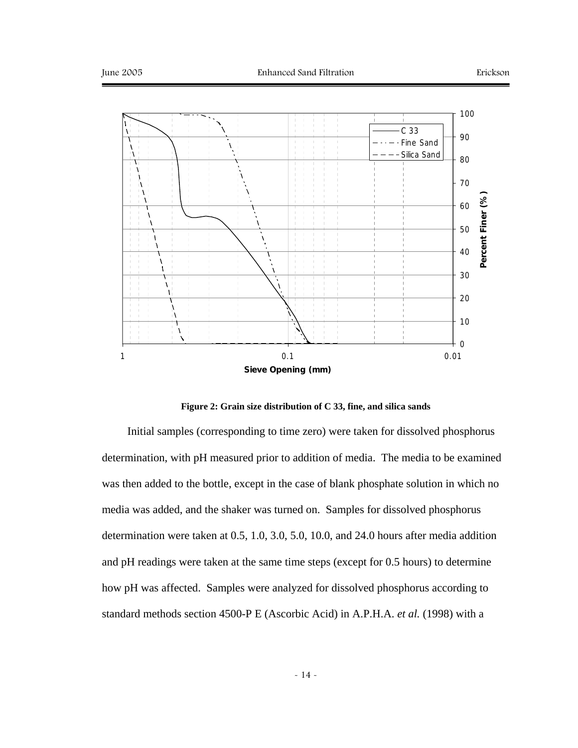**Figure 2: Grain size distribution of C 33, fine, and silica sands**

Initial samples (corresponding to time zero) were taken for dissolved phosphorus determination, with pH measured prior to addition of media. The media to be examined was then added to the bottle, except in the case of blank phosphate solution in which no media was added, and the shaker was turned on. Samples for dissolved phosphorus determination were taken at 0.5, 1.0, 3.0, 5.0, 10.0, and 24.0 hours after media addition and pH readings were taken at the same time steps (except for 0.5 hours) to determine how pH was affected. Samples were analyzed for dissolved phosphorus according to standard methods section 4500-P E (Ascorbic Acid) in A.P.H.A. *et al.* (1998) with a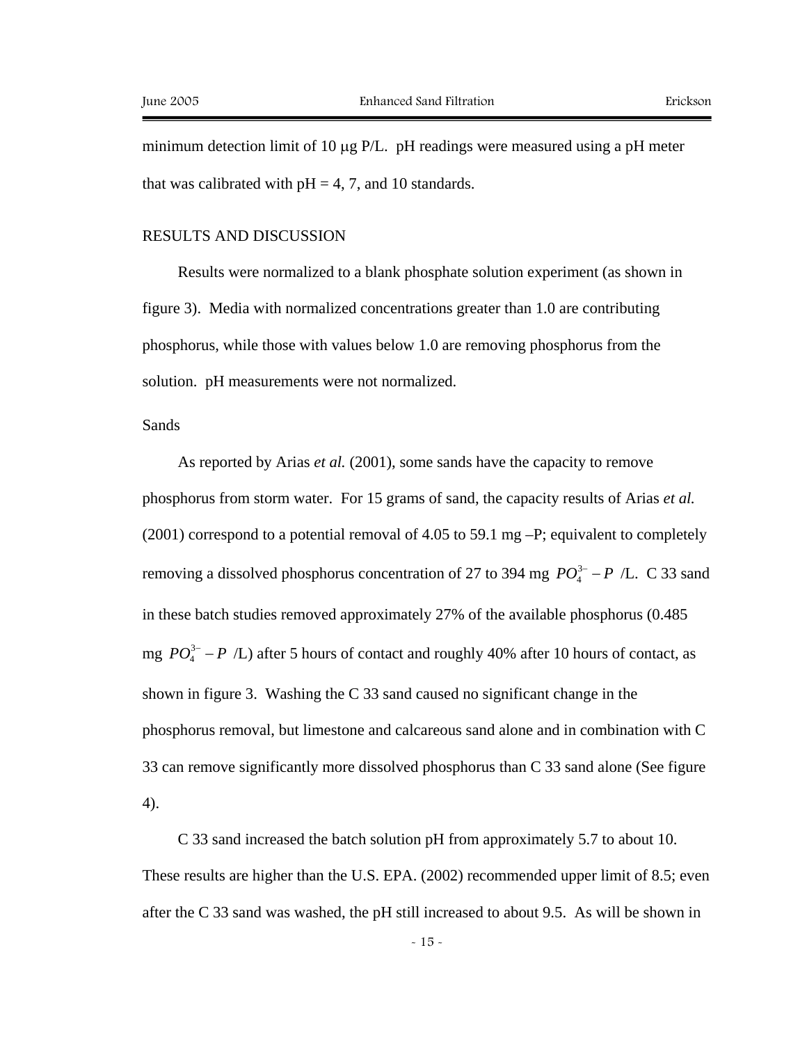minimum detection limit of 10 μg P/L. pH readings were measured using a pH meter that was calibrated with pH = 4, 7, and 10 standards.

## RESULTS AND DISCUSSION

Results were normalized to a blank phosphate solution experiment (as shown in figure 3). Media with normalized concentrations greater than 1.0 are contributing phosphorus, while those with values below 1.0 are removing phosphorus from the solution. pH measurements were not normalized.

### Sands

As reported by Arias *et al.* (2001), some sands have the capacity to remove phosphorus from storm water. For 15 grams of sand, the capacity results of Arias *et al.* (2001) correspond to a potential removal of 4.05 to 59.1 mg –P; equivalent to completely removing a dissolved phosphorus concentration of 27 to 394 mg $PO_4^{3-} - P$ /L. C 33 sand in these batch studies removed approximately 27% of the available phosphorus (0.485 mg $PO_4^{3-} - P$ /L) after 5 hours of contact and roughly 40% after 10 hours of contact, as shown in figure 3. Washing the C 33 sand caused no significant change in the phosphorus removal, but limestone and calcareous sand alone and in combination with C 33 can remove significantly more dissolved phosphorus than C 33 sand alone (See figure 4).

C 33 sand increased the batch solution pH from approximately 5.7 to about 10. These results are higher than the U.S. EPA. (2002) recommended upper limit of 8.5; even after the C 33 sand was washed, the pH still increased to about 9.5. As will be shown in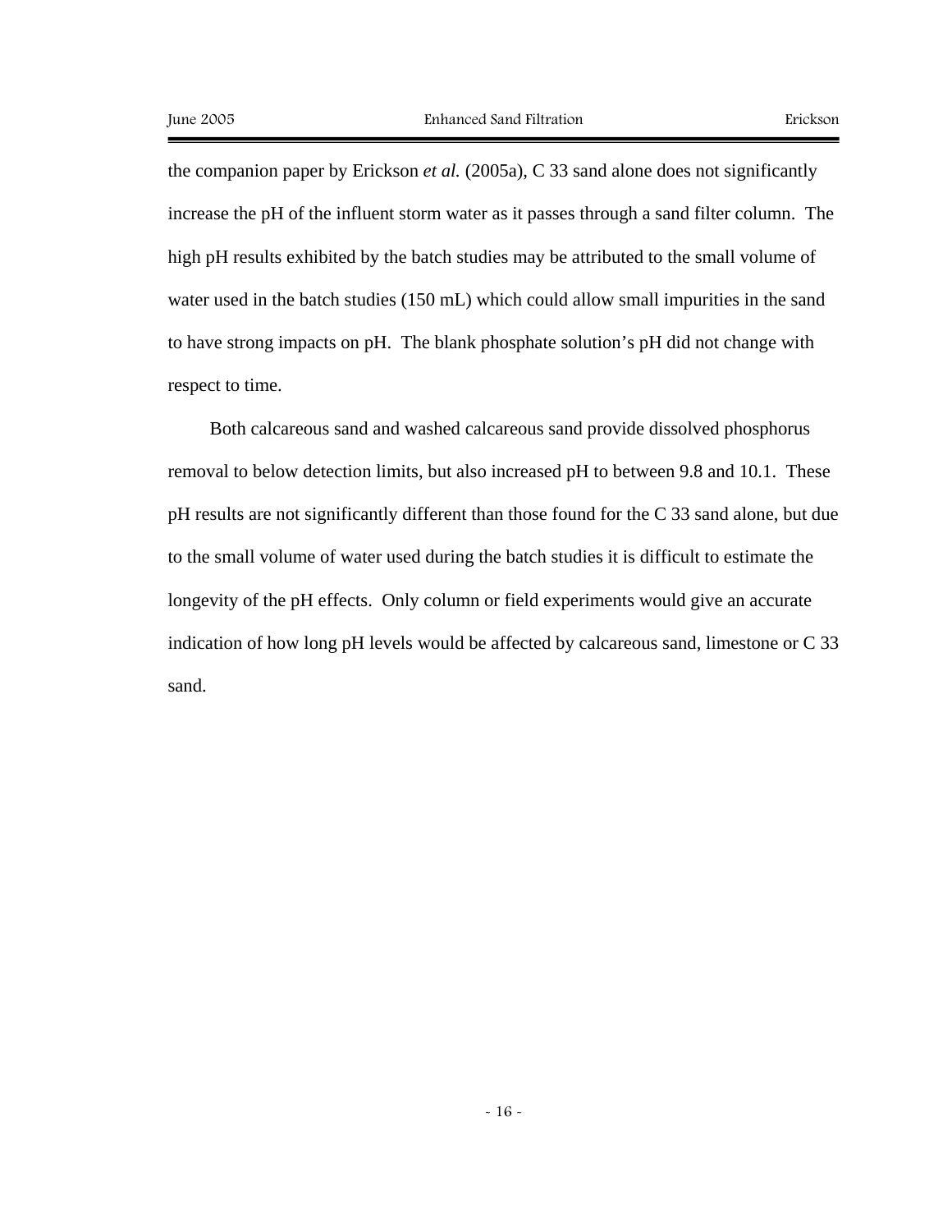the companion paper by Erickson *et al.* (2005a), C 33 sand alone does not significantly increase the pH of the influent storm water as it passes through a sand filter column. The high pH results exhibited by the batch studies may be attributed to the small volume of water used in the batch studies (150 mL) which could allow small impurities in the sand to have strong impacts on pH. The blank phosphate solution's pH did not change with respect to time.

Both calcareous sand and washed calcareous sand provide dissolved phosphorus removal to below detection limits, but also increased pH to between 9.8 and 10.1. These pH results are not significantly different than those found for the C 33 sand alone, but due to the small volume of water used during the batch studies it is difficult to estimate the longevity of the pH effects. Only column or field experiments would give an accurate indication of how long pH levels would be affected by calcareous sand, limestone or C 33 sand.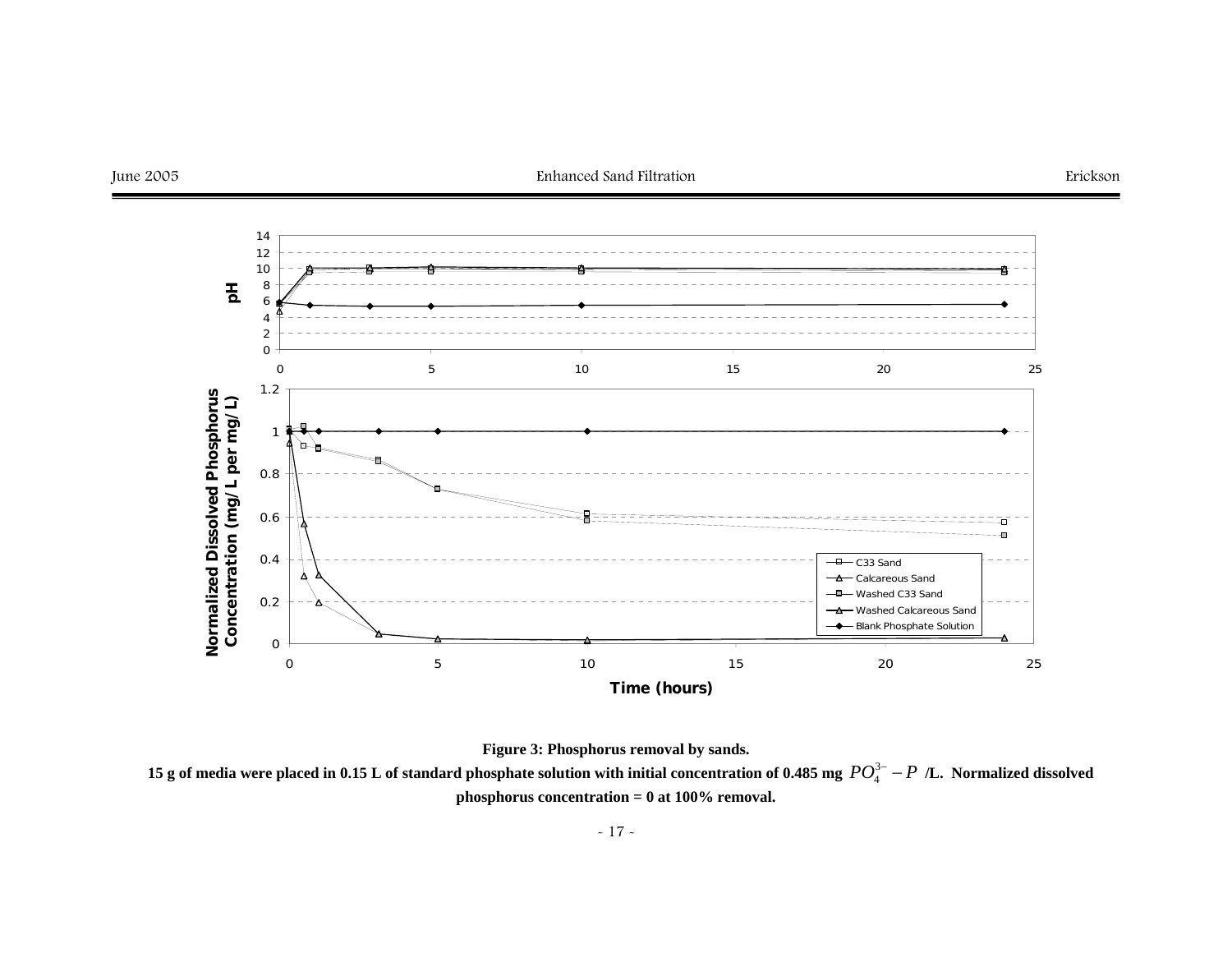**Figure 3: Phosphorus removal by sands.**

**15 g of media were placed in 0.15 L of standard phosphate solution with initial concentration of 0.485 mg $PO_4^{3-} - P$ /L. Normalized dissolved phosphorus concentration = 0 at 100% removal.**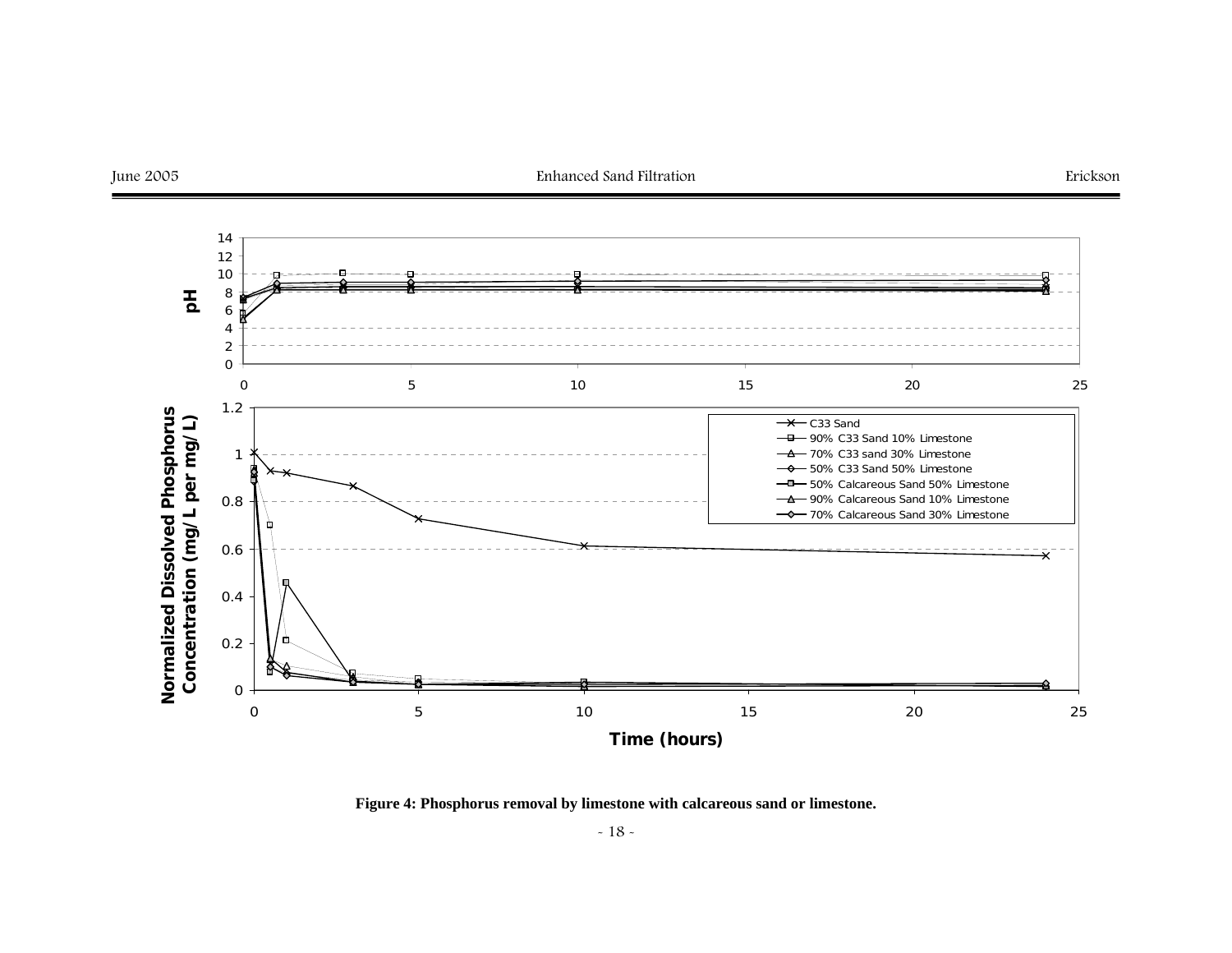**Figure 4: Phosphorus removal by limestone with calcareous sand or limestone.**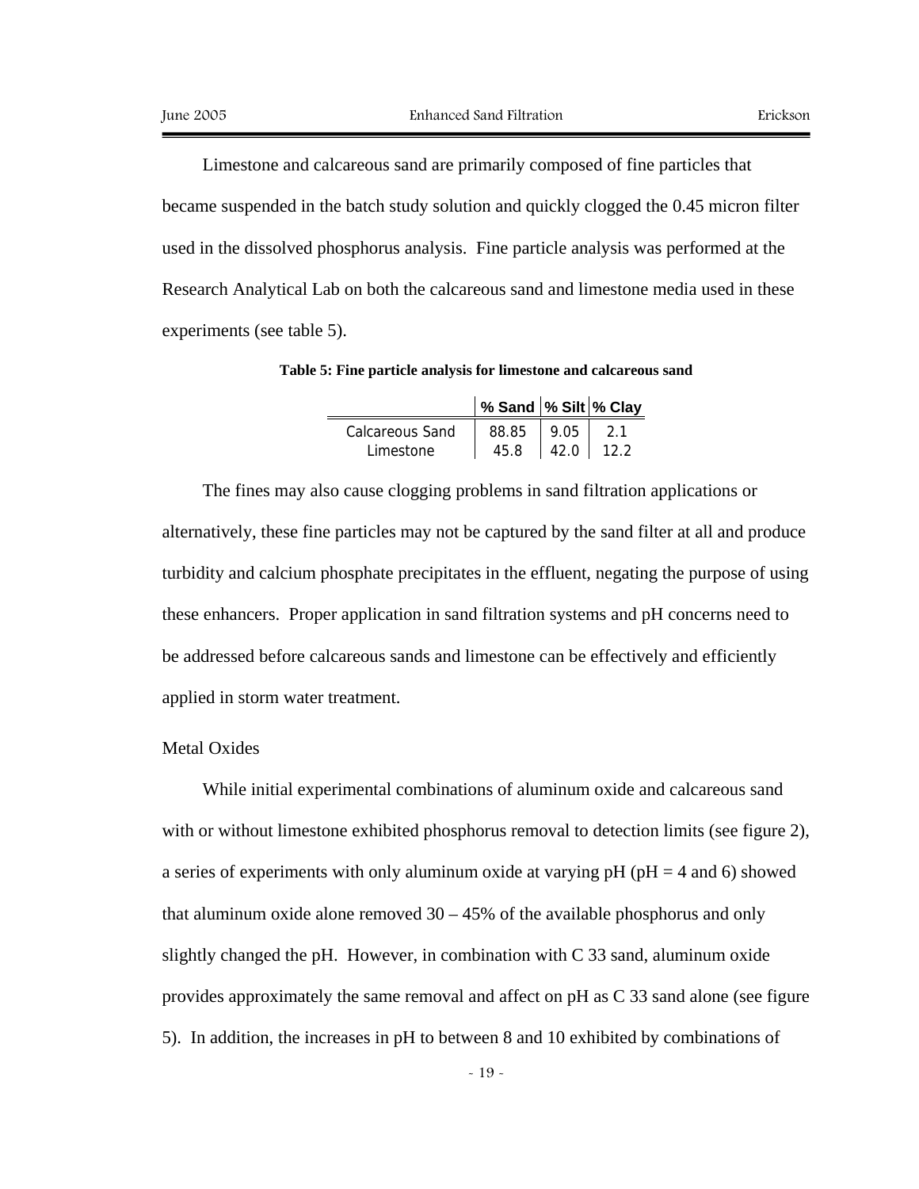Limestone and calcareous sand are primarily composed of fine particles that became suspended in the batch study solution and quickly clogged the 0.45 micron filter used in the dissolved phosphorus analysis. Fine particle analysis was performed at the Research Analytical Lab on both the calcareous sand and limestone media used in these experiments (see table 5).

**Table 5: Fine particle analysis for limestone and calcareous sand**

| | % Sand | % Silt | % Clay |
|---|---|---|---|
| Calcareous Sand | 88.85 | 9.05 | 2.1 |
| Limestone | 45.8 | 42.0 | 12.2 |

The fines may also cause clogging problems in sand filtration applications or alternatively, these fine particles may not be captured by the sand filter at all and produce turbidity and calcium phosphate precipitates in the effluent, negating the purpose of using these enhancers. Proper application in sand filtration systems and pH concerns need to be addressed before calcareous sands and limestone can be effectively and efficiently applied in storm water treatment.

## Metal Oxides

While initial experimental combinations of aluminum oxide and calcareous sand with or without limestone exhibited phosphorus removal to detection limits (see figure 2), a series of experiments with only aluminum oxide at varying pH (pH = 4 and 6) showed that aluminum oxide alone removed 30 – 45% of the available phosphorus and only slightly changed the pH. However, in combination with C 33 sand, aluminum oxide provides approximately the same removal and affect on pH as C 33 sand alone (see figure 5). In addition, the increases in pH to between 8 and 10 exhibited by combinations of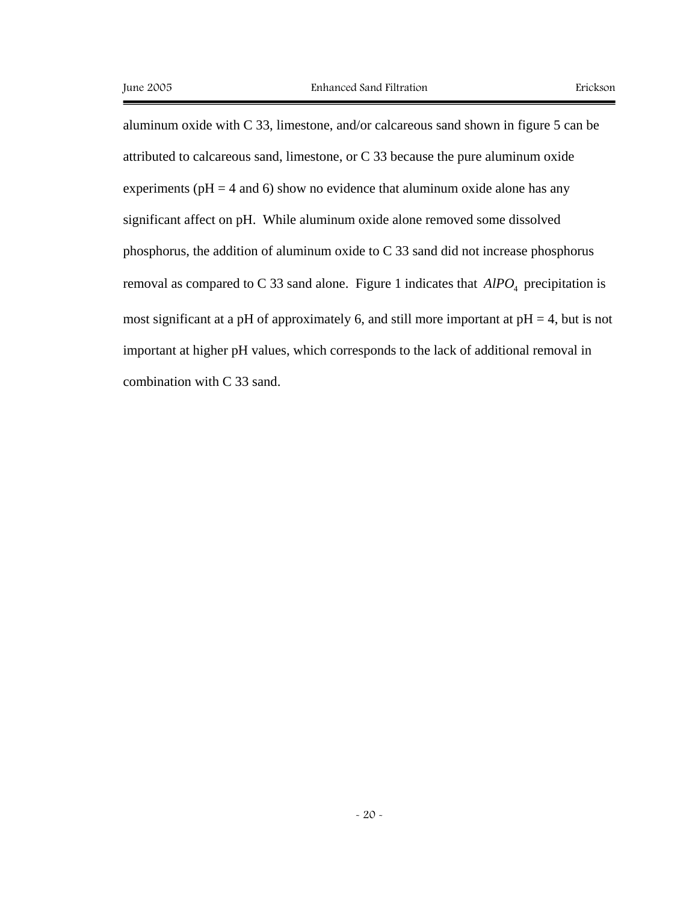aluminum oxide with C 33, limestone, and/or calcareous sand shown in figure 5 can be attributed to calcareous sand, limestone, or C 33 because the pure aluminum oxide experiments (pH = 4 and 6) show no evidence that aluminum oxide alone has any significant affect on pH. While aluminum oxide alone removed some dissolved phosphorus, the addition of aluminum oxide to C 33 sand did not increase phosphorus removal as compared to C 33 sand alone. Figure 1 indicates that $AlPO_4$ precipitation is most significant at a pH of approximately 6, and still more important at pH = 4, but is not important at higher pH values, which corresponds to the lack of additional removal in combination with C 33 sand.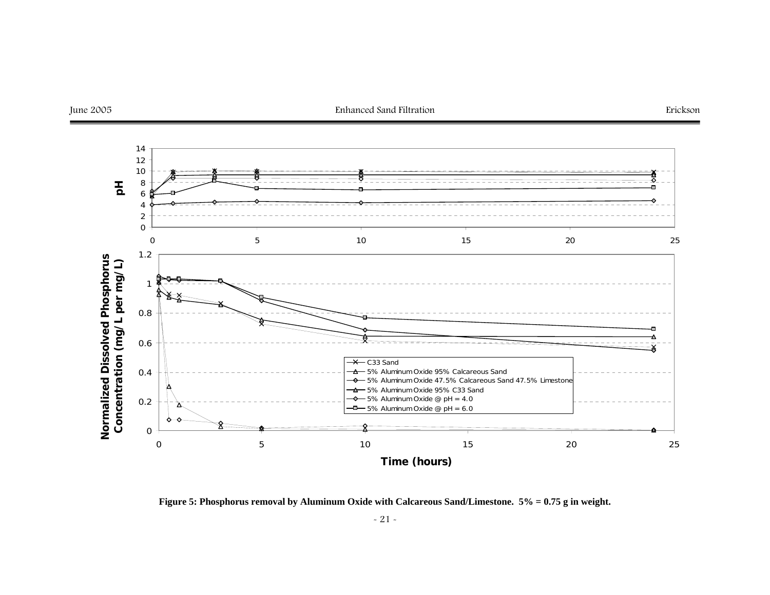**Figure 5: Phosphorus removal by Aluminum Oxide with Calcareous Sand/Limestone. 5% = 0.75 g in weight.**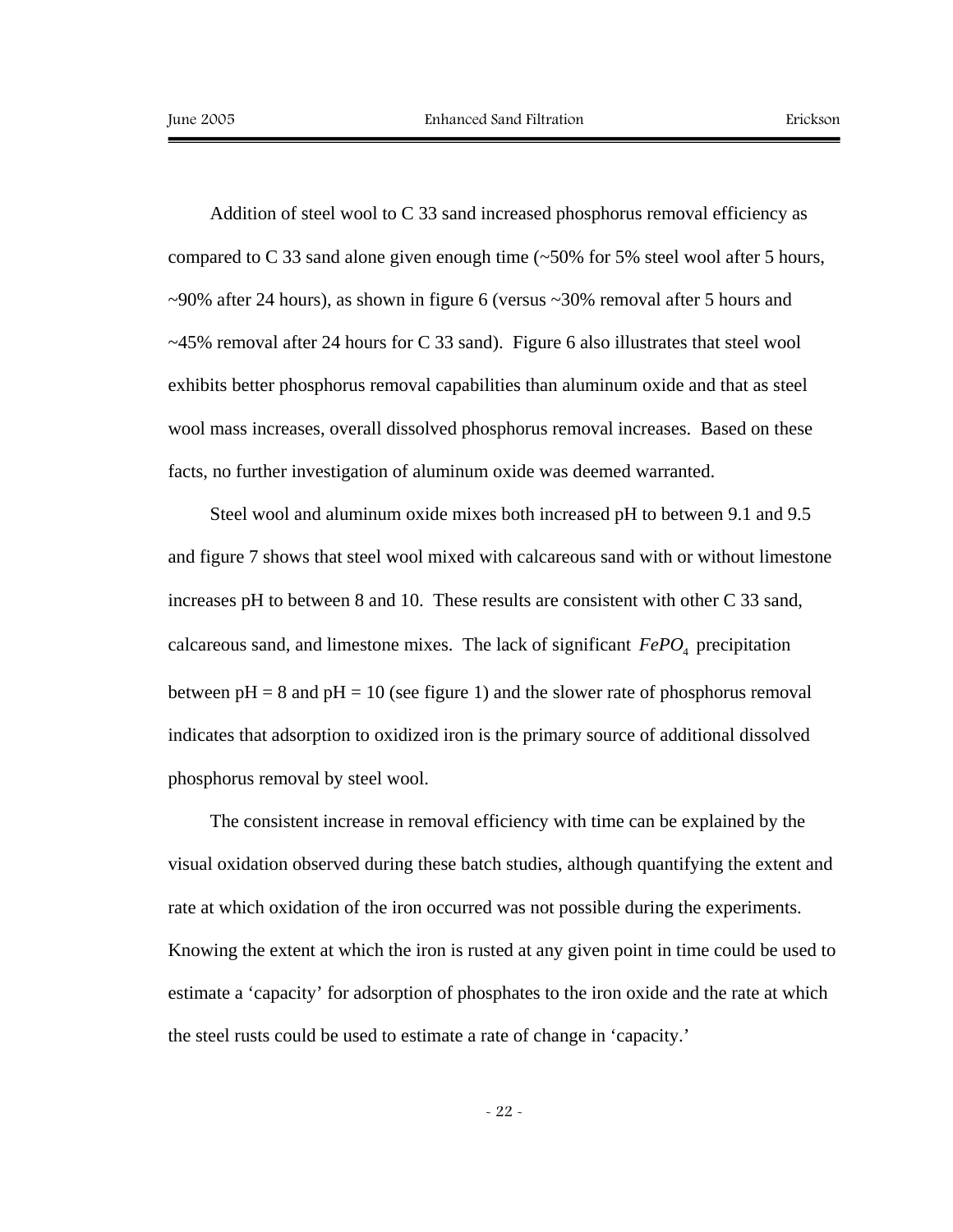Addition of steel wool to C 33 sand increased phosphorus removal efficiency as compared to C 33 sand alone given enough time (~50% for 5% steel wool after 5 hours, ~90% after 24 hours), as shown in figure 6 (versus ~30% removal after 5 hours and ~45% removal after 24 hours for C 33 sand). Figure 6 also illustrates that steel wool exhibits better phosphorus removal capabilities than aluminum oxide and that as steel wool mass increases, overall dissolved phosphorus removal increases. Based on these facts, no further investigation of aluminum oxide was deemed warranted.

Steel wool and aluminum oxide mixes both increased pH to between 9.1 and 9.5 and figure 7 shows that steel wool mixed with calcareous sand with or without limestone increases pH to between 8 and 10. These results are consistent with other C 33 sand, calcareous sand, and limestone mixes. The lack of significant $FePO_4$ precipitation between pH = 8 and pH = 10 (see figure 1) and the slower rate of phosphorus removal indicates that adsorption to oxidized iron is the primary source of additional dissolved phosphorus removal by steel wool.

The consistent increase in removal efficiency with time can be explained by the visual oxidation observed during these batch studies, although quantifying the extent and rate at which oxidation of the iron occurred was not possible during the experiments. Knowing the extent at which the iron is rusted at any given point in time could be used to estimate a 'capacity' for adsorption of phosphates to the iron oxide and the rate at which the steel rusts could be used to estimate a rate of change in 'capacity.'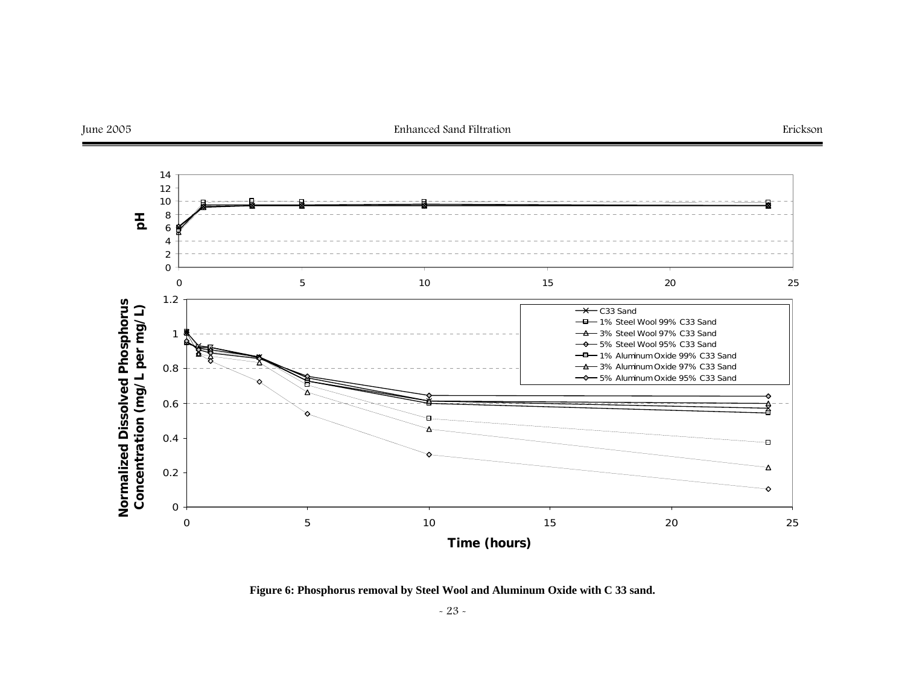**Figure 6: Phosphorus removal by Steel Wool and Aluminum Oxide with C 33 sand.**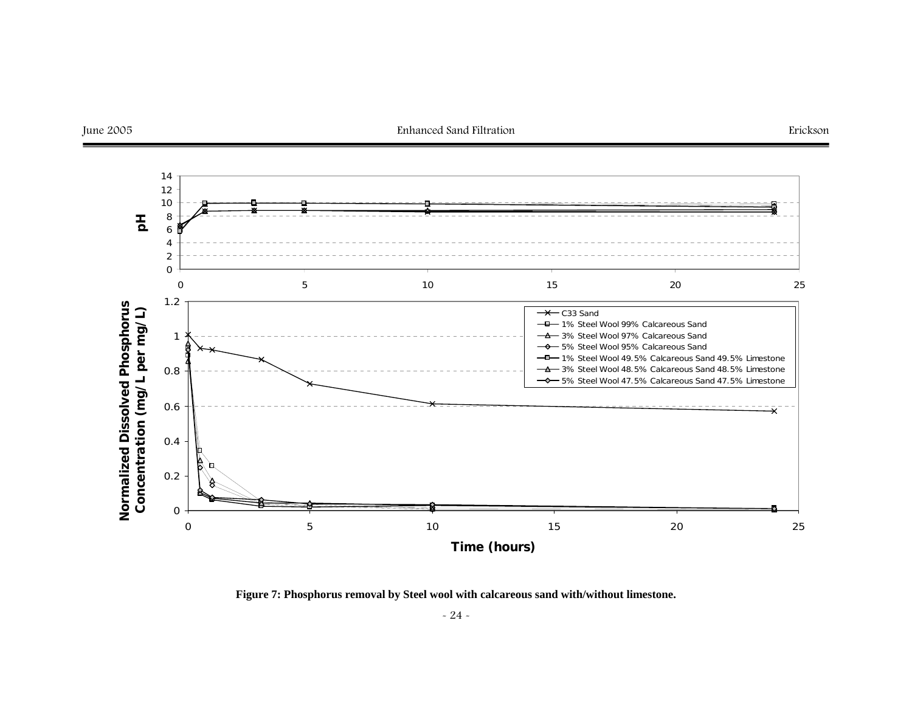Figure 7: Phosphorus removal by Steel wool with calcareous sand with/without limestone.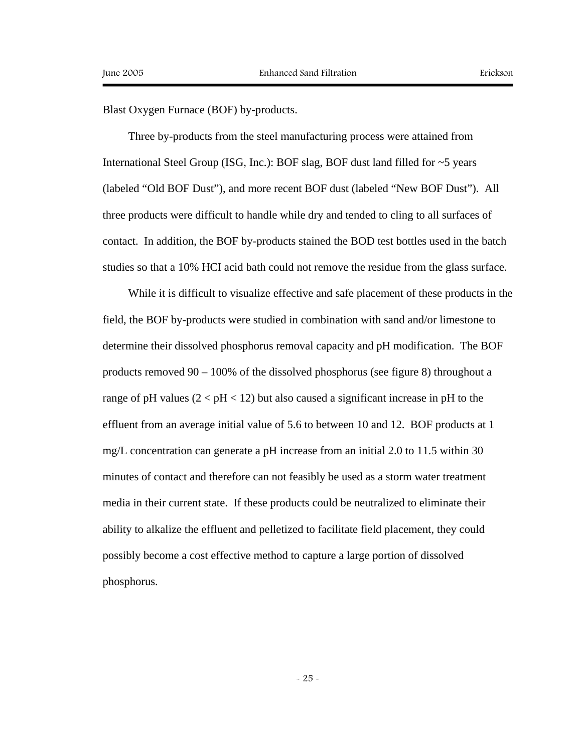Blast Oxygen Furnace (BOF) by-products.

Three by-products from the steel manufacturing process were attained from International Steel Group (ISG, Inc.): BOF slag, BOF dust land filled for ~5 years (labeled "Old BOF Dust"), and more recent BOF dust (labeled "New BOF Dust"). All three products were difficult to handle while dry and tended to cling to all surfaces of contact. In addition, the BOF by-products stained the BOD test bottles used in the batch studies so that a 10% HCl acid bath could not remove the residue from the glass surface.

While it is difficult to visualize effective and safe placement of these products in the field, the BOF by-products were studied in combination with sand and/or limestone to determine their dissolved phosphorus removal capacity and pH modification. The BOF products removed 90 – 100% of the dissolved phosphorus (see figure 8) throughout a range of pH values ($2 < pH < 12$) but also caused a significant increase in pH to the effluent from an average initial value of 5.6 to between 10 and 12. BOF products at 1 mg/L concentration can generate a pH increase from an initial 2.0 to 11.5 within 30 minutes of contact and therefore can not feasibly be used as a storm water treatment media in their current state. If these products could be neutralized to eliminate their ability to alkalize the effluent and pelletized to facilitate field placement, they could possibly become a cost effective method to capture a large portion of dissolved phosphorus.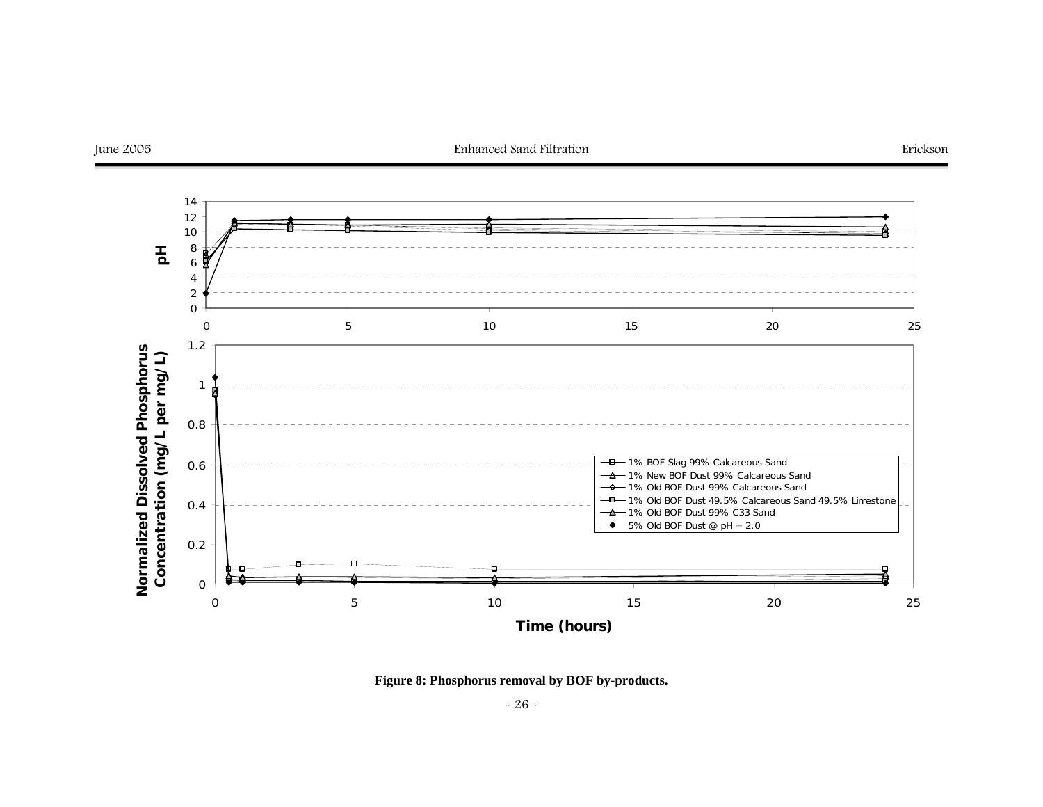**Figure 8: Phosphorus removal by BOF by-products.**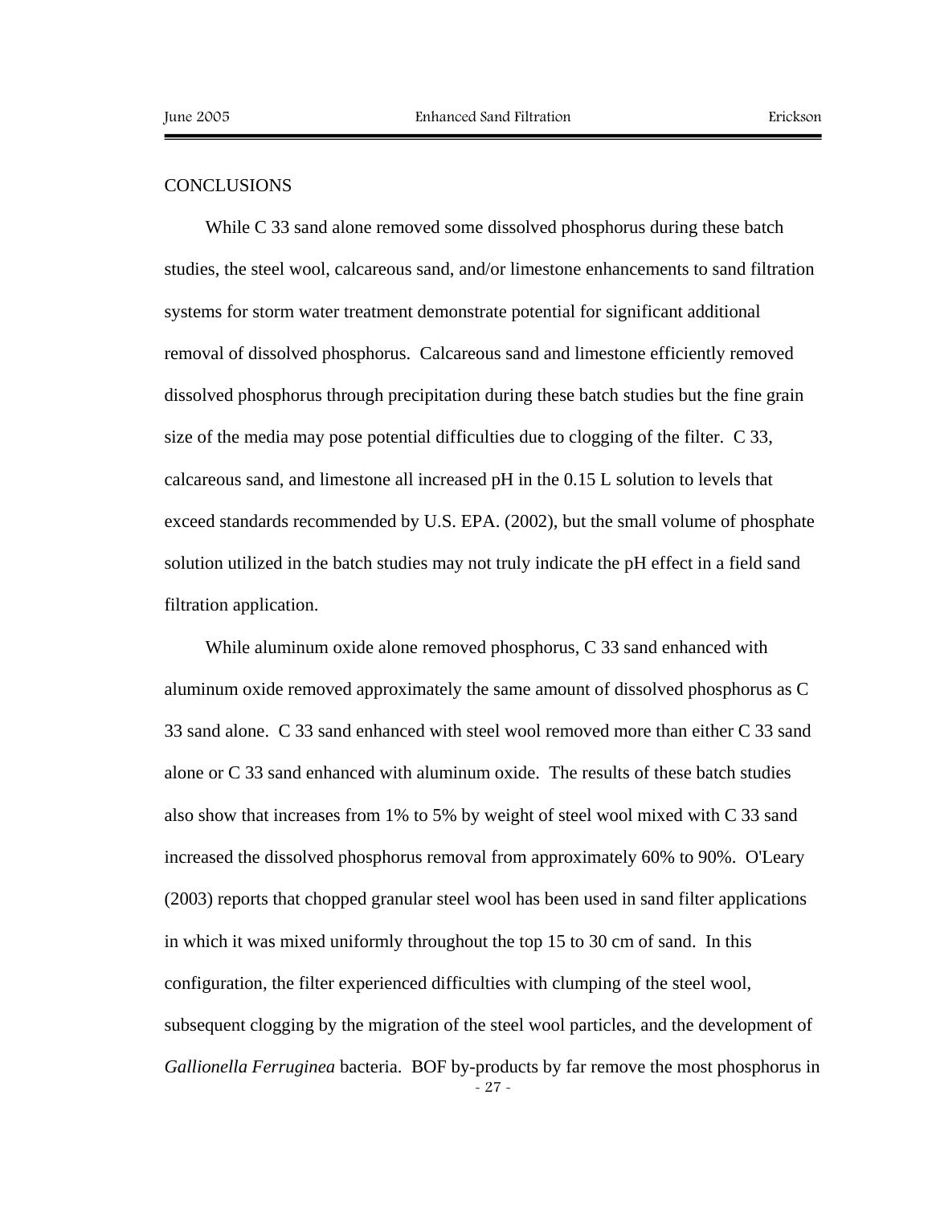## CONCLUSIONS

While C 33 sand alone removed some dissolved phosphorus during these batch studies, the steel wool, calcareous sand, and/or limestone enhancements to sand filtration systems for storm water treatment demonstrate potential for significant additional removal of dissolved phosphorus. Calcareous sand and limestone efficiently removed dissolved phosphorus through precipitation during these batch studies but the fine grain size of the media may pose potential difficulties due to clogging of the filter. C 33, calcareous sand, and limestone all increased pH in the 0.15 L solution to levels that exceed standards recommended by U.S. EPA. (2002), but the small volume of phosphate solution utilized in the batch studies may not truly indicate the pH effect in a field sand filtration application.

While aluminum oxide alone removed phosphorus, C 33 sand enhanced with aluminum oxide removed approximately the same amount of dissolved phosphorus as C 33 sand alone. C 33 sand enhanced with steel wool removed more than either C 33 sand alone or C 33 sand enhanced with aluminum oxide. The results of these batch studies also show that increases from 1% to 5% by weight of steel wool mixed with C 33 sand increased the dissolved phosphorus removal from approximately 60% to 90%. O'Leary (2003) reports that chopped granular steel wool has been used in sand filter applications in which it was mixed uniformly throughout the top 15 to 30 cm of sand. In this configuration, the filter experienced difficulties with clumping of the steel wool, subsequent clogging by the migration of the steel wool particles, and the development of *Gallionella Ferruginea* bacteria. BOF by-products by far remove the most phosphorus in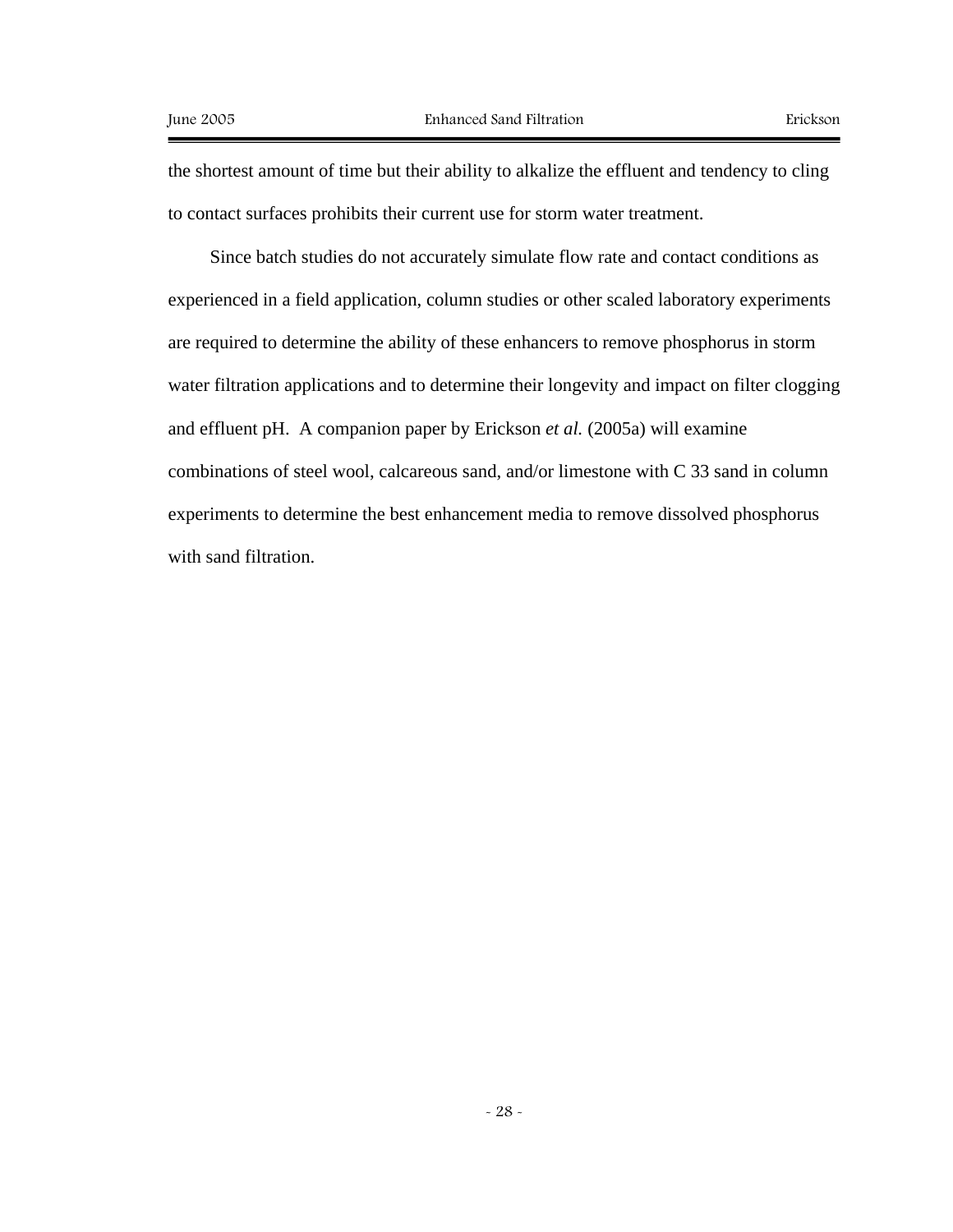the shortest amount of time but their ability to alkalize the effluent and tendency to cling to contact surfaces prohibits their current use for storm water treatment.

Since batch studies do not accurately simulate flow rate and contact conditions as experienced in a field application, column studies or other scaled laboratory experiments are required to determine the ability of these enhancers to remove phosphorus in storm water filtration applications and to determine their longevity and impact on filter clogging and effluent pH. A companion paper by Erickson *et al.* (2005a) will examine combinations of steel wool, calcareous sand, and/or limestone with C 33 sand in column experiments to determine the best enhancement media to remove dissolved phosphorus with sand filtration.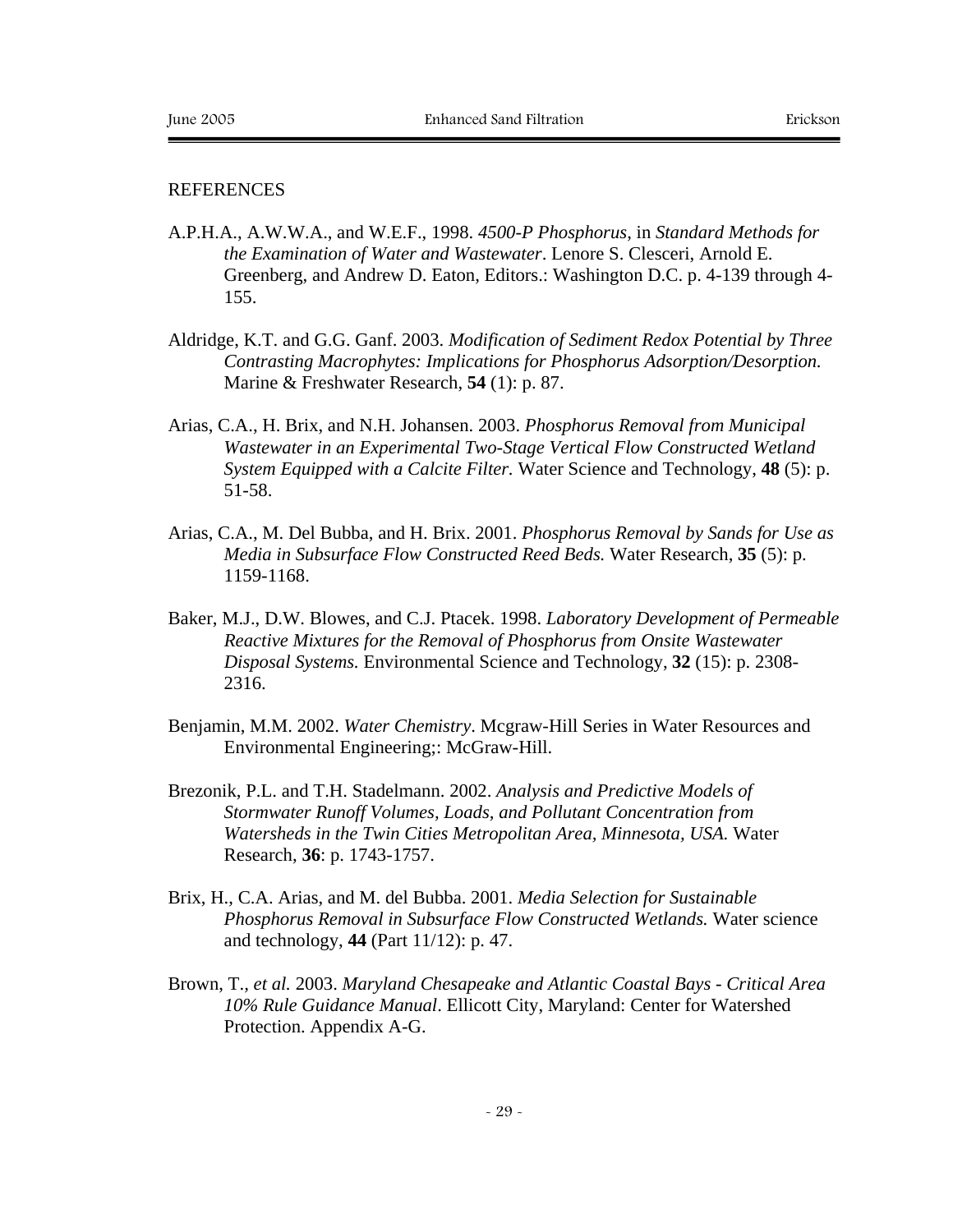## REFERENCES

A.P.H.A., A.W.W.A., and W.E.F., 1998. *4500-P Phosphorus*, in *Standard Methods for the Examination of Water and Wastewater*. Lenore S. Clesceri, Arnold E. Greenberg, and Andrew D. Eaton, Editors.: Washington D.C. p. 4-139 through 4-155.

Aldridge, K.T. and G.G. Ganf. 2003. *Modification of Sediment Redox Potential by Three Contrasting Macrophytes: Implications for Phosphorus Adsorption/Desorption.* Marine & Freshwater Research, **54** (1): p. 87.

Arias, C.A., H. Brix, and N.H. Johansen. 2003. *Phosphorus Removal from Municipal Wastewater in an Experimental Two-Stage Vertical Flow Constructed Wetland System Equipped with a Calcite Filter.* Water Science and Technology, **48** (5): p. 51-58.

Arias, C.A., M. Del Bubba, and H. Brix. 2001. *Phosphorus Removal by Sands for Use as Media in Subsurface Flow Constructed Reed Beds.* Water Research, **35** (5): p. 1159-1168.

Baker, M.J., D.W. Blowes, and C.J. Ptacek. 1998. *Laboratory Development of Permeable Reactive Mixtures for the Removal of Phosphorus from Onsite Wastewater Disposal Systems.* Environmental Science and Technology, **32** (15): p. 2308-2316.

Benjamin, M.M. 2002. *Water Chemistry*. Mcgraw-Hill Series in Water Resources and Environmental Engineering;: McGraw-Hill.

Brezonik, P.L. and T.H. Stadelmann. 2002. *Analysis and Predictive Models of Stormwater Runoff Volumes, Loads, and Pollutant Concentration from Watersheds in the Twin Cities Metropolitan Area, Minnesota, USA.* Water Research, **36**: p. 1743-1757.

Brix, H., C.A. Arias, and M. del Bubba. 2001. *Media Selection for Sustainable Phosphorus Removal in Subsurface Flow Constructed Wetlands.* Water science and technology, **44** (Part 11/12): p. 47.

Brown, T., *et al.* 2003. *Maryland Chesapeake and Atlantic Coastal Bays - Critical Area 10% Rule Guidance Manual*. Ellicott City, Maryland: Center for Watershed Protection. Appendix A-G.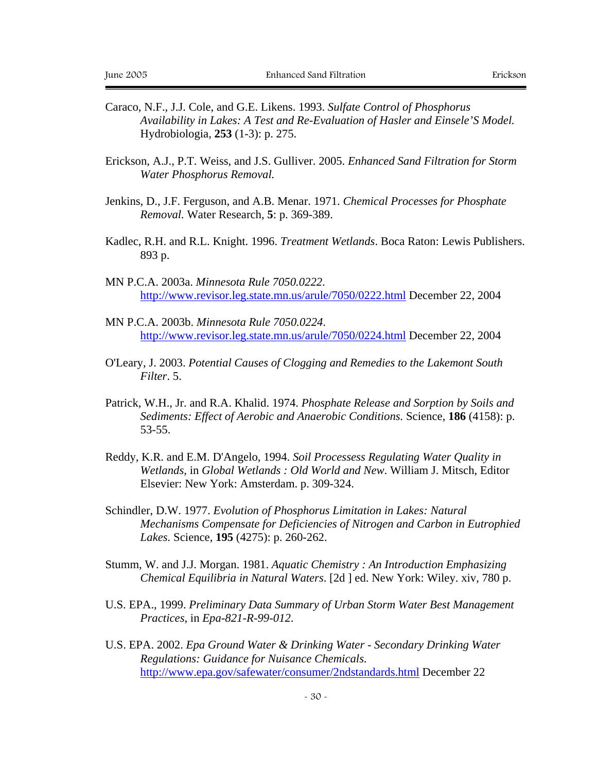Caraco, N.F., J.J. Cole, and G.E. Likens. 1993. *Sulfate Control of Phosphorus Availability in Lakes: A Test and Re-Evaluation of Hasler and Einsele'S Model.* Hydrobiologia, **253** (1-3): p. 275.

Erickson, A.J., P.T. Weiss, and J.S. Gulliver. 2005. *Enhanced Sand Filtration for Storm Water Phosphorus Removal.*

Jenkins, D., J.F. Ferguson, and A.B. Menar. 1971. *Chemical Processes for Phosphate Removal.* Water Research, **5**: p. 369-389.

Kadlec, R.H. and R.L. Knight. 1996. *Treatment Wetlands*. Boca Raton: Lewis Publishers. 893 p.

MN P.C.A. 2003a. *Minnesota Rule 7050.0222*. http://www.revisor.leg.state.mn.us/arule/7050/0222.html December 22, 2004

MN P.C.A. 2003b. *Minnesota Rule 7050.0224*. http://www.revisor.leg.state.mn.us/arule/7050/0224.html December 22, 2004

O'Leary, J. 2003. *Potential Causes of Clogging and Remedies to the Lakemont South Filter*. 5.

Patrick, W.H., Jr. and R.A. Khalid. 1974. *Phosphate Release and Sorption by Soils and Sediments: Effect of Aerobic and Anaerobic Conditions.* Science, **186** (4158): p. 53-55.

Reddy, K.R. and E.M. D'Angelo, 1994. *Soil Processess Regulating Water Quality in Wetlands*, in *Global Wetlands : Old World and New*. William J. Mitsch, Editor Elsevier: New York: Amsterdam. p. 309-324.

Schindler, D.W. 1977. *Evolution of Phosphorus Limitation in Lakes: Natural Mechanisms Compensate for Deficiencies of Nitrogen and Carbon in Eutrophied Lakes.* Science, **195** (4275): p. 260-262.

Stumm, W. and J.J. Morgan. 1981. *Aquatic Chemistry : An Introduction Emphasizing Chemical Equilibria in Natural Waters*. [2d ] ed. New York: Wiley. xiv, 780 p.

U.S. EPA., 1999. *Preliminary Data Summary of Urban Storm Water Best Management Practices*, in *Epa-821-R-99-012*.

U.S. EPA. 2002. *Epa Ground Water & Drinking Water - Secondary Drinking Water Regulations: Guidance for Nuisance Chemicals.* http://www.epa.gov/safewater/consumer/2ndstandards.html December 22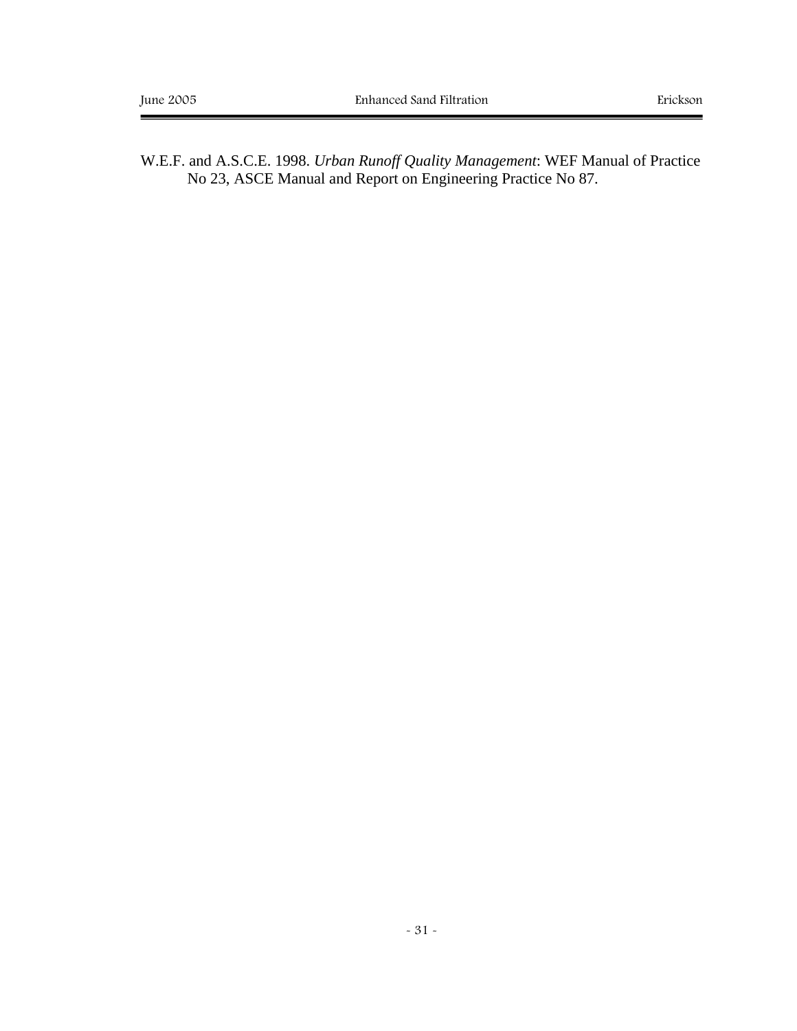W.E.F. and A.S.C.E. 1998. *Urban Runoff Quality Management*: WEF Manual of Practice No 23, ASCE Manual and Report on Engineering Practice No 87.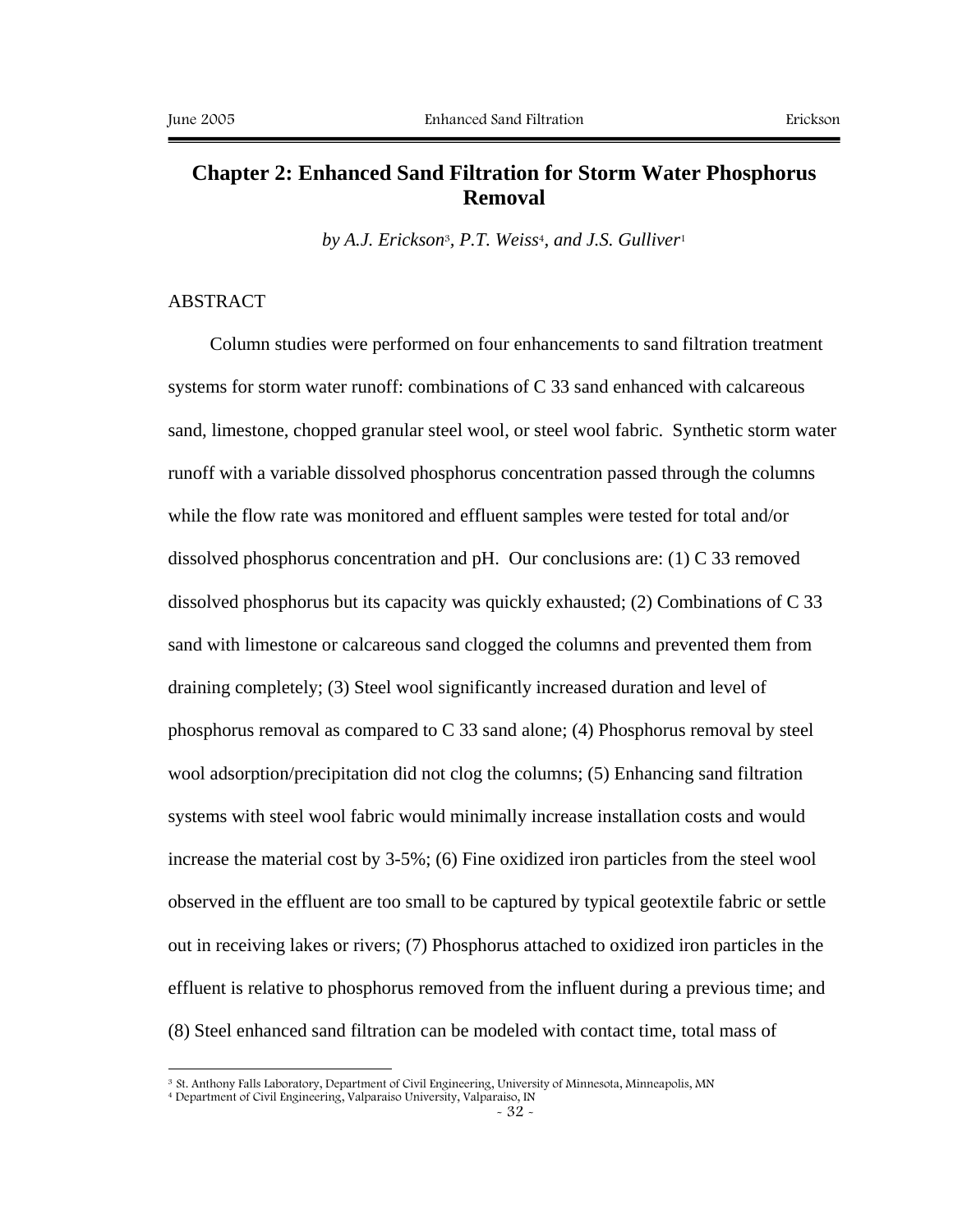## Chapter 2: Enhanced Sand Filtration for Storm Water Phosphorus Removal

*by A.J. Erickson[3], P.T. Weiss[4], and J.S. Gulliver[1]*

ABSTRACT

Column studies were performed on four enhancements to sand filtration treatment systems for storm water runoff: combinations of C 33 sand enhanced with calcareous sand, limestone, chopped granular steel wool, or steel wool fabric. Synthetic storm water runoff with a variable dissolved phosphorus concentration passed through the columns while the flow rate was monitored and effluent samples were tested for total and/or dissolved phosphorus concentration and pH. Our conclusions are: (1) C 33 removed dissolved phosphorus but its capacity was quickly exhausted; (2) Combinations of C 33 sand with limestone or calcareous sand clogged the columns and prevented them from draining completely; (3) Steel wool significantly increased duration and level of phosphorus removal as compared to C 33 sand alone; (4) Phosphorus removal by steel wool adsorption/precipitation did not clog the columns; (5) Enhancing sand filtration systems with steel wool fabric would minimally increase installation costs and would increase the material cost by 3-5%; (6) Fine oxidized iron particles from the steel wool observed in the effluent are too small to be captured by typical geotextile fabric or settle out in receiving lakes or rivers; (7) Phosphorus attached to oxidized iron particles in the effluent is relative to phosphorus removed from the influent during a previous time; and (8) Steel enhanced sand filtration can be modeled with contact time, total mass of

---

[3] St. Anthony Falls Laboratory, Department of Civil Engineering, University of Minnesota, Minneapolis, MN

[4] Department of Civil Engineering, Valparaiso University, Valparaiso, IN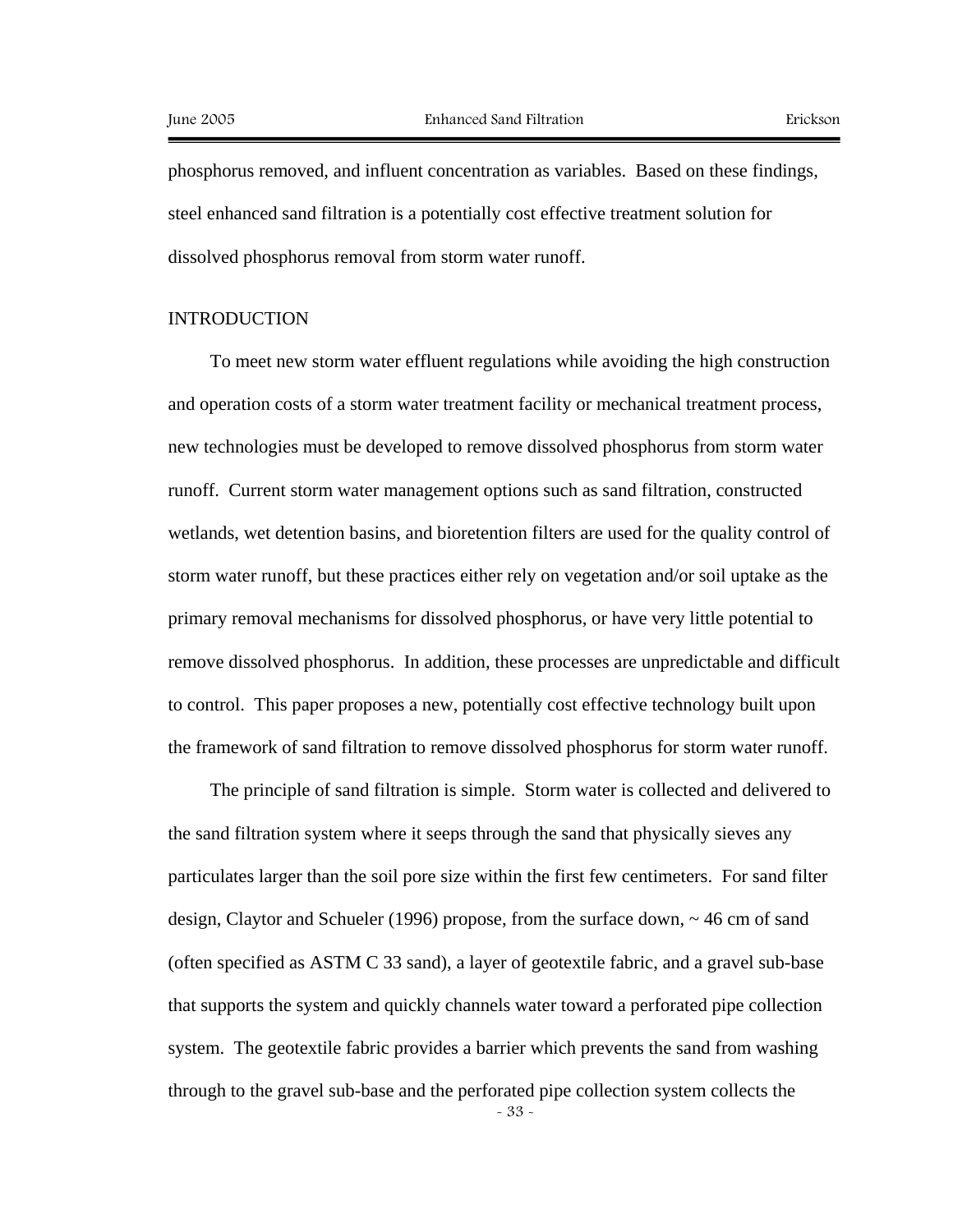phosphorus removed, and influent concentration as variables. Based on these findings, steel enhanced sand filtration is a potentially cost effective treatment solution for dissolved phosphorus removal from storm water runoff.

## INTRODUCTION

To meet new storm water effluent regulations while avoiding the high construction and operation costs of a storm water treatment facility or mechanical treatment process, new technologies must be developed to remove dissolved phosphorus from storm water runoff. Current storm water management options such as sand filtration, constructed wetlands, wet detention basins, and bioretention filters are used for the quality control of storm water runoff, but these practices either rely on vegetation and/or soil uptake as the primary removal mechanisms for dissolved phosphorus, or have very little potential to remove dissolved phosphorus. In addition, these processes are unpredictable and difficult to control. This paper proposes a new, potentially cost effective technology built upon the framework of sand filtration to remove dissolved phosphorus for storm water runoff.

The principle of sand filtration is simple. Storm water is collected and delivered to the sand filtration system where it seeps through the sand that physically sieves any particulates larger than the soil pore size within the first few centimeters. For sand filter design, Claytor and Schueler (1996) propose, from the surface down, ~ 46 cm of sand (often specified as ASTM C 33 sand), a layer of geotextile fabric, and a gravel sub-base that supports the system and quickly channels water toward a perforated pipe collection system. The geotextile fabric provides a barrier which prevents the sand from washing through to the gravel sub-base and the perforated pipe collection system collects the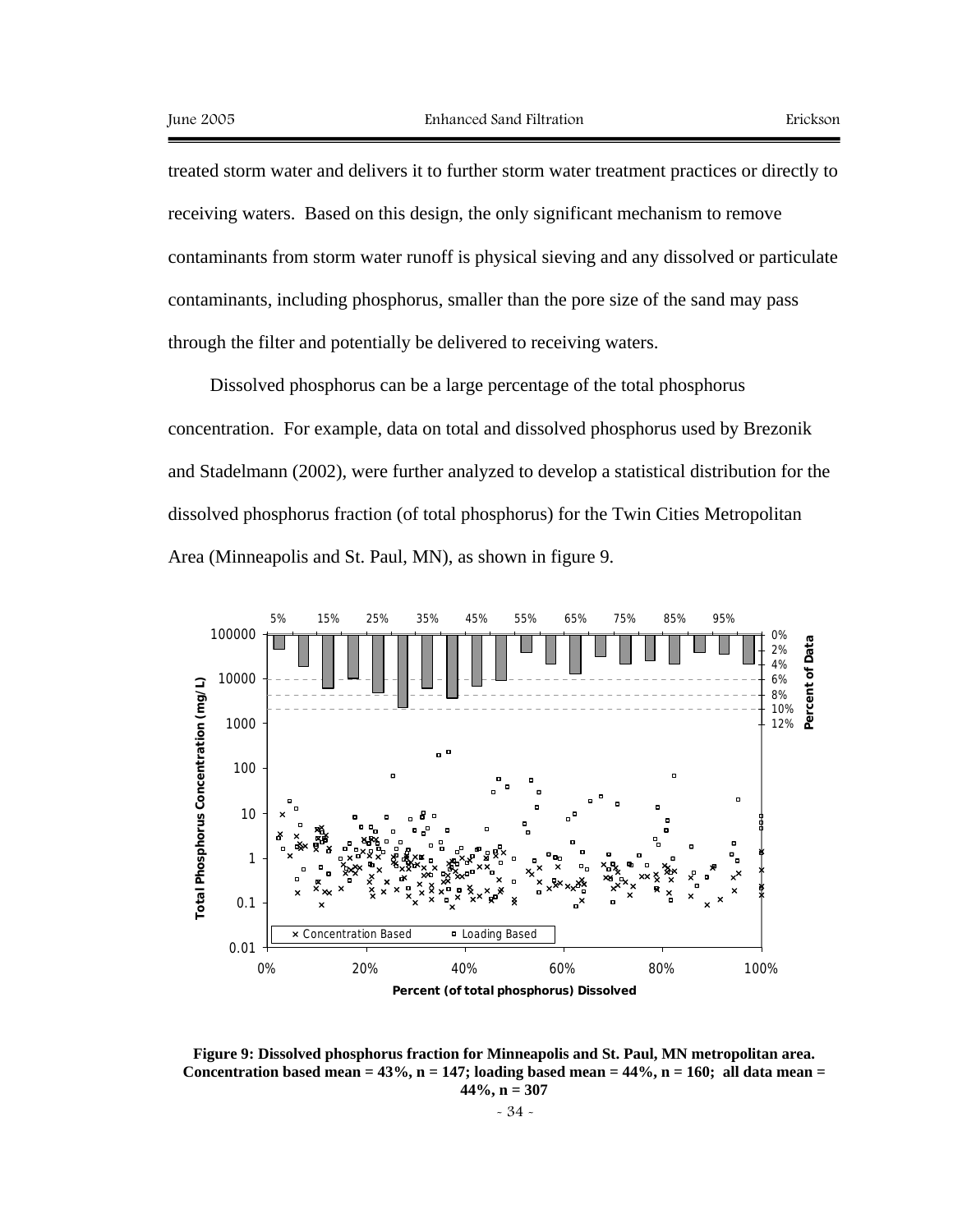treated storm water and delivers it to further storm water treatment practices or directly to receiving waters. Based on this design, the only significant mechanism to remove contaminants from storm water runoff is physical sieving and any dissolved or particulate contaminants, including phosphorus, smaller than the pore size of the sand may pass through the filter and potentially be delivered to receiving waters.

Dissolved phosphorus can be a large percentage of the total phosphorus concentration. For example, data on total and dissolved phosphorus used by Brezonik and Stadelmann (2002), were further analyzed to develop a statistical distribution for the dissolved phosphorus fraction (of total phosphorus) for the Twin Cities Metropolitan Area (Minneapolis and St. Paul, MN), as shown in figure 9.

**Figure 9: Dissolved phosphorus fraction for Minneapolis and St. Paul, MN metropolitan area. Concentration based mean = 43%, n = 147; loading based mean = 44%, n = 160; all data mean = 44%, n = 307**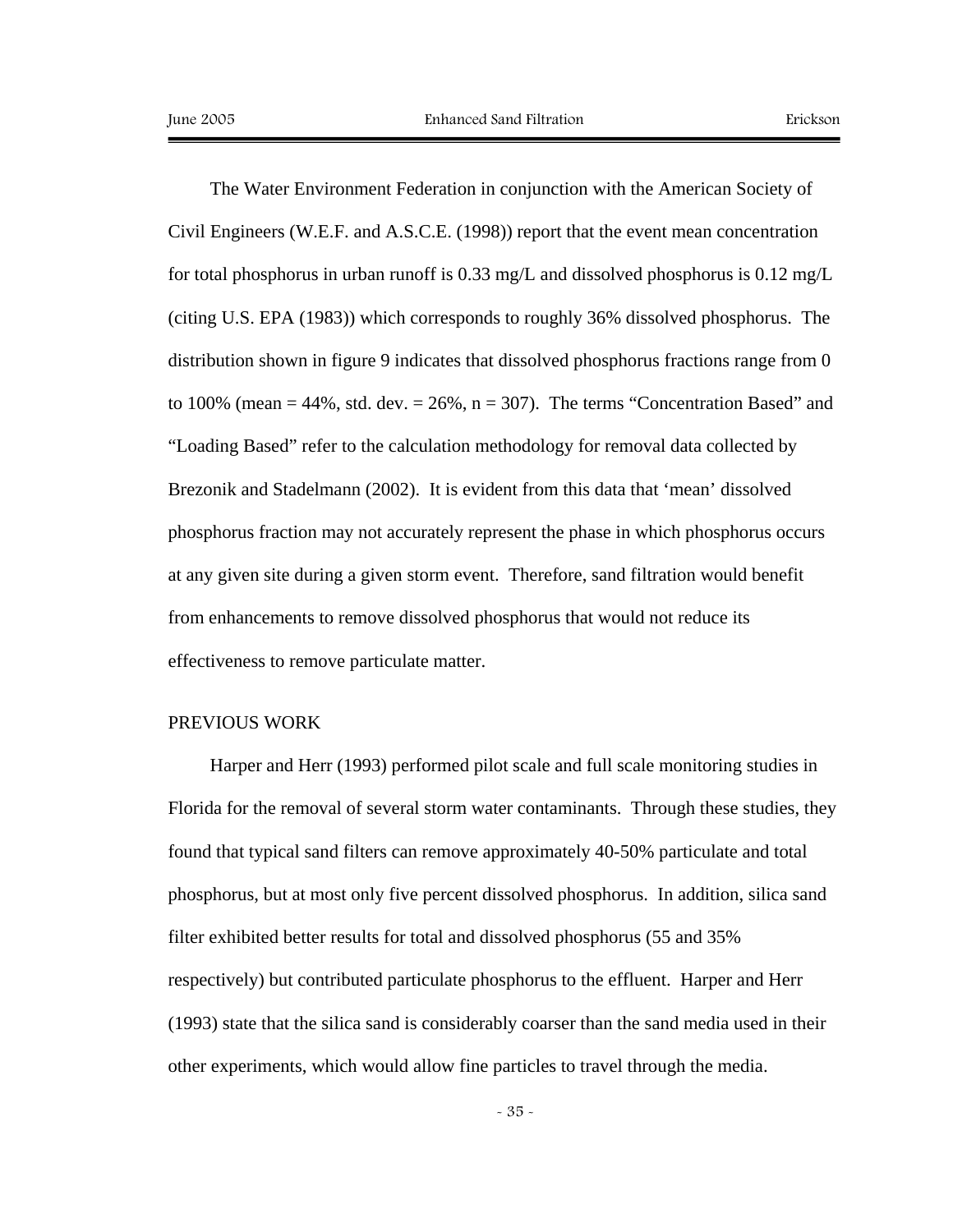The Water Environment Federation in conjunction with the American Society of Civil Engineers (W.E.F. and A.S.C.E. (1998)) report that the event mean concentration for total phosphorus in urban runoff is 0.33 mg/L and dissolved phosphorus is 0.12 mg/L (citing U.S. EPA (1983)) which corresponds to roughly 36% dissolved phosphorus. The distribution shown in figure 9 indicates that dissolved phosphorus fractions range from 0 to 100% (mean = 44%, std. dev. = 26%, n = 307). The terms "Concentration Based" and "Loading Based" refer to the calculation methodology for removal data collected by Brezonik and Stadelmann (2002). It is evident from this data that 'mean' dissolved phosphorus fraction may not accurately represent the phase in which phosphorus occurs at any given site during a given storm event. Therefore, sand filtration would benefit from enhancements to remove dissolved phosphorus that would not reduce its effectiveness to remove particulate matter.

## PREVIOUS WORK

Harper and Herr (1993) performed pilot scale and full scale monitoring studies in Florida for the removal of several storm water contaminants. Through these studies, they found that typical sand filters can remove approximately 40-50% particulate and total phosphorus, but at most only five percent dissolved phosphorus. In addition, silica sand filter exhibited better results for total and dissolved phosphorus (55 and 35% respectively) but contributed particulate phosphorus to the effluent. Harper and Herr (1993) state that the silica sand is considerably coarser than the sand media used in their other experiments, which would allow fine particles to travel through the media.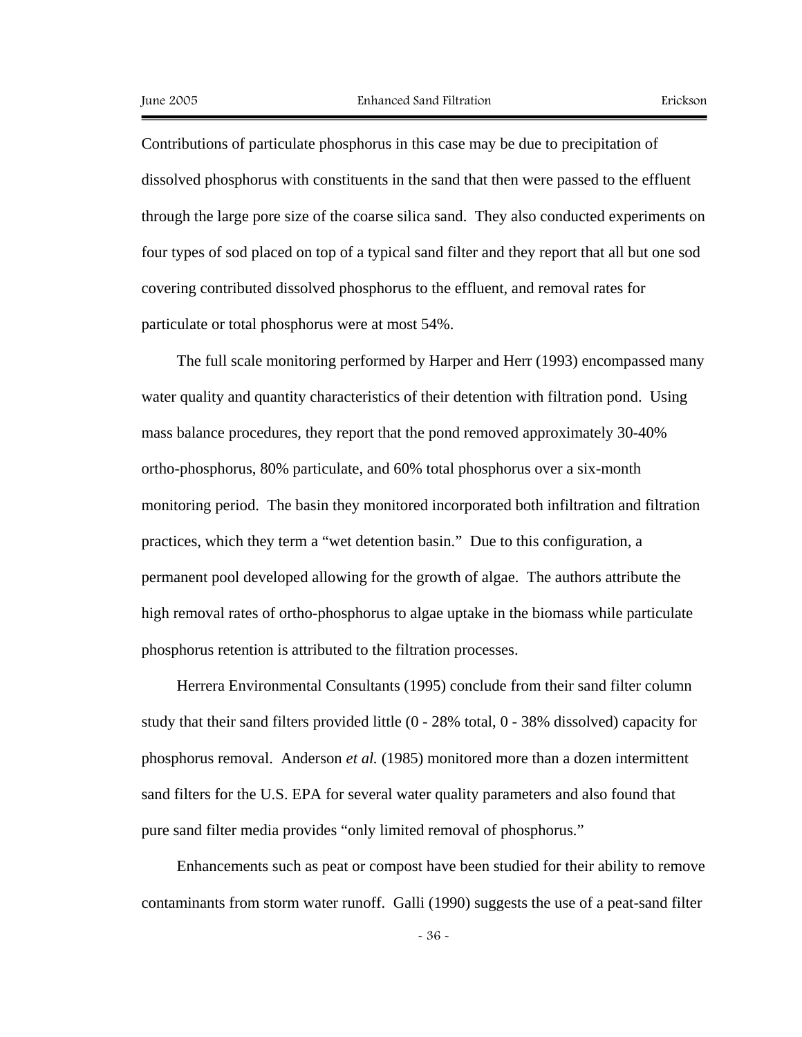Contributions of particulate phosphorus in this case may be due to precipitation of dissolved phosphorus with constituents in the sand that then were passed to the effluent through the large pore size of the coarse silica sand. They also conducted experiments on four types of sod placed on top of a typical sand filter and they report that all but one sod covering contributed dissolved phosphorus to the effluent, and removal rates for particulate or total phosphorus were at most 54%.

The full scale monitoring performed by Harper and Herr (1993) encompassed many water quality and quantity characteristics of their detention with filtration pond. Using mass balance procedures, they report that the pond removed approximately 30-40% ortho-phosphorus, 80% particulate, and 60% total phosphorus over a six-month monitoring period. The basin they monitored incorporated both infiltration and filtration practices, which they term a "wet detention basin." Due to this configuration, a permanent pool developed allowing for the growth of algae. The authors attribute the high removal rates of ortho-phosphorus to algae uptake in the biomass while particulate phosphorus retention is attributed to the filtration processes.

Herrera Environmental Consultants (1995) conclude from their sand filter column study that their sand filters provided little (0 - 28% total, 0 - 38% dissolved) capacity for phosphorus removal. Anderson *et al.* (1985) monitored more than a dozen intermittent sand filters for the U.S. EPA for several water quality parameters and also found that pure sand filter media provides "only limited removal of phosphorus."

Enhancements such as peat or compost have been studied for their ability to remove contaminants from storm water runoff. Galli (1990) suggests the use of a peat-sand filter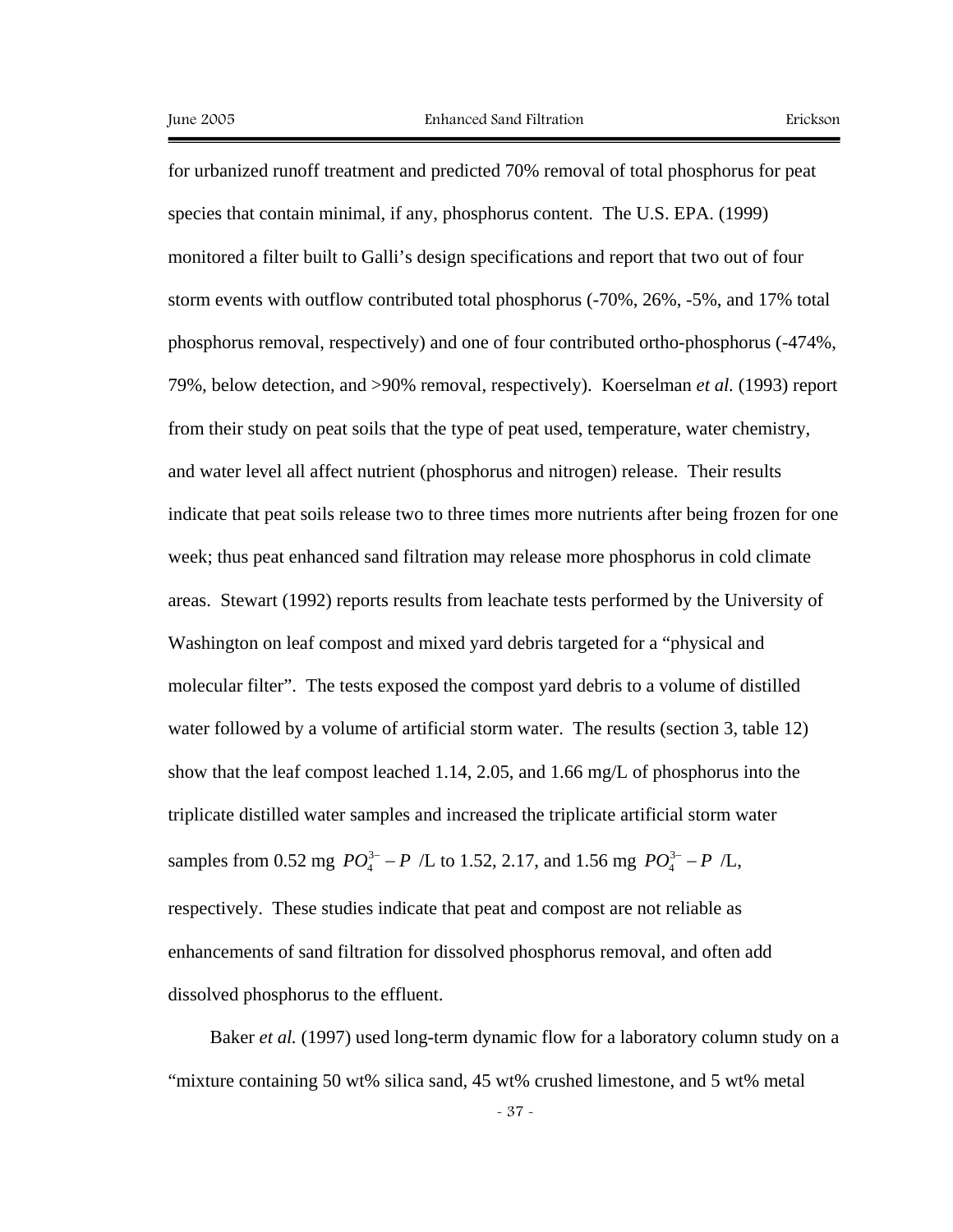for urbanized runoff treatment and predicted 70% removal of total phosphorus for peat species that contain minimal, if any, phosphorus content. The U.S. EPA. (1999) monitored a filter built to Galli's design specifications and report that two out of four storm events with outflow contributed total phosphorus (-70%, 26%, -5%, and 17% total phosphorus removal, respectively) and one of four contributed ortho-phosphorus (-474%, 79%, below detection, and >90% removal, respectively). Koerselman *et al.* (1993) report from their study on peat soils that the type of peat used, temperature, water chemistry, and water level all affect nutrient (phosphorus and nitrogen) release. Their results indicate that peat soils release two to three times more nutrients after being frozen for one week; thus peat enhanced sand filtration may release more phosphorus in cold climate areas. Stewart (1992) reports results from leachate tests performed by the University of Washington on leaf compost and mixed yard debris targeted for a "physical and molecular filter". The tests exposed the compost yard debris to a volume of distilled water followed by a volume of artificial storm water. The results (section 3, table 12) show that the leaf compost leached 1.14, 2.05, and 1.66 mg/L of phosphorus into the triplicate distilled water samples and increased the triplicate artificial storm water samples from 0.52 mg $PO_4^{3-} - P$ /L to 1.52, 2.17, and 1.56 mg $PO_4^{3-} - P$ /L, respectively. These studies indicate that peat and compost are not reliable as enhancements of sand filtration for dissolved phosphorus removal, and often add dissolved phosphorus to the effluent.

Baker *et al.* (1997) used long-term dynamic flow for a laboratory column study on a "mixture containing 50 wt% silica sand, 45 wt% crushed limestone, and 5 wt% metal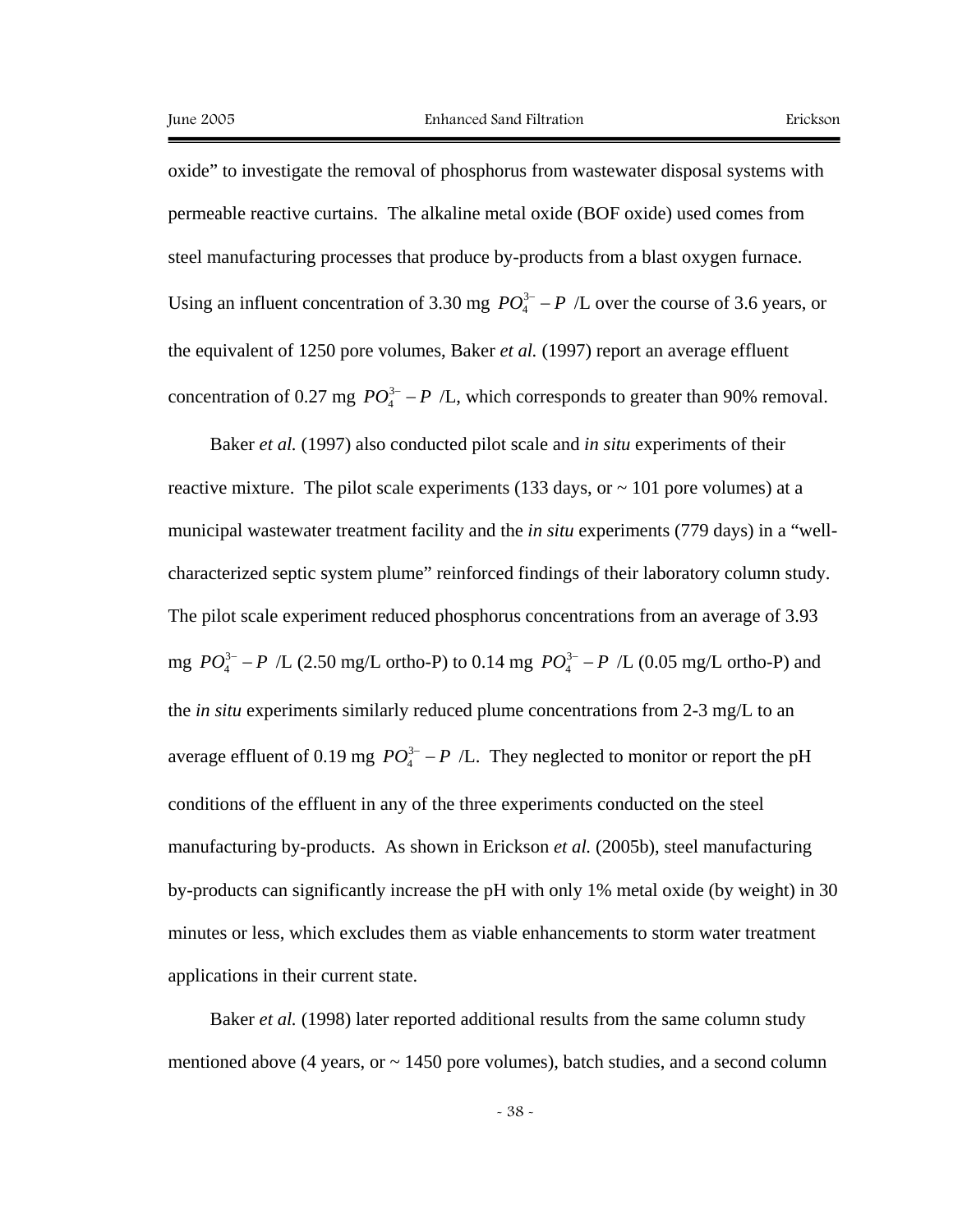oxide" to investigate the removal of phosphorus from wastewater disposal systems with permeable reactive curtains. The alkaline metal oxide (BOF oxide) used comes from steel manufacturing processes that produce by-products from a blast oxygen furnace. Using an influent concentration of 3.30 mg $PO_4^{3-} - P$ /L over the course of 3.6 years, or the equivalent of 1250 pore volumes, Baker *et al.* (1997) report an average effluent concentration of 0.27 mg $PO_4^{3-} - P$ /L, which corresponds to greater than 90% removal.

Baker *et al.* (1997) also conducted pilot scale and *in situ* experiments of their reactive mixture. The pilot scale experiments (133 days, or ~ 101 pore volumes) at a municipal wastewater treatment facility and the *in situ* experiments (779 days) in a "well-characterized septic system plume" reinforced findings of their laboratory column study. The pilot scale experiment reduced phosphorus concentrations from an average of 3.93 mg $PO_4^{3-} - P$ /L (2.50 mg/L ortho-P) to 0.14 mg $PO_4^{3-} - P$ /L (0.05 mg/L ortho-P) and the *in situ* experiments similarly reduced plume concentrations from 2-3 mg/L to an average effluent of 0.19 mg $PO_4^{3-} - P$ /L. They neglected to monitor or report the pH conditions of the effluent in any of the three experiments conducted on the steel manufacturing by-products. As shown in Erickson *et al.* (2005b), steel manufacturing by-products can significantly increase the pH with only 1% metal oxide (by weight) in 30 minutes or less, which excludes them as viable enhancements to storm water treatment applications in their current state.

Baker *et al.* (1998) later reported additional results from the same column study mentioned above (4 years, or ~ 1450 pore volumes), batch studies, and a second column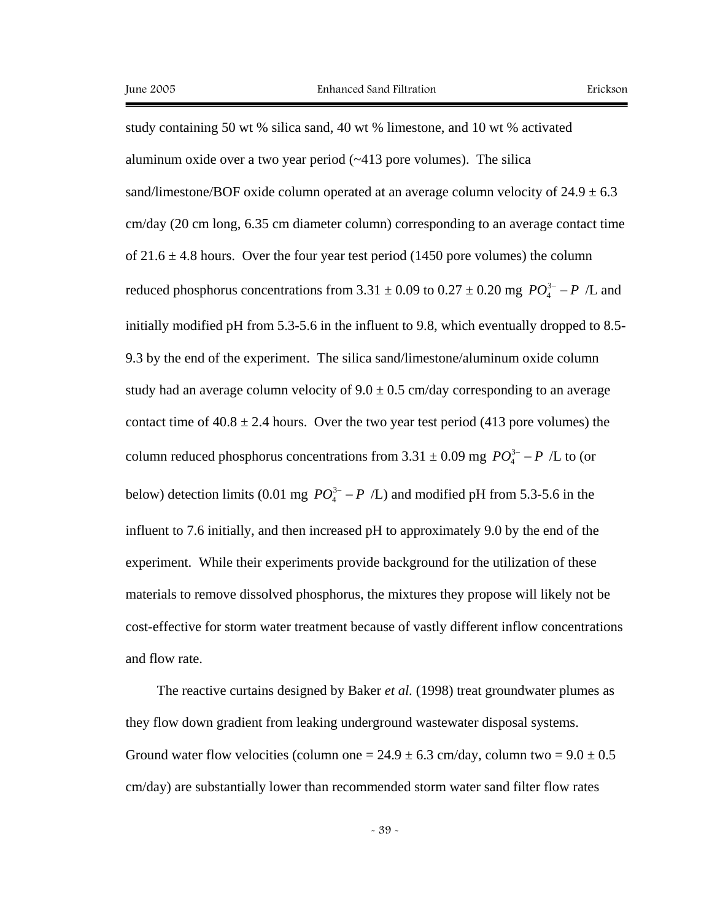study containing 50 wt % silica sand, 40 wt % limestone, and 10 wt % activated aluminum oxide over a two year period (~413 pore volumes). The silica sand/limestone/BOF oxide column operated at an average column velocity of 24.9 ± 6.3 cm/day (20 cm long, 6.35 cm diameter column) corresponding to an average contact time of 21.6 ± 4.8 hours. Over the four year test period (1450 pore volumes) the column reduced phosphorus concentrations from 3.31 ± 0.09 to 0.27 ± 0.20 mg $PO_4^{3-} - P$ /L and initially modified pH from 5.3-5.6 in the influent to 9.8, which eventually dropped to 8.5-9.3 by the end of the experiment. The silica sand/limestone/aluminum oxide column study had an average column velocity of 9.0 ± 0.5 cm/day corresponding to an average contact time of 40.8 ± 2.4 hours. Over the two year test period (413 pore volumes) the column reduced phosphorus concentrations from 3.31 ± 0.09 mg $PO_4^{3-} - P$ /L to (or below) detection limits (0.01 mg $PO_4^{3-} - P$ /L) and modified pH from 5.3-5.6 in the influent to 7.6 initially, and then increased pH to approximately 9.0 by the end of the experiment. While their experiments provide background for the utilization of these materials to remove dissolved phosphorus, the mixtures they propose will likely not be cost-effective for storm water treatment because of vastly different inflow concentrations and flow rate.

The reactive curtains designed by Baker *et al.* (1998) treat groundwater plumes as they flow down gradient from leaking underground wastewater disposal systems. Ground water flow velocities (column one = 24.9 ± 6.3 cm/day, column two = 9.0 ± 0.5 cm/day) are substantially lower than recommended storm water sand filter flow rates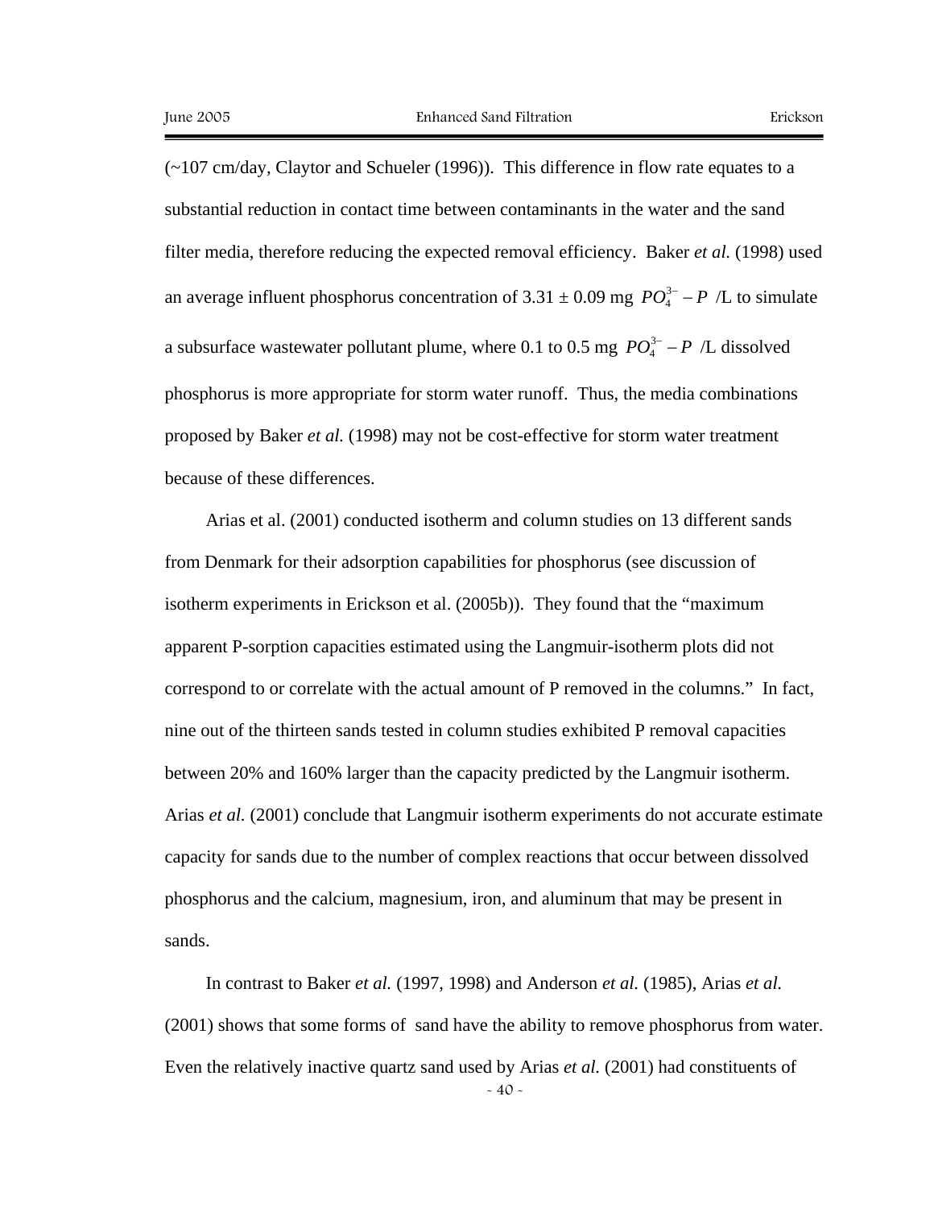(~107 cm/day, Claytor and Schueler (1996)). This difference in flow rate equates to a substantial reduction in contact time between contaminants in the water and the sand filter media, therefore reducing the expected removal efficiency. Baker *et al.* (1998) used an average influent phosphorus concentration of 3.31 ± 0.09 mg $PO_4^{3-} - P$ /L to simulate a subsurface wastewater pollutant plume, where 0.1 to 0.5 mg $PO_4^{3-} - P$ /L dissolved phosphorus is more appropriate for storm water runoff. Thus, the media combinations proposed by Baker *et al.* (1998) may not be cost-effective for storm water treatment because of these differences.

Arias et al. (2001) conducted isotherm and column studies on 13 different sands from Denmark for their adsorption capabilities for phosphorus (see discussion of isotherm experiments in Erickson et al. (2005b)). They found that the "maximum apparent P-sorption capacities estimated using the Langmuir-isotherm plots did not correspond to or correlate with the actual amount of P removed in the columns." In fact, nine out of the thirteen sands tested in column studies exhibited P removal capacities between 20% and 160% larger than the capacity predicted by the Langmuir isotherm. Arias *et al.* (2001) conclude that Langmuir isotherm experiments do not accurate estimate capacity for sands due to the number of complex reactions that occur between dissolved phosphorus and the calcium, magnesium, iron, and aluminum that may be present in sands.

In contrast to Baker *et al.* (1997, 1998) and Anderson *et al.* (1985), Arias *et al.* (2001) shows that some forms of sand have the ability to remove phosphorus from water. Even the relatively inactive quartz sand used by Arias *et al.* (2001) had constituents of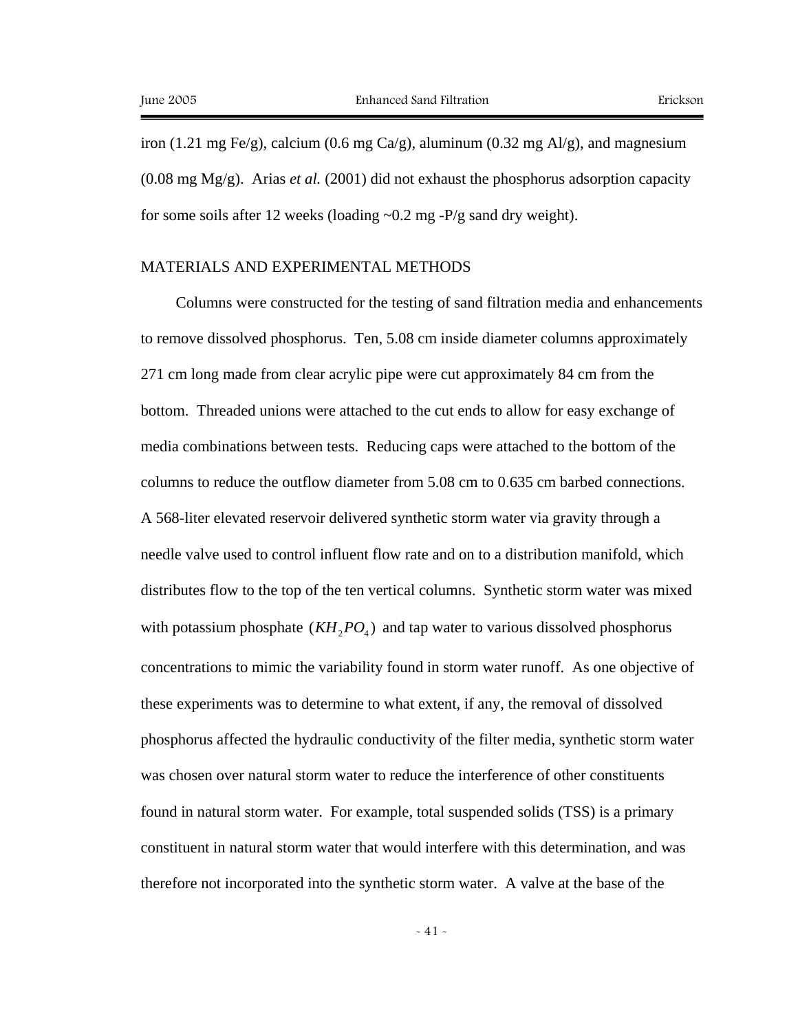iron (1.21 mg Fe/g), calcium (0.6 mg Ca/g), aluminum (0.32 mg Al/g), and magnesium (0.08 mg Mg/g). Arias *et al.* (2001) did not exhaust the phosphorus adsorption capacity for some soils after 12 weeks (loading ~0.2 mg -P/g sand dry weight).

## MATERIALS AND EXPERIMENTAL METHODS

Columns were constructed for the testing of sand filtration media and enhancements to remove dissolved phosphorus. Ten, 5.08 cm inside diameter columns approximately 271 cm long made from clear acrylic pipe were cut approximately 84 cm from the bottom. Threaded unions were attached to the cut ends to allow for easy exchange of media combinations between tests. Reducing caps were attached to the bottom of the columns to reduce the outflow diameter from 5.08 cm to 0.635 cm barbed connections. A 568-liter elevated reservoir delivered synthetic storm water via gravity through a needle valve used to control influent flow rate and on to a distribution manifold, which distributes flow to the top of the ten vertical columns. Synthetic storm water was mixed with potassium phosphate $(KH_2PO_4)$ and tap water to various dissolved phosphorus concentrations to mimic the variability found in storm water runoff. As one objective of these experiments was to determine to what extent, if any, the removal of dissolved phosphorus affected the hydraulic conductivity of the filter media, synthetic storm water was chosen over natural storm water to reduce the interference of other constituents found in natural storm water. For example, total suspended solids (TSS) is a primary constituent in natural storm water that would interfere with this determination, and was therefore not incorporated into the synthetic storm water. A valve at the base of the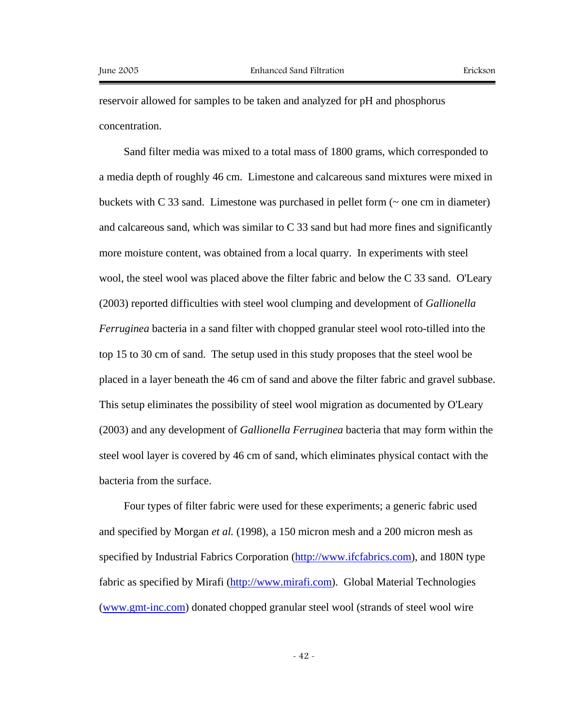reservoir allowed for samples to be taken and analyzed for pH and phosphorus concentration.

Sand filter media was mixed to a total mass of 1800 grams, which corresponded to a media depth of roughly 46 cm. Limestone and calcareous sand mixtures were mixed in buckets with C 33 sand. Limestone was purchased in pellet form (~ one cm in diameter) and calcareous sand, which was similar to C 33 sand but had more fines and significantly more moisture content, was obtained from a local quarry. In experiments with steel wool, the steel wool was placed above the filter fabric and below the C 33 sand. O'Leary (2003) reported difficulties with steel wool clumping and development of *Gallionella Ferruginea* bacteria in a sand filter with chopped granular steel wool roto-tilled into the top 15 to 30 cm of sand. The setup used in this study proposes that the steel wool be placed in a layer beneath the 46 cm of sand and above the filter fabric and gravel subbase. This setup eliminates the possibility of steel wool migration as documented by O'Leary (2003) and any development of *Gallionella Ferruginea* bacteria that may form within the steel wool layer is covered by 46 cm of sand, which eliminates physical contact with the bacteria from the surface.

Four types of filter fabric were used for these experiments; a generic fabric used and specified by Morgan *et al.* (1998), a 150 micron mesh and a 200 micron mesh as specified by Industrial Fabrics Corporation (http://www.ifcfabrics.com), and 180N type fabric as specified by Mirafi (http://www.mirafi.com). Global Material Technologies (www.gmt-inc.com) donated chopped granular steel wool (strands of steel wool wire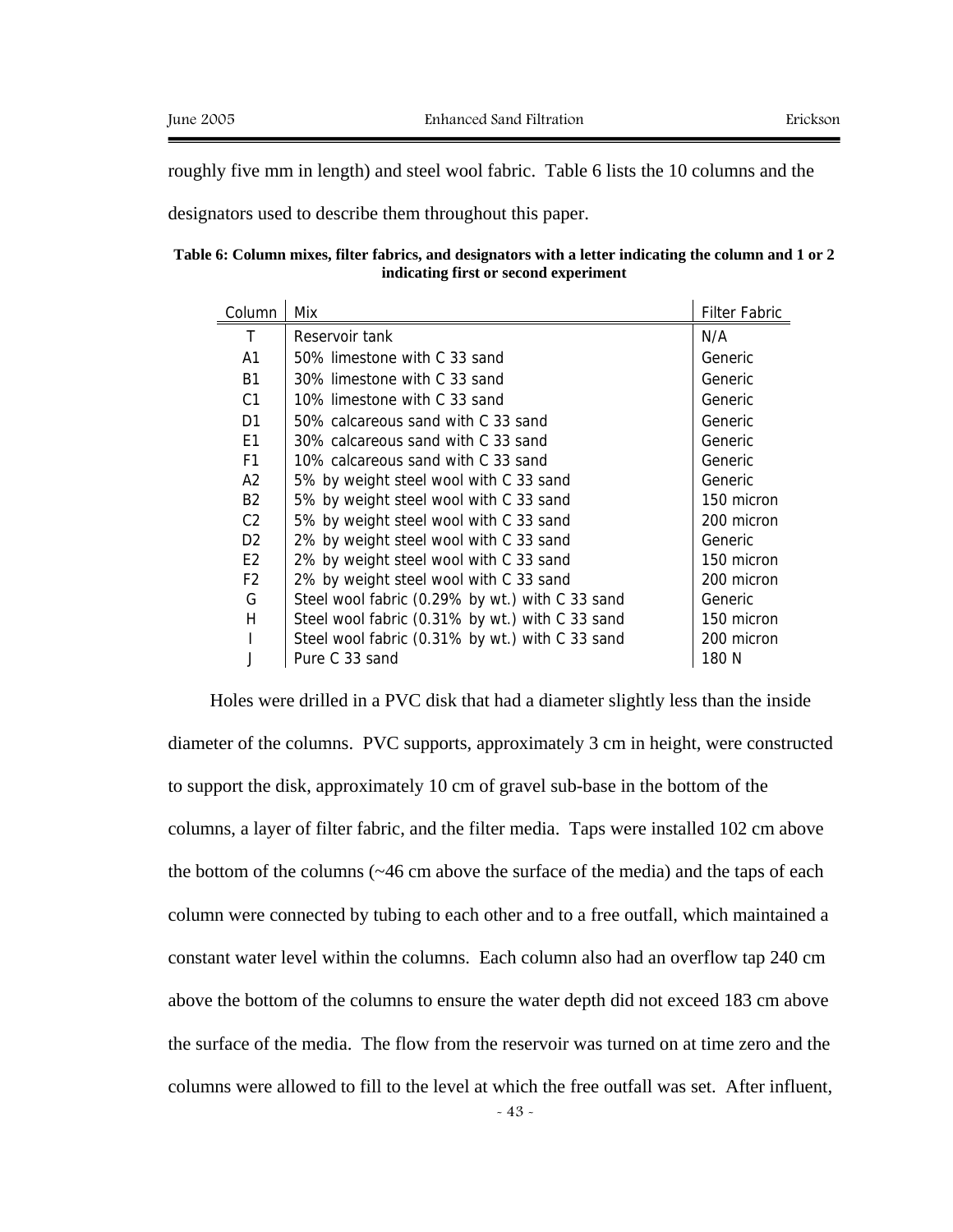roughly five mm in length) and steel wool fabric. Table 6 lists the 10 columns and the designators used to describe them throughout this paper.

**Table 6: Column mixes, filter fabrics, and designators with a letter indicating the column and 1 or 2 indicating first or second experiment**

| Column | Mix | Filter Fabric |
|---|---|---|
| T | Reservoir tank | N/A |
| A1 | 50% limestone with C 33 sand | Generic |
| B1 | 30% limestone with C 33 sand | Generic |
| C1 | 10% limestone with C 33 sand | Generic |
| D1 | 50% calcareous sand with C 33 sand | Generic |
| E1 | 30% calcareous sand with C 33 sand | Generic |
| F1 | 10% calcareous sand with C 33 sand | Generic |
| A2 | 5% by weight steel wool with C 33 sand | Generic |
| B2 | 5% by weight steel wool with C 33 sand | 150 micron |
| C2 | 5% by weight steel wool with C 33 sand | 200 micron |
| D2 | 2% by weight steel wool with C 33 sand | Generic |
| E2 | 2% by weight steel wool with C 33 sand | 150 micron |
| F2 | 2% by weight steel wool with C 33 sand | 200 micron |
| G | Steel wool fabric (0.29% by wt.) with C 33 sand | Generic |
| H | Steel wool fabric (0.31% by wt.) with C 33 sand | 150 micron |
| I | Steel wool fabric (0.31% by wt.) with C 33 sand | 200 micron |
| J | Pure C 33 sand | 180 N |

Holes were drilled in a PVC disk that had a diameter slightly less than the inside diameter of the columns. PVC supports, approximately 3 cm in height, were constructed to support the disk, approximately 10 cm of gravel sub-base in the bottom of the columns, a layer of filter fabric, and the filter media. Taps were installed 102 cm above the bottom of the columns (~46 cm above the surface of the media) and the taps of each column were connected by tubing to each other and to a free outfall, which maintained a constant water level within the columns. Each column also had an overflow tap 240 cm above the bottom of the columns to ensure the water depth did not exceed 183 cm above the surface of the media. The flow from the reservoir was turned on at time zero and the columns were allowed to fill to the level at which the free outfall was set. After influent,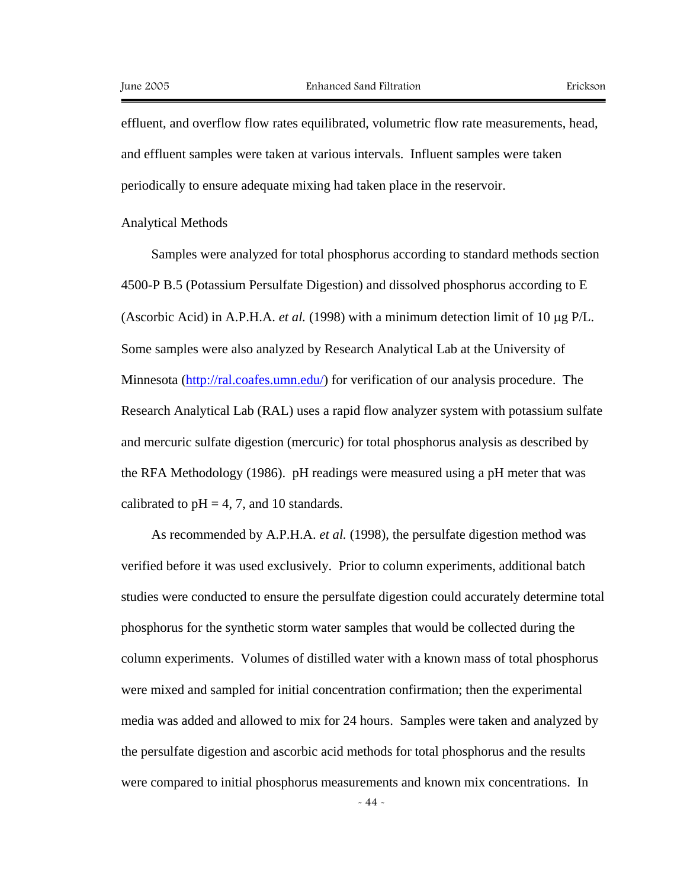effluent, and overflow flow rates equilibrated, volumetric flow rate measurements, head, and effluent samples were taken at various intervals. Influent samples were taken periodically to ensure adequate mixing had taken place in the reservoir.

## Analytical Methods

Samples were analyzed for total phosphorus according to standard methods section 4500-P B.5 (Potassium Persulfate Digestion) and dissolved phosphorus according to E (Ascorbic Acid) in A.P.H.A. *et al.* (1998) with a minimum detection limit of 10 μg P/L. Some samples were also analyzed by Research Analytical Lab at the University of Minnesota (http://ral.coafes.umn.edu/) for verification of our analysis procedure. The Research Analytical Lab (RAL) uses a rapid flow analyzer system with potassium sulfate and mercuric sulfate digestion (mercuric) for total phosphorus analysis as described by the RFA Methodology (1986). pH readings were measured using a pH meter that was calibrated to pH = 4, 7, and 10 standards.

As recommended by A.P.H.A. *et al.* (1998), the persulfate digestion method was verified before it was used exclusively. Prior to column experiments, additional batch studies were conducted to ensure the persulfate digestion could accurately determine total phosphorus for the synthetic storm water samples that would be collected during the column experiments. Volumes of distilled water with a known mass of total phosphorus were mixed and sampled for initial concentration confirmation; then the experimental media was added and allowed to mix for 24 hours. Samples were taken and analyzed by the persulfate digestion and ascorbic acid methods for total phosphorus and the results were compared to initial phosphorus measurements and known mix concentrations. In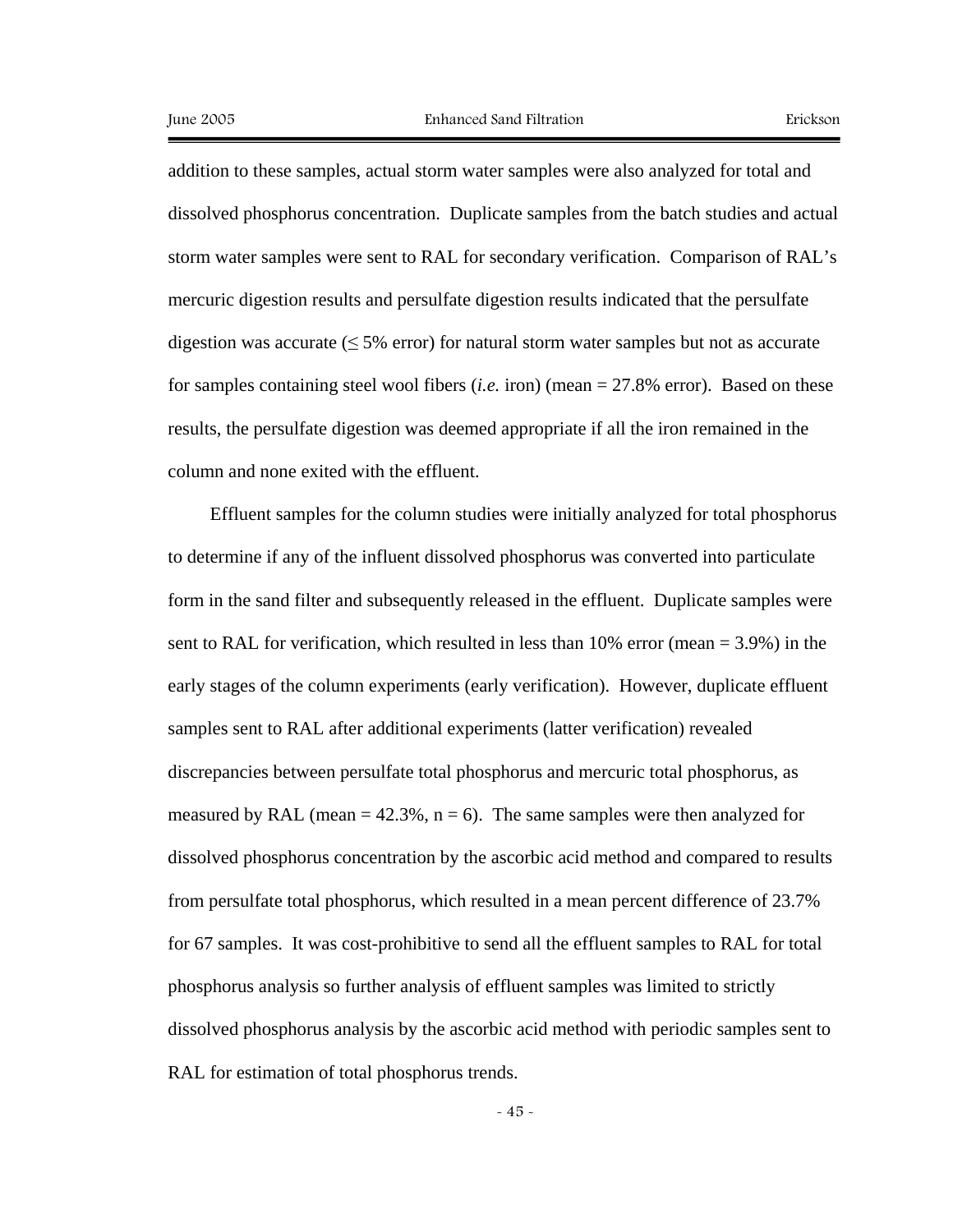addition to these samples, actual storm water samples were also analyzed for total and dissolved phosphorus concentration. Duplicate samples from the batch studies and actual storm water samples were sent to RAL for secondary verification. Comparison of RAL's mercuric digestion results and persulfate digestion results indicated that the persulfate digestion was accurate ($\leq$ 5% error) for natural storm water samples but not as accurate for samples containing steel wool fibers (*i.e.* iron) (mean = 27.8% error). Based on these results, the persulfate digestion was deemed appropriate if all the iron remained in the column and none exited with the effluent.

Effluent samples for the column studies were initially analyzed for total phosphorus to determine if any of the influent dissolved phosphorus was converted into particulate form in the sand filter and subsequently released in the effluent. Duplicate samples were sent to RAL for verification, which resulted in less than 10% error (mean = 3.9%) in the early stages of the column experiments (early verification). However, duplicate effluent samples sent to RAL after additional experiments (latter verification) revealed discrepancies between persulfate total phosphorus and mercuric total phosphorus, as measured by RAL (mean = 42.3%, $n = 6$). The same samples were then analyzed for dissolved phosphorus concentration by the ascorbic acid method and compared to results from persulfate total phosphorus, which resulted in a mean percent difference of 23.7% for 67 samples. It was cost-prohibitive to send all the effluent samples to RAL for total phosphorus analysis so further analysis of effluent samples was limited to strictly dissolved phosphorus analysis by the ascorbic acid method with periodic samples sent to RAL for estimation of total phosphorus trends.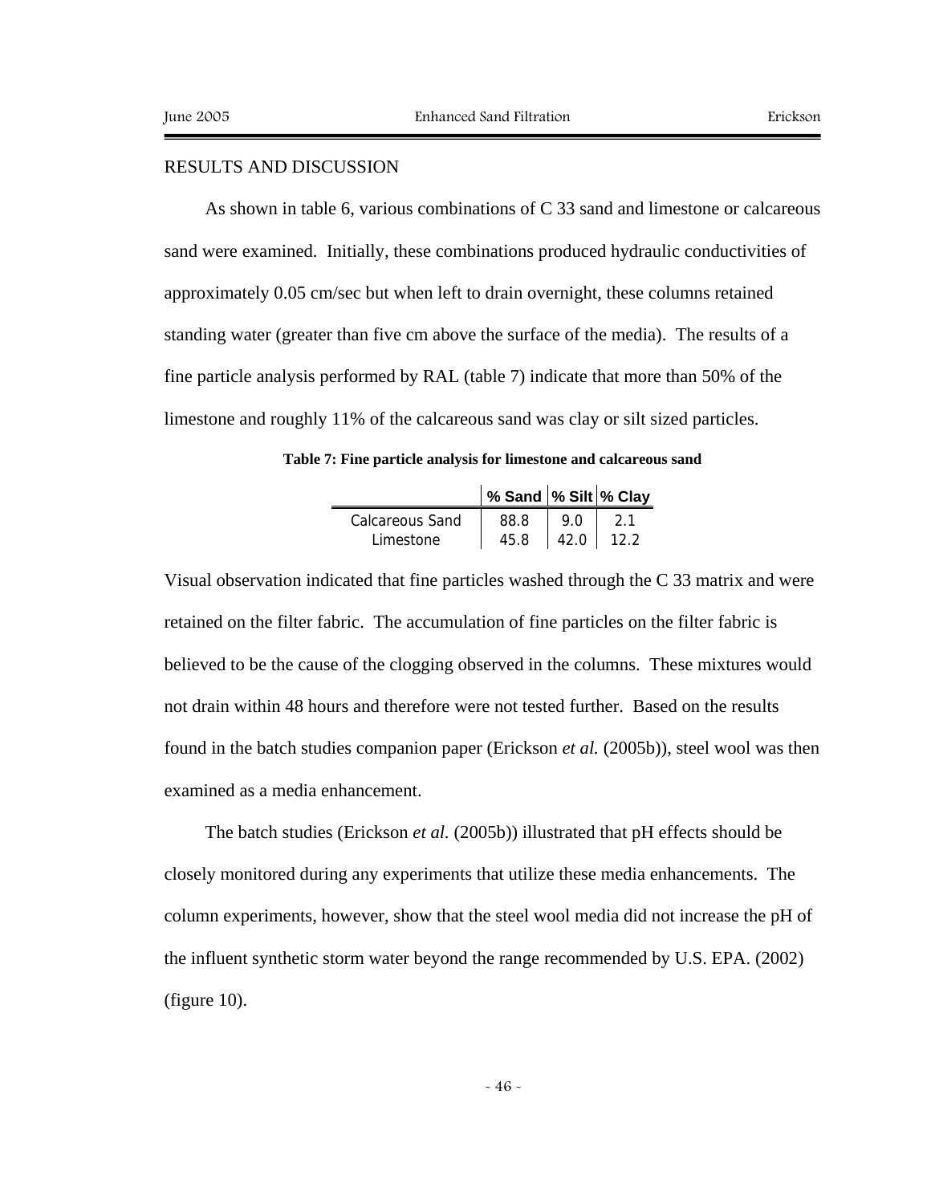## RESULTS AND DISCUSSION

As shown in table 6, various combinations of C 33 sand and limestone or calcareous sand were examined. Initially, these combinations produced hydraulic conductivities of approximately 0.05 cm/sec but when left to drain overnight, these columns retained standing water (greater than five cm above the surface of the media). The results of a fine particle analysis performed by RAL (table 7) indicate that more than 50% of the limestone and roughly 11% of the calcareous sand was clay or silt sized particles.

**Table 7: Fine particle analysis for limestone and calcareous sand**

| | % Sand | % Silt | % Clay |
|---|---|---|---|
| Calcareous Sand | 88.8 | 9.0 | 2.1 |
| Limestone | 45.8 | 42.0 | 12.2 |

Visual observation indicated that fine particles washed through the C 33 matrix and were retained on the filter fabric. The accumulation of fine particles on the filter fabric is believed to be the cause of the clogging observed in the columns. These mixtures would not drain within 48 hours and therefore were not tested further. Based on the results found in the batch studies companion paper (Erickson *et al.* (2005b)), steel wool was then examined as a media enhancement.

The batch studies (Erickson *et al.* (2005b)) illustrated that pH effects should be closely monitored during any experiments that utilize these media enhancements. The column experiments, however, show that the steel wool media did not increase the pH of the influent synthetic storm water beyond the range recommended by U.S. EPA. (2002) (figure 10).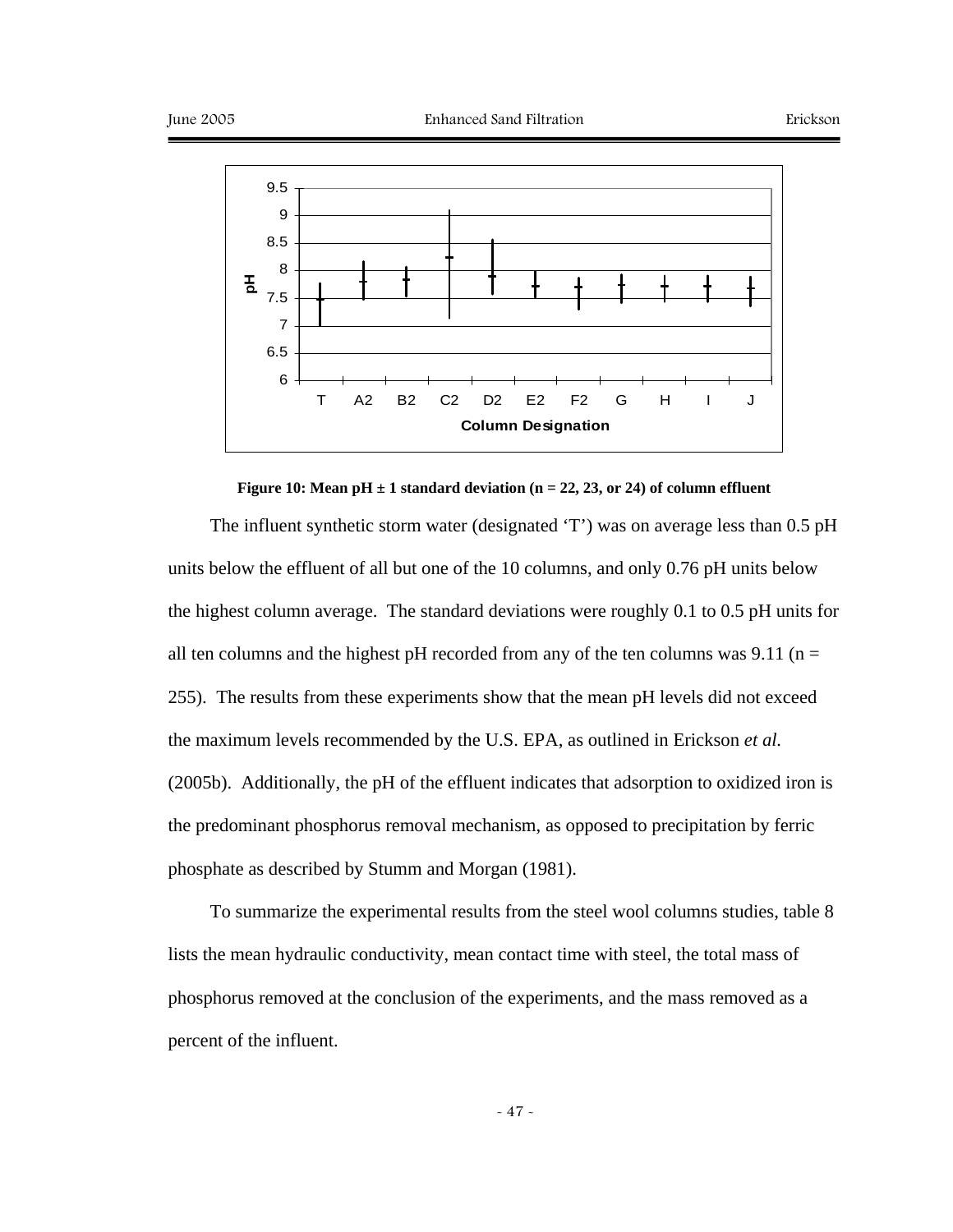**Figure 10: Mean pH ± 1 standard deviation (n = 22, 23, or 24) of column effluent**

The influent synthetic storm water (designated 'T') was on average less than 0.5 pH units below the effluent of all but one of the 10 columns, and only 0.76 pH units below the highest column average. The standard deviations were roughly 0.1 to 0.5 pH units for all ten columns and the highest pH recorded from any of the ten columns was 9.11 (n = 255). The results from these experiments show that the mean pH levels did not exceed the maximum levels recommended by the U.S. EPA, as outlined in Erickson *et al.* (2005b). Additionally, the pH of the effluent indicates that adsorption to oxidized iron is the predominant phosphorus removal mechanism, as opposed to precipitation by ferric phosphate as described by Stumm and Morgan (1981).

To summarize the experimental results from the steel wool columns studies, table 8 lists the mean hydraulic conductivity, mean contact time with steel, the total mass of phosphorus removed at the conclusion of the experiments, and the mass removed as a percent of the influent.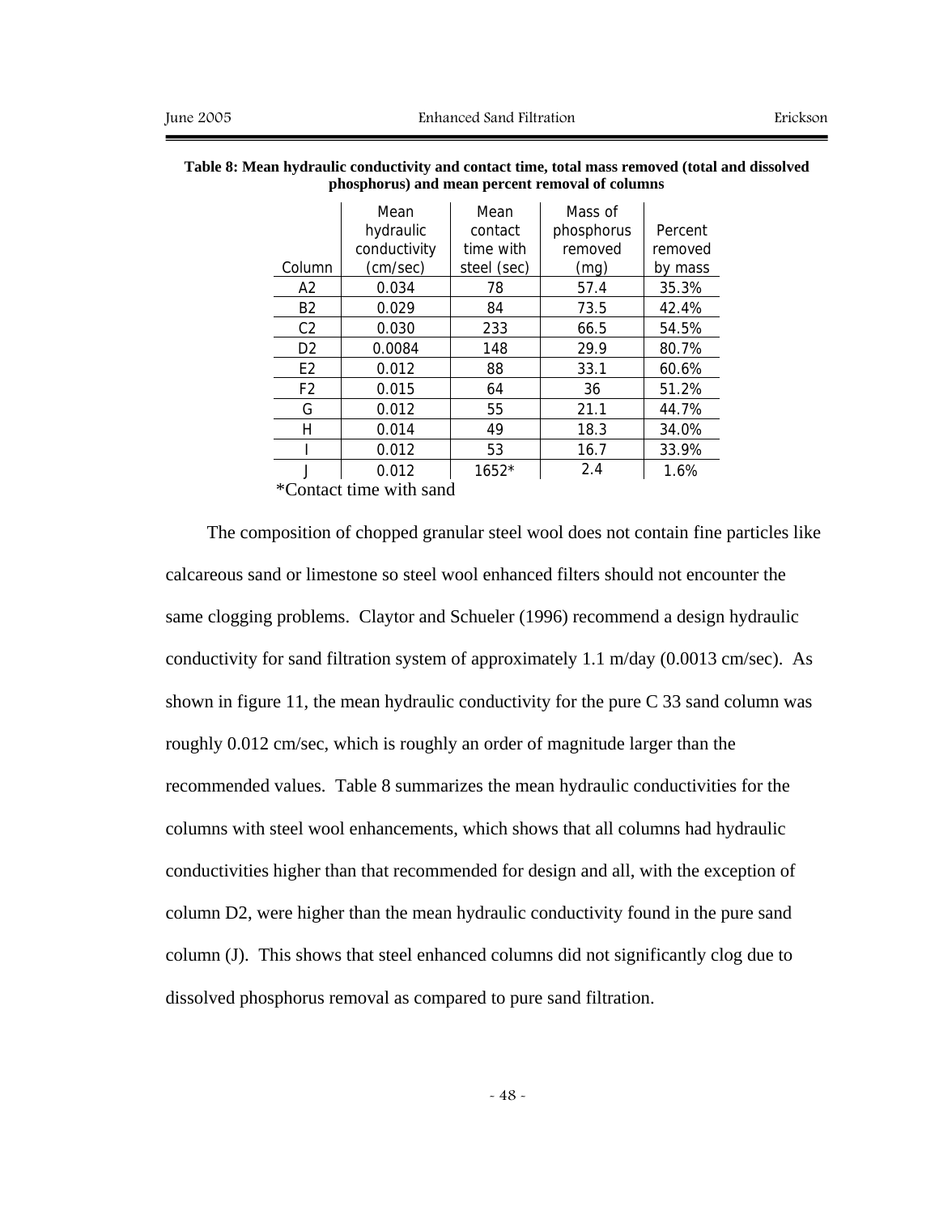**Table 8: Mean hydraulic conductivity and contact time, total mass removed (total and dissolved phosphorus) and mean percent removal of columns**

| Column | Mean hydraulic conductivity (cm/sec) | Mean contact time with steel (sec) | Mass of phosphorus removed (mg) | Percent removed by mass |
|---|---|---|---|---|
| A2 | 0.034 | 78 | 57.4 | 35.3% |
| B2 | 0.029 | 84 | 73.5 | 42.4% |
| C2 | 0.030 | 233 | 66.5 | 54.5% |
| D2 | 0.0084 | 148 | 29.9 | 80.7% |
| E2 | 0.012 | 88 | 33.1 | 60.6% |
| F2 | 0.015 | 64 | 36 | 51.2% |
| G | 0.012 | 55 | 21.1 | 44.7% |
| H | 0.014 | 49 | 18.3 | 34.0% |
| I | 0.012 | 53 | 16.7 | 33.9% |
| J | 0.012 | 1652* | 2.4 | 1.6% |

*Contact time with sand

The composition of chopped granular steel wool does not contain fine particles like calcareous sand or limestone so steel wool enhanced filters should not encounter the same clogging problems. Claytor and Schueler (1996) recommend a design hydraulic conductivity for sand filtration system of approximately 1.1 m/day (0.0013 cm/sec). As shown in figure 11, the mean hydraulic conductivity for the pure C 33 sand column was roughly 0.012 cm/sec, which is roughly an order of magnitude larger than the recommended values. Table 8 summarizes the mean hydraulic conductivities for the columns with steel wool enhancements, which shows that all columns had hydraulic conductivities higher than that recommended for design and all, with the exception of column D2, were higher than the mean hydraulic conductivity found in the pure sand column (J). This shows that steel enhanced columns did not significantly clog due to dissolved phosphorus removal as compared to pure sand filtration.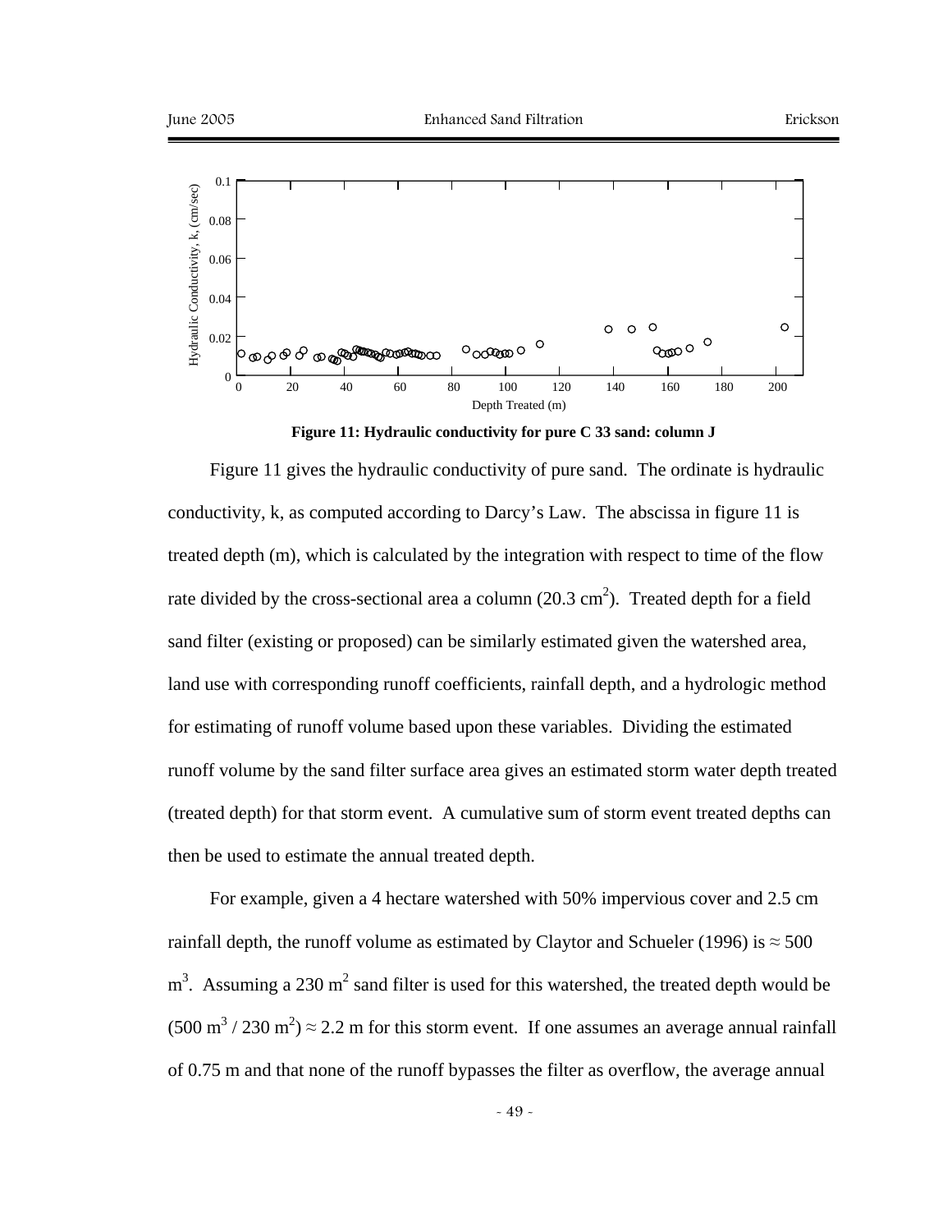**Figure 11: Hydraulic conductivity for pure C 33 sand: column J**

Figure 11 gives the hydraulic conductivity of pure sand. The ordinate is hydraulic conductivity, k, as computed according to Darcy's Law. The abscissa in figure 11 is treated depth (m), which is calculated by the integration with respect to time of the flow rate divided by the cross-sectional area a column (20.3 $cm^2$). Treated depth for a field sand filter (existing or proposed) can be similarly estimated given the watershed area, land use with corresponding runoff coefficients, rainfall depth, and a hydrologic method for estimating of runoff volume based upon these variables. Dividing the estimated runoff volume by the sand filter surface area gives an estimated storm water depth treated (treated depth) for that storm event. A cumulative sum of storm event treated depths can then be used to estimate the annual treated depth.

For example, given a 4 hectare watershed with 50% impervious cover and 2.5 cm rainfall depth, the runoff volume as estimated by Claytor and Schueler (1996) is ≈ 500 $m^3$. Assuming a 230 $m^2$ sand filter is used for this watershed, the treated depth would be (500 $m^3$ / 230 $m^2$) ≈ 2.2 m for this storm event. If one assumes an average annual rainfall of 0.75 m and that none of the runoff bypasses the filter as overflow, the average annual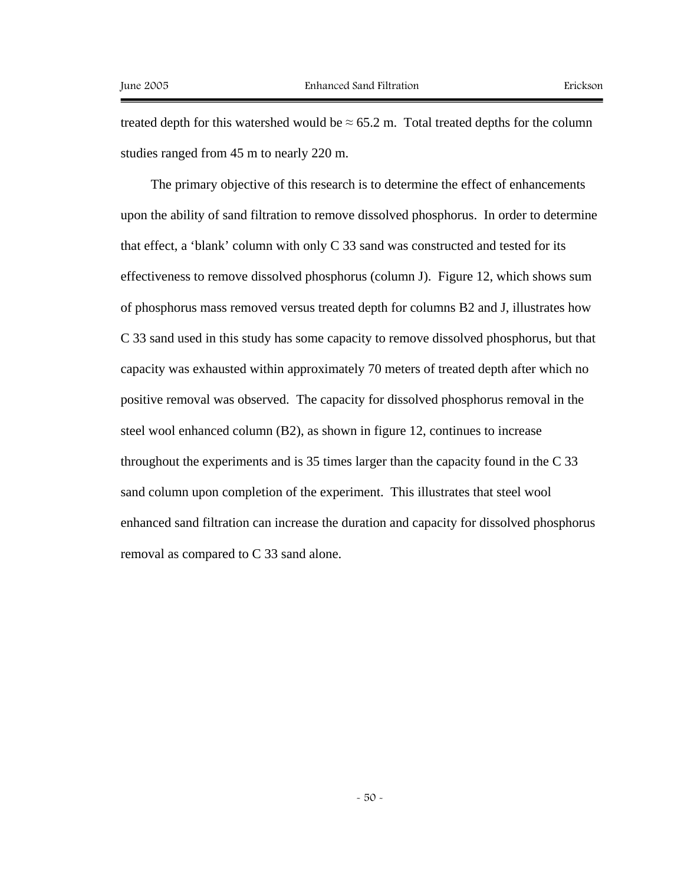treated depth for this watershed would be ≈ 65.2 m. Total treated depths for the column studies ranged from 45 m to nearly 220 m.

The primary objective of this research is to determine the effect of enhancements upon the ability of sand filtration to remove dissolved phosphorus. In order to determine that effect, a 'blank' column with only C 33 sand was constructed and tested for its effectiveness to remove dissolved phosphorus (column J). Figure 12, which shows sum of phosphorus mass removed versus treated depth for columns B2 and J, illustrates how C 33 sand used in this study has some capacity to remove dissolved phosphorus, but that capacity was exhausted within approximately 70 meters of treated depth after which no positive removal was observed. The capacity for dissolved phosphorus removal in the steel wool enhanced column (B2), as shown in figure 12, continues to increase throughout the experiments and is 35 times larger than the capacity found in the C 33 sand column upon completion of the experiment. This illustrates that steel wool enhanced sand filtration can increase the duration and capacity for dissolved phosphorus removal as compared to C 33 sand alone.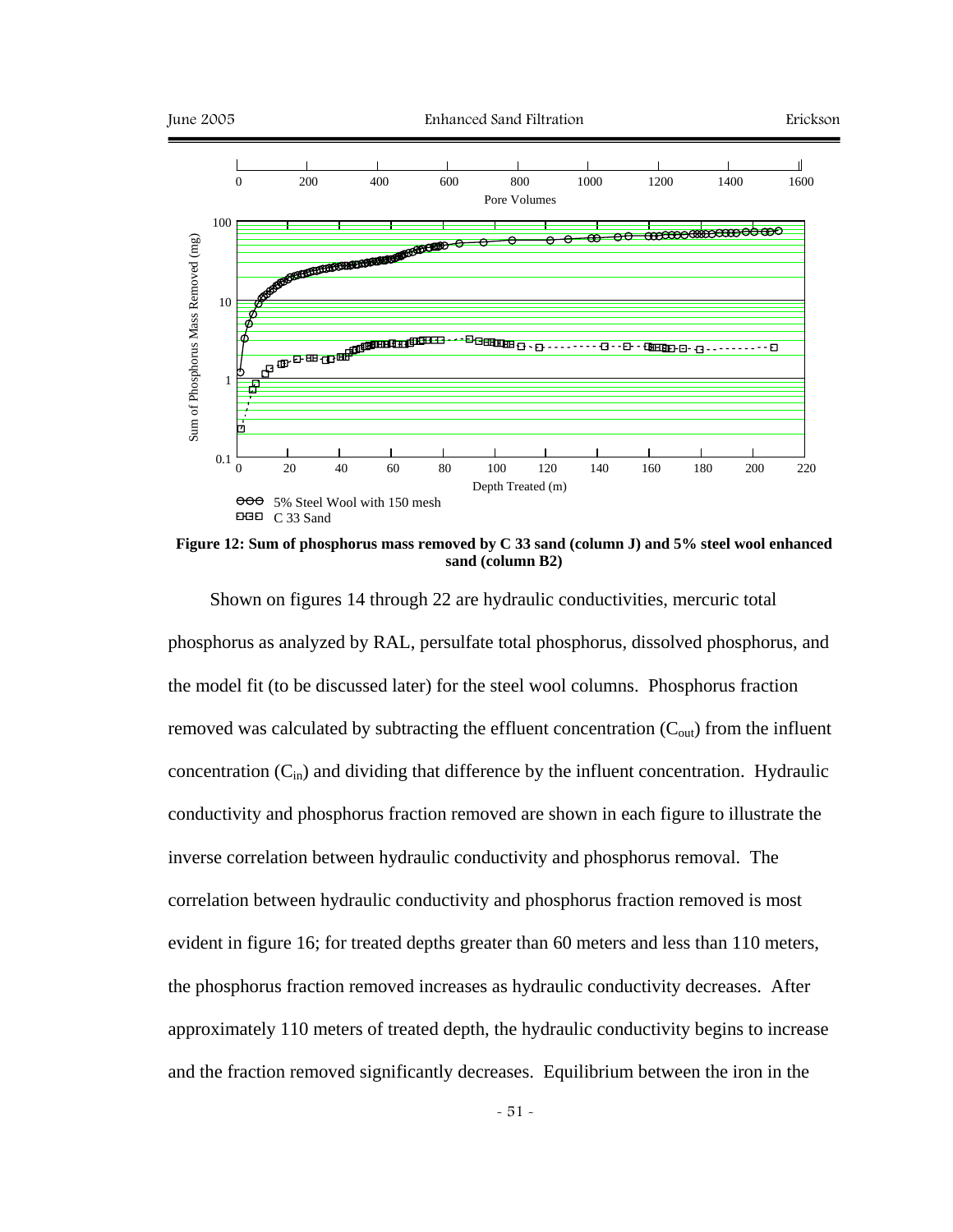**Figure 12: Sum of phosphorus mass removed by C 33 sand (column J) and 5% steel wool enhanced sand (column B2)**

Shown on figures 14 through 22 are hydraulic conductivities, mercuric total phosphorus as analyzed by RAL, persulfate total phosphorus, dissolved phosphorus, and the model fit (to be discussed later) for the steel wool columns. Phosphorus fraction removed was calculated by subtracting the effluent concentration ($C_{out}$) from the influent concentration ($C_{in}$) and dividing that difference by the influent concentration. Hydraulic conductivity and phosphorus fraction removed are shown in each figure to illustrate the inverse correlation between hydraulic conductivity and phosphorus removal. The correlation between hydraulic conductivity and phosphorus fraction removed is most evident in figure 16; for treated depths greater than 60 meters and less than 110 meters, the phosphorus fraction removed increases as hydraulic conductivity decreases. After approximately 110 meters of treated depth, the hydraulic conductivity begins to increase and the fraction removed significantly decreases. Equilibrium between the iron in the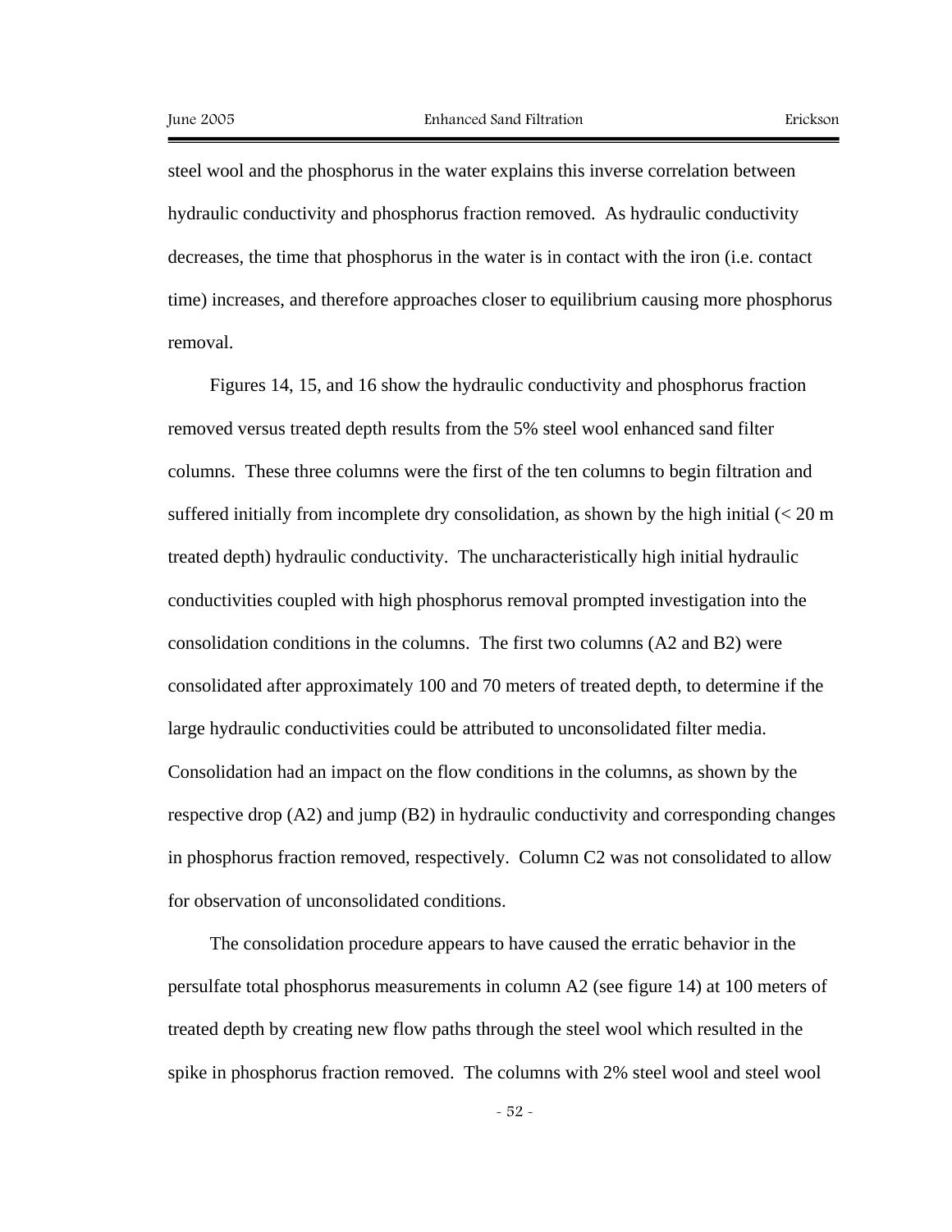steel wool and the phosphorus in the water explains this inverse correlation between hydraulic conductivity and phosphorus fraction removed. As hydraulic conductivity decreases, the time that phosphorus in the water is in contact with the iron (i.e. contact time) increases, and therefore approaches closer to equilibrium causing more phosphorus removal.

Figures 14, 15, and 16 show the hydraulic conductivity and phosphorus fraction removed versus treated depth results from the 5% steel wool enhanced sand filter columns. These three columns were the first of the ten columns to begin filtration and suffered initially from incomplete dry consolidation, as shown by the high initial (< 20 m treated depth) hydraulic conductivity. The uncharacteristically high initial hydraulic conductivities coupled with high phosphorus removal prompted investigation into the consolidation conditions in the columns. The first two columns (A2 and B2) were consolidated after approximately 100 and 70 meters of treated depth, to determine if the large hydraulic conductivities could be attributed to unconsolidated filter media. Consolidation had an impact on the flow conditions in the columns, as shown by the respective drop (A2) and jump (B2) in hydraulic conductivity and corresponding changes in phosphorus fraction removed, respectively. Column C2 was not consolidated to allow for observation of unconsolidated conditions.

The consolidation procedure appears to have caused the erratic behavior in the persulfate total phosphorus measurements in column A2 (see figure 14) at 100 meters of treated depth by creating new flow paths through the steel wool which resulted in the spike in phosphorus fraction removed. The columns with 2% steel wool and steel wool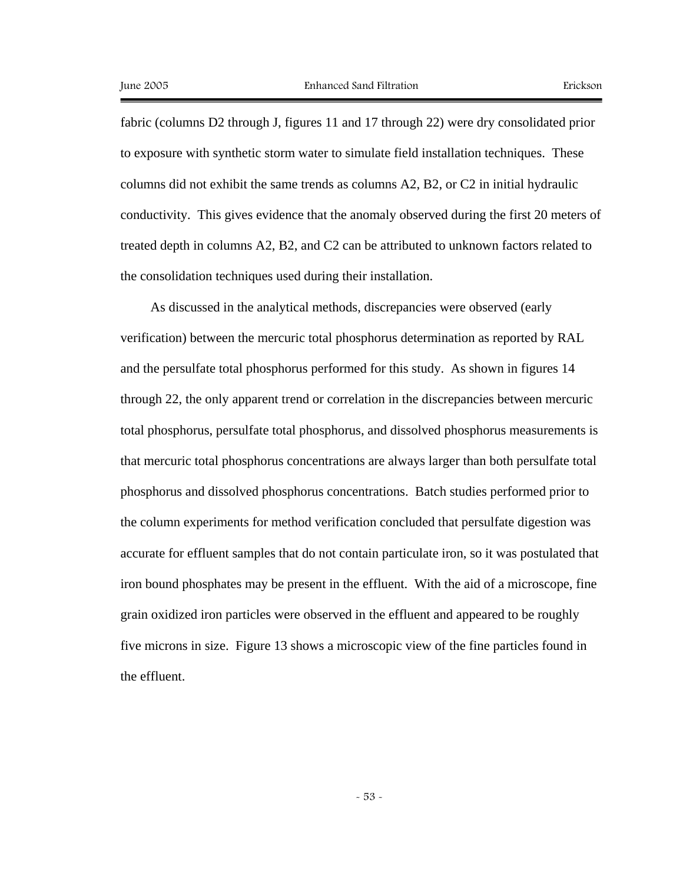fabric (columns D2 through J, figures 11 and 17 through 22) were dry consolidated prior to exposure with synthetic storm water to simulate field installation techniques. These columns did not exhibit the same trends as columns A2, B2, or C2 in initial hydraulic conductivity. This gives evidence that the anomaly observed during the first 20 meters of treated depth in columns A2, B2, and C2 can be attributed to unknown factors related to the consolidation techniques used during their installation.

As discussed in the analytical methods, discrepancies were observed (early verification) between the mercuric total phosphorus determination as reported by RAL and the persulfate total phosphorus performed for this study. As shown in figures 14 through 22, the only apparent trend or correlation in the discrepancies between mercuric total phosphorus, persulfate total phosphorus, and dissolved phosphorus measurements is that mercuric total phosphorus concentrations are always larger than both persulfate total phosphorus and dissolved phosphorus concentrations. Batch studies performed prior to the column experiments for method verification concluded that persulfate digestion was accurate for effluent samples that do not contain particulate iron, so it was postulated that iron bound phosphates may be present in the effluent. With the aid of a microscope, fine grain oxidized iron particles were observed in the effluent and appeared to be roughly five microns in size. Figure 13 shows a microscopic view of the fine particles found in the effluent.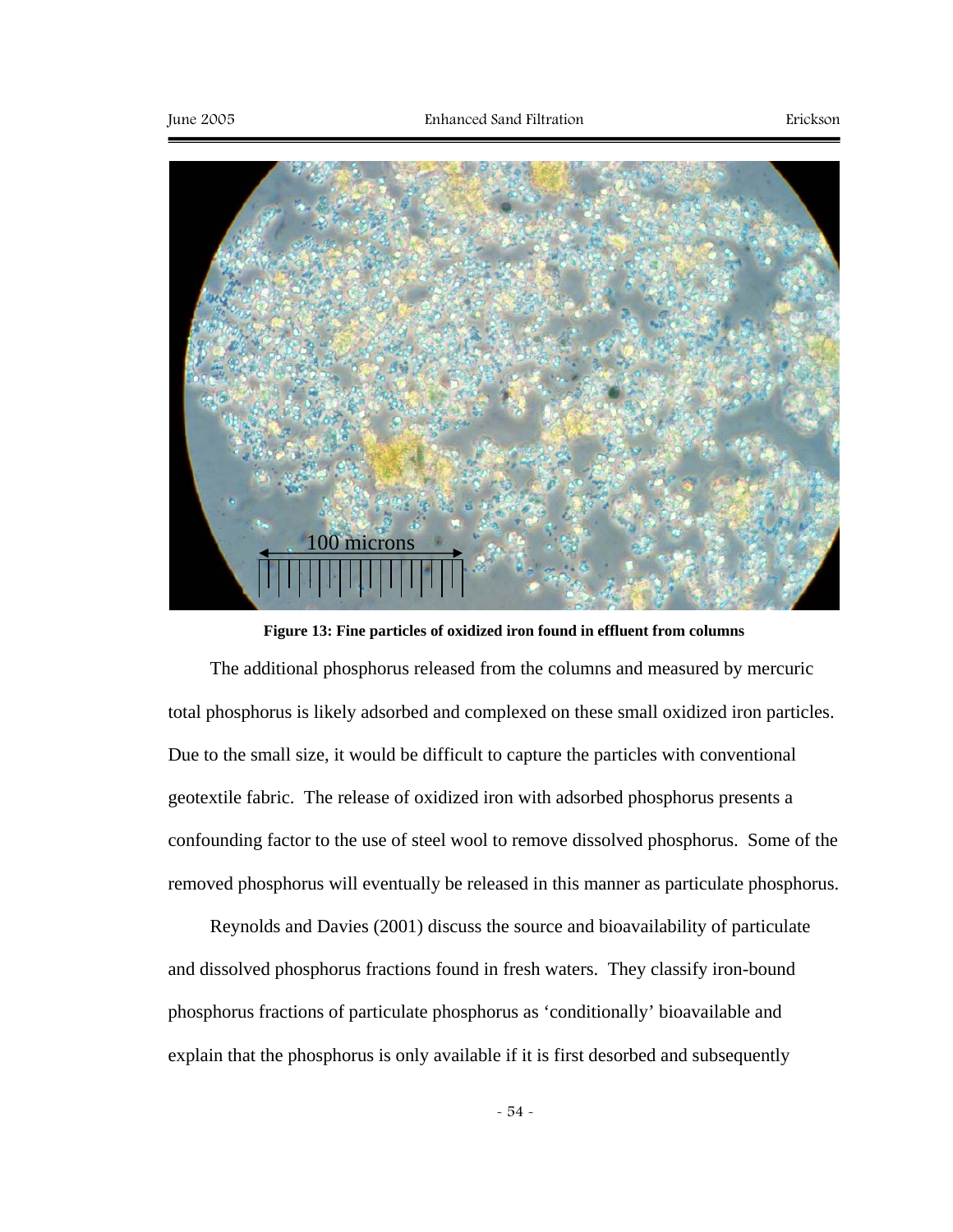**Figure 13: Fine particles of oxidized iron found in effluent from columns**

The additional phosphorus released from the columns and measured by mercuric total phosphorus is likely adsorbed and complexed on these small oxidized iron particles. Due to the small size, it would be difficult to capture the particles with conventional geotextile fabric. The release of oxidized iron with adsorbed phosphorus presents a confounding factor to the use of steel wool to remove dissolved phosphorus. Some of the removed phosphorus will eventually be released in this manner as particulate phosphorus.

Reynolds and Davies (2001) discuss the source and bioavailability of particulate and dissolved phosphorus fractions found in fresh waters. They classify iron-bound phosphorus fractions of particulate phosphorus as 'conditionally' bioavailable and explain that the phosphorus is only available if it is first desorbed and subsequently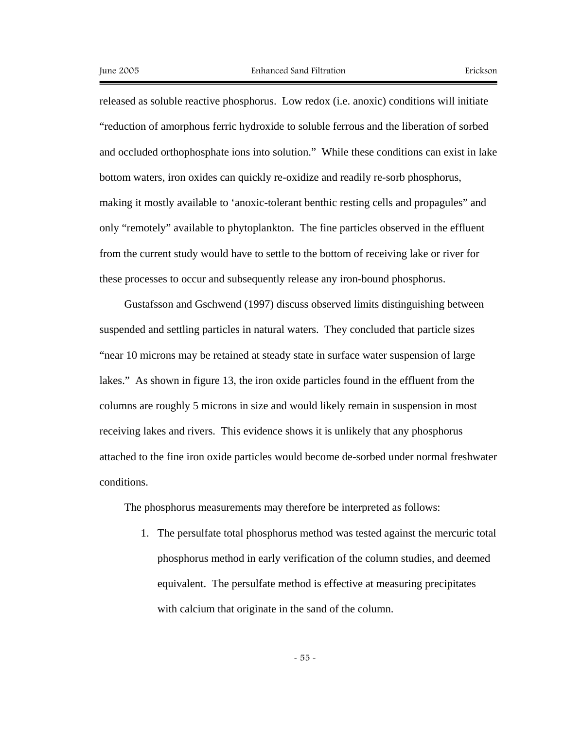released as soluble reactive phosphorus. Low redox (i.e. anoxic) conditions will initiate "reduction of amorphous ferric hydroxide to soluble ferrous and the liberation of sorbed and occluded orthophosphate ions into solution." While these conditions can exist in lake bottom waters, iron oxides can quickly re-oxidize and readily re-sorb phosphorus, making it mostly available to 'anoxic-tolerant benthic resting cells and propagules" and only "remotely" available to phytoplankton. The fine particles observed in the effluent from the current study would have to settle to the bottom of receiving lake or river for these processes to occur and subsequently release any iron-bound phosphorus.

Gustafsson and Gschwend (1997) discuss observed limits distinguishing between suspended and settling particles in natural waters. They concluded that particle sizes "near 10 microns may be retained at steady state in surface water suspension of large lakes." As shown in figure 13, the iron oxide particles found in the effluent from the columns are roughly 5 microns in size and would likely remain in suspension in most receiving lakes and rivers. This evidence shows it is unlikely that any phosphorus attached to the fine iron oxide particles would become de-sorbed under normal freshwater conditions.

The phosphorus measurements may therefore be interpreted as follows:

1. The persulfate total phosphorus method was tested against the mercuric total phosphorus method in early verification of the column studies, and deemed equivalent. The persulfate method is effective at measuring precipitates with calcium that originate in the sand of the column.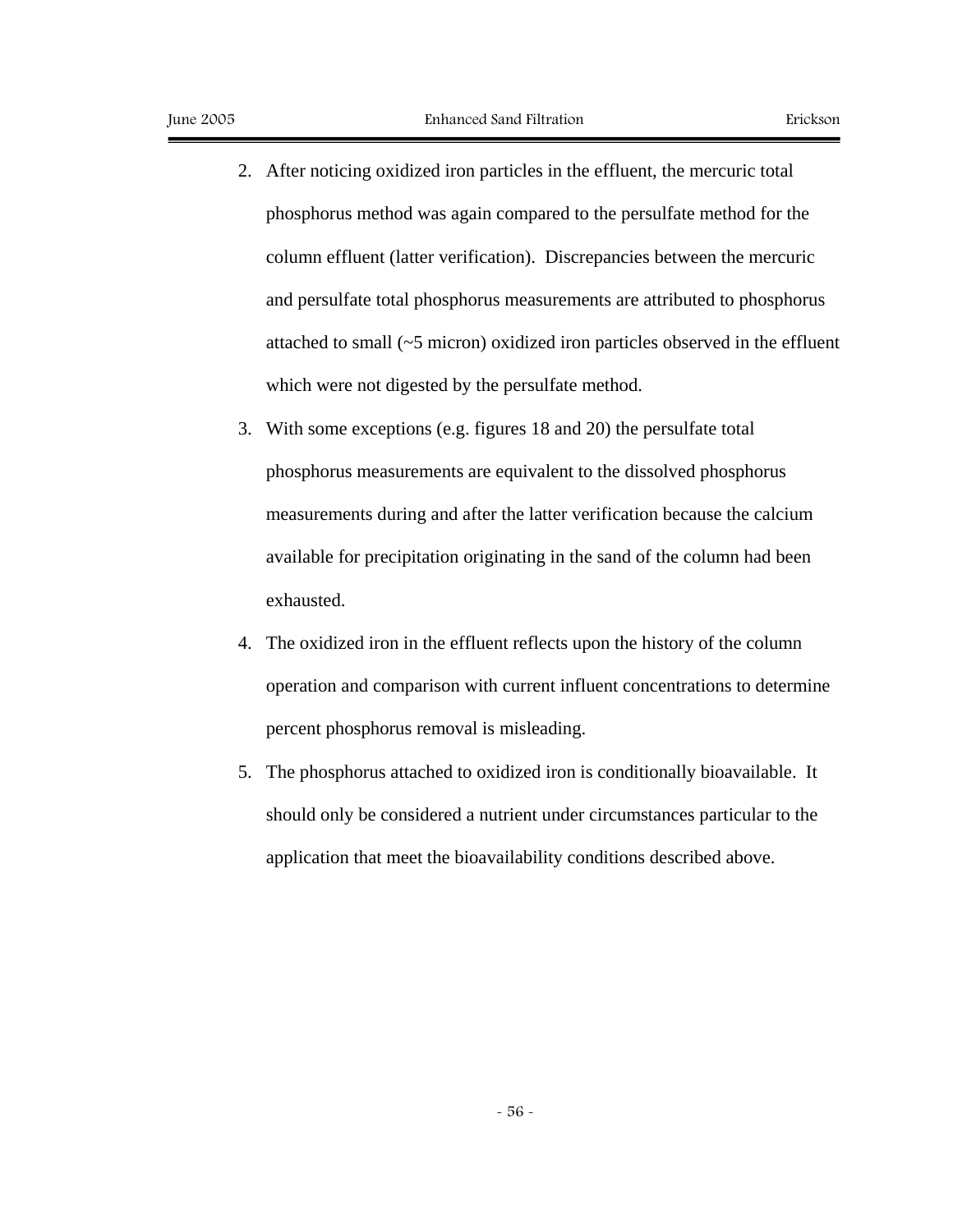2. After noticing oxidized iron particles in the effluent, the mercuric total phosphorus method was again compared to the persulfate method for the column effluent (latter verification). Discrepancies between the mercuric and persulfate total phosphorus measurements are attributed to phosphorus attached to small (~5 micron) oxidized iron particles observed in the effluent which were not digested by the persulfate method.
3. With some exceptions (e.g. figures 18 and 20) the persulfate total phosphorus measurements are equivalent to the dissolved phosphorus measurements during and after the latter verification because the calcium available for precipitation originating in the sand of the column had been exhausted.
4. The oxidized iron in the effluent reflects upon the history of the column operation and comparison with current influent concentrations to determine percent phosphorus removal is misleading.
5. The phosphorus attached to oxidized iron is conditionally bioavailable. It should only be considered a nutrient under circumstances particular to the application that meet the bioavailability conditions described above.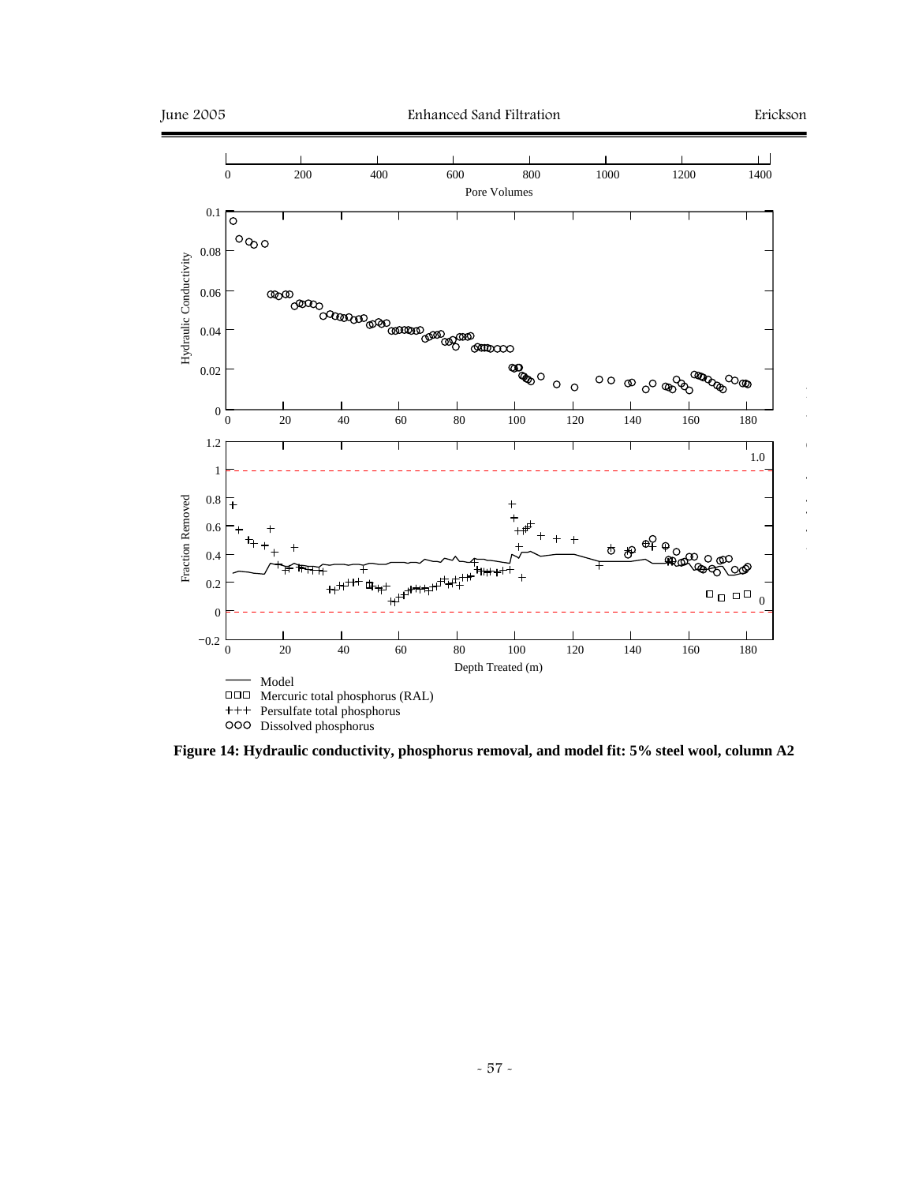**Figure 14: Hydraulic conductivity, phosphorus removal, and model fit: 5% steel wool, column A2**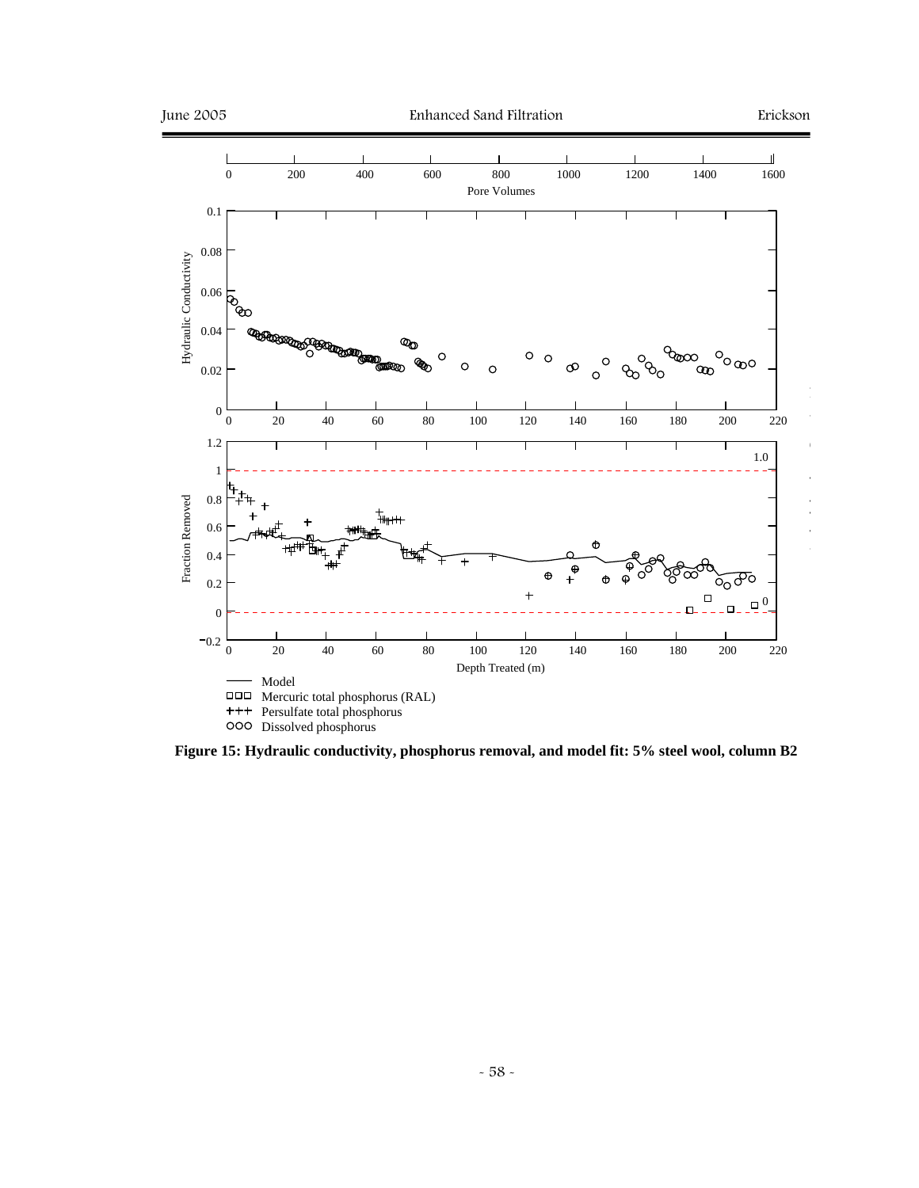Figure 15: Hydraulic conductivity, phosphorus removal, and model fit: 5% steel wool, column B2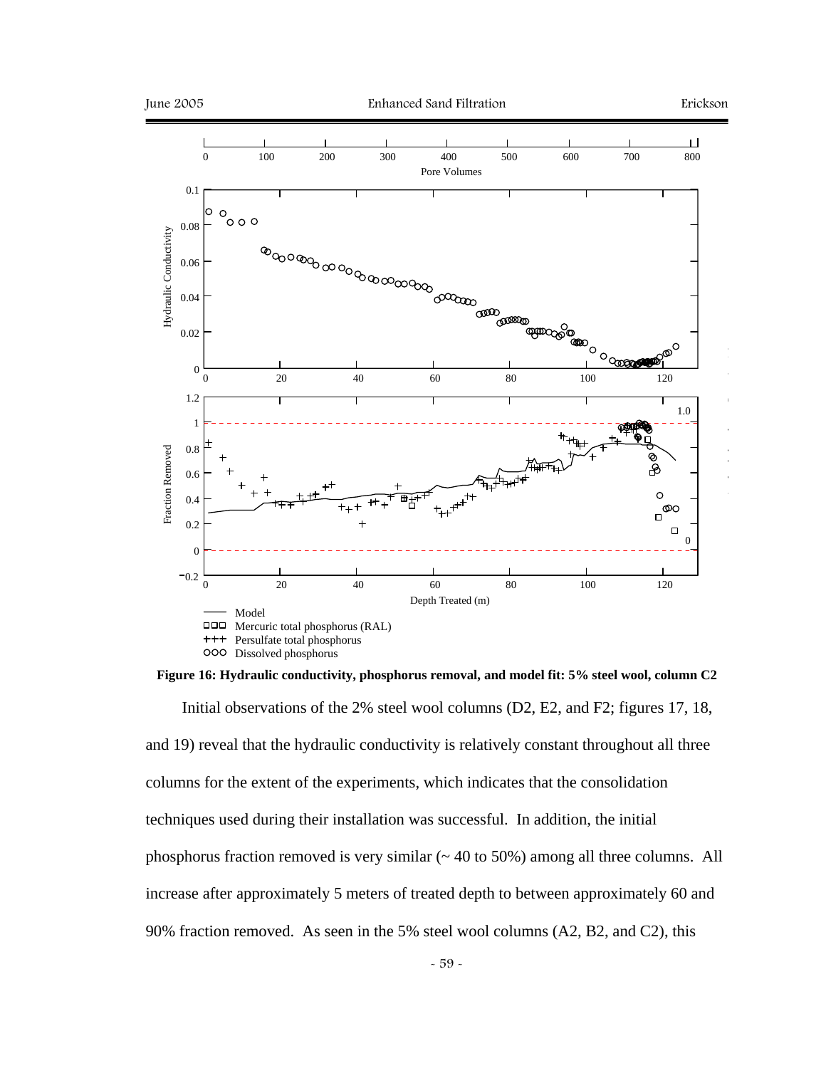Figure 16: Hydraulic conductivity, phosphorus removal, and model fit: 5% steel wool, column C2

Initial observations of the 2% steel wool columns (D2, E2, and F2; figures 17, 18, and 19) reveal that the hydraulic conductivity is relatively constant throughout all three columns for the extent of the experiments, which indicates that the consolidation techniques used during their installation was successful. In addition, the initial phosphorus fraction removed is very similar (~ 40 to 50%) among all three columns. All increase after approximately 5 meters of treated depth to between approximately 60 and 90% fraction removed. As seen in the 5% steel wool columns (A2, B2, and C2), this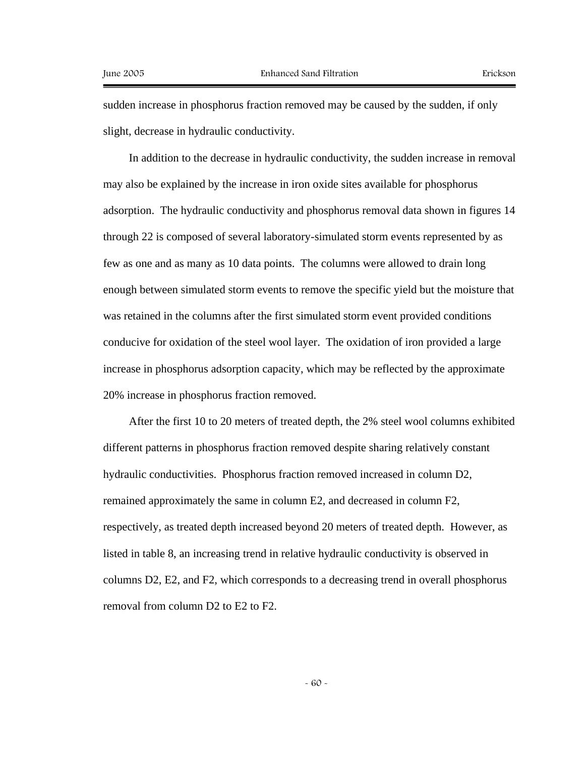sudden increase in phosphorus fraction removed may be caused by the sudden, if only slight, decrease in hydraulic conductivity.

In addition to the decrease in hydraulic conductivity, the sudden increase in removal may also be explained by the increase in iron oxide sites available for phosphorus adsorption. The hydraulic conductivity and phosphorus removal data shown in figures 14 through 22 is composed of several laboratory-simulated storm events represented by as few as one and as many as 10 data points. The columns were allowed to drain long enough between simulated storm events to remove the specific yield but the moisture that was retained in the columns after the first simulated storm event provided conditions conducive for oxidation of the steel wool layer. The oxidation of iron provided a large increase in phosphorus adsorption capacity, which may be reflected by the approximate 20% increase in phosphorus fraction removed.

After the first 10 to 20 meters of treated depth, the 2% steel wool columns exhibited different patterns in phosphorus fraction removed despite sharing relatively constant hydraulic conductivities. Phosphorus fraction removed increased in column D2, remained approximately the same in column E2, and decreased in column F2, respectively, as treated depth increased beyond 20 meters of treated depth. However, as listed in table 8, an increasing trend in relative hydraulic conductivity is observed in columns D2, E2, and F2, which corresponds to a decreasing trend in overall phosphorus removal from column D2 to E2 to F2.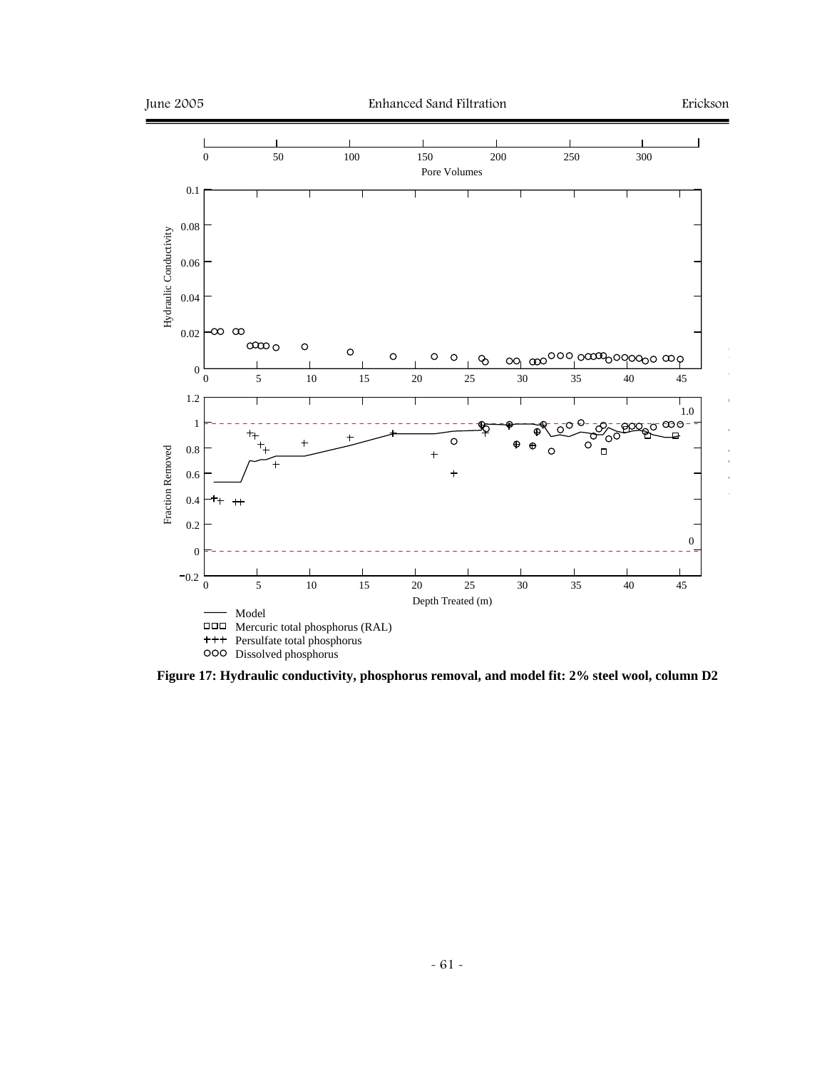**Figure 17: Hydraulic conductivity, phosphorus removal, and model fit: 2% steel wool, column D2**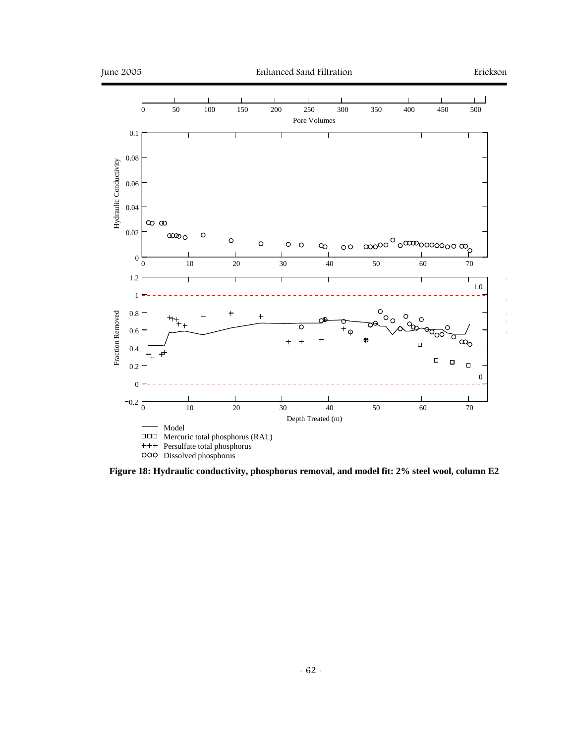**Figure 18: Hydraulic conductivity, phosphorus removal, and model fit: 2% steel wool, column E2**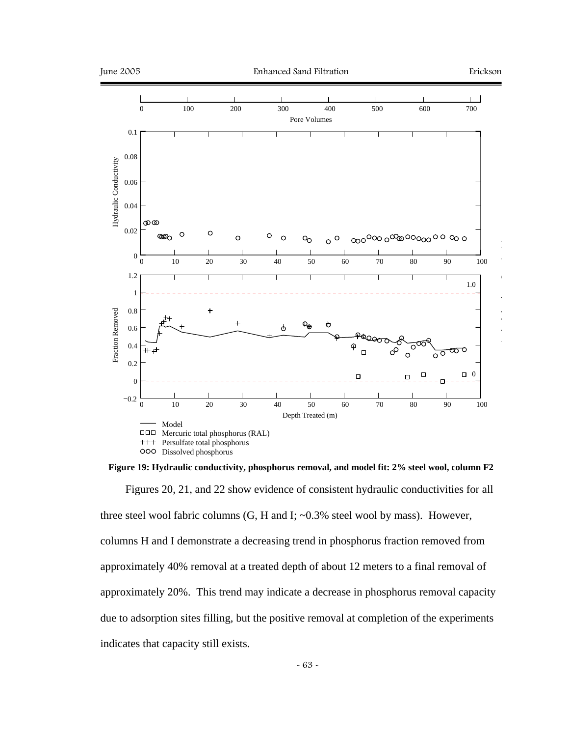**Figure 19: Hydraulic conductivity, phosphorus removal, and model fit: 2% steel wool, column F2**

Figures 20, 21, and 22 show evidence of consistent hydraulic conductivities for all three steel wool fabric columns (G, H and I; ~0.3% steel wool by mass). However, columns H and I demonstrate a decreasing trend in phosphorus fraction removed from approximately 40% removal at a treated depth of about 12 meters to a final removal of approximately 20%. This trend may indicate a decrease in phosphorus removal capacity due to adsorption sites filling, but the positive removal at completion of the experiments indicates that capacity still exists.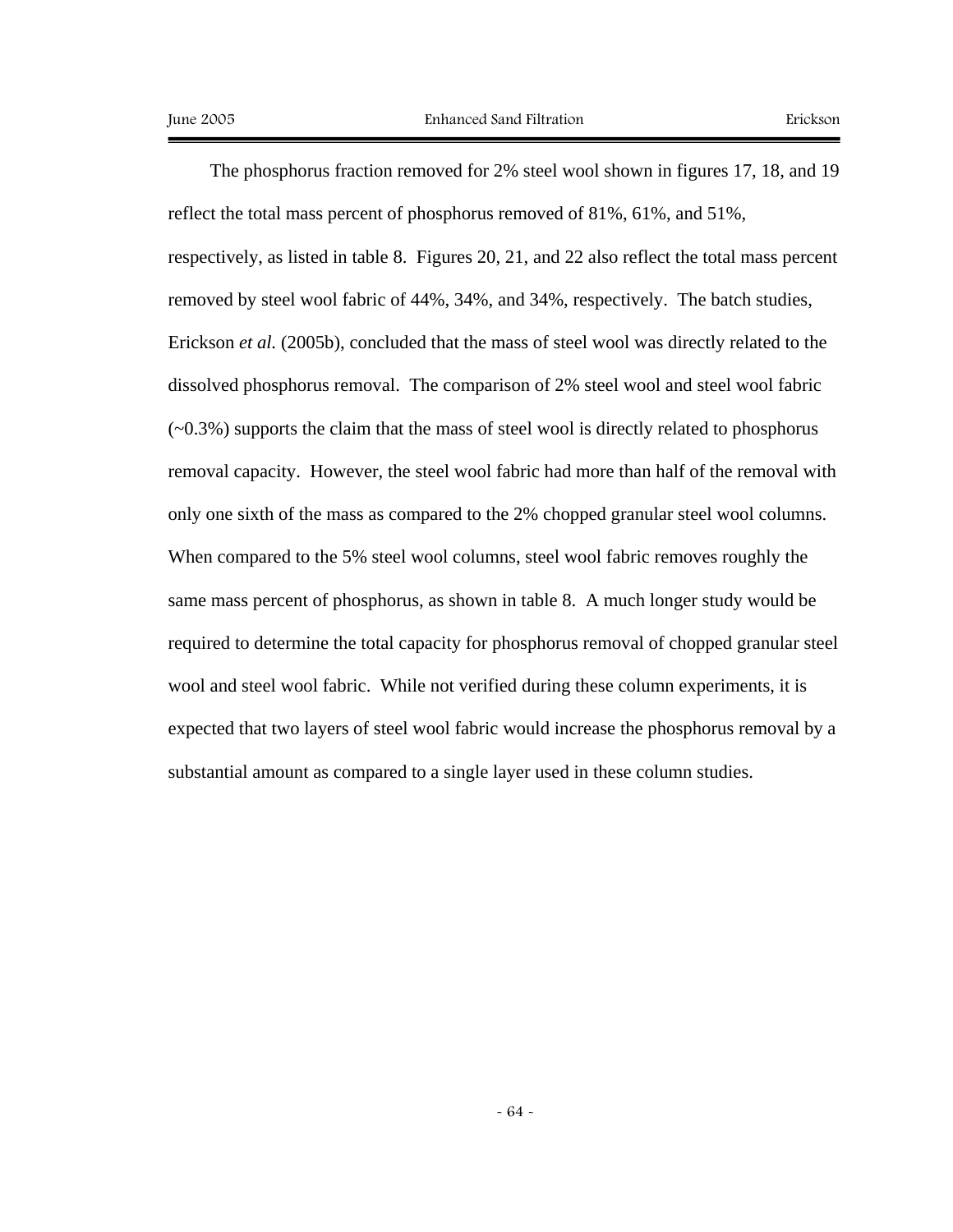The phosphorus fraction removed for 2% steel wool shown in figures 17, 18, and 19 reflect the total mass percent of phosphorus removed of 81%, 61%, and 51%, respectively, as listed in table 8. Figures 20, 21, and 22 also reflect the total mass percent removed by steel wool fabric of 44%, 34%, and 34%, respectively. The batch studies, Erickson *et al.* (2005b), concluded that the mass of steel wool was directly related to the dissolved phosphorus removal. The comparison of 2% steel wool and steel wool fabric (~0.3%) supports the claim that the mass of steel wool is directly related to phosphorus removal capacity. However, the steel wool fabric had more than half of the removal with only one sixth of the mass as compared to the 2% chopped granular steel wool columns. When compared to the 5% steel wool columns, steel wool fabric removes roughly the same mass percent of phosphorus, as shown in table 8. A much longer study would be required to determine the total capacity for phosphorus removal of chopped granular steel wool and steel wool fabric. While not verified during these column experiments, it is expected that two layers of steel wool fabric would increase the phosphorus removal by a substantial amount as compared to a single layer used in these column studies.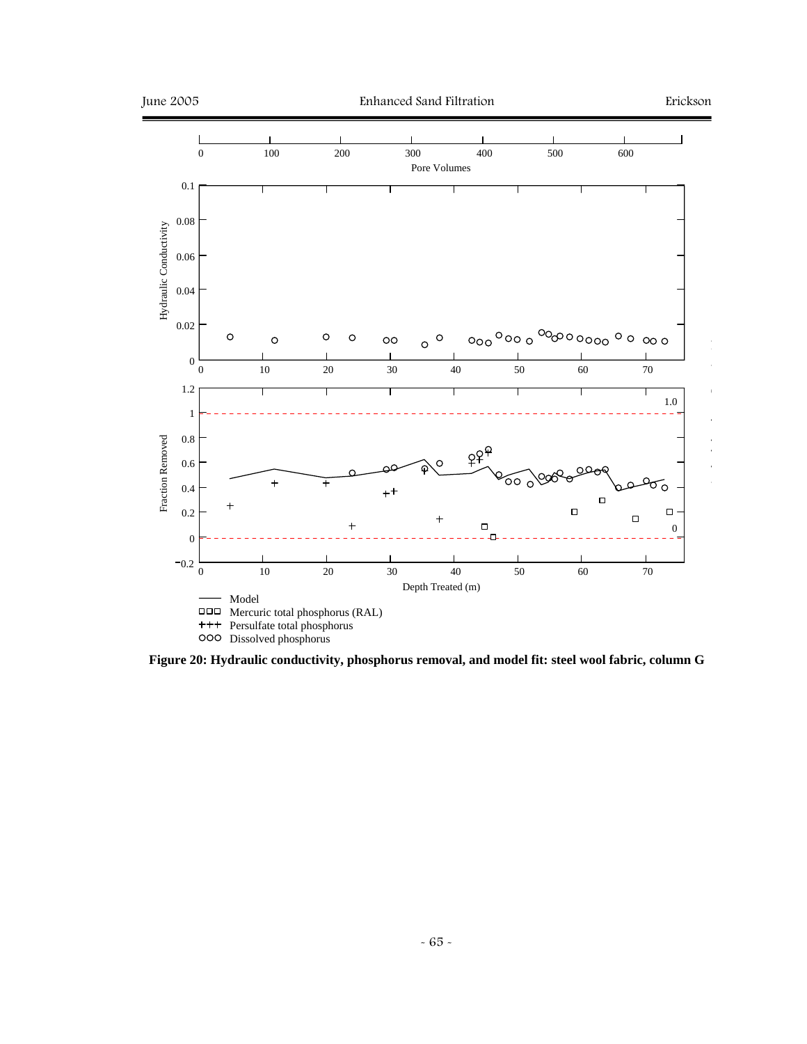Figure 20: Hydraulic conductivity, phosphorus removal, and model fit: steel wool fabric, column G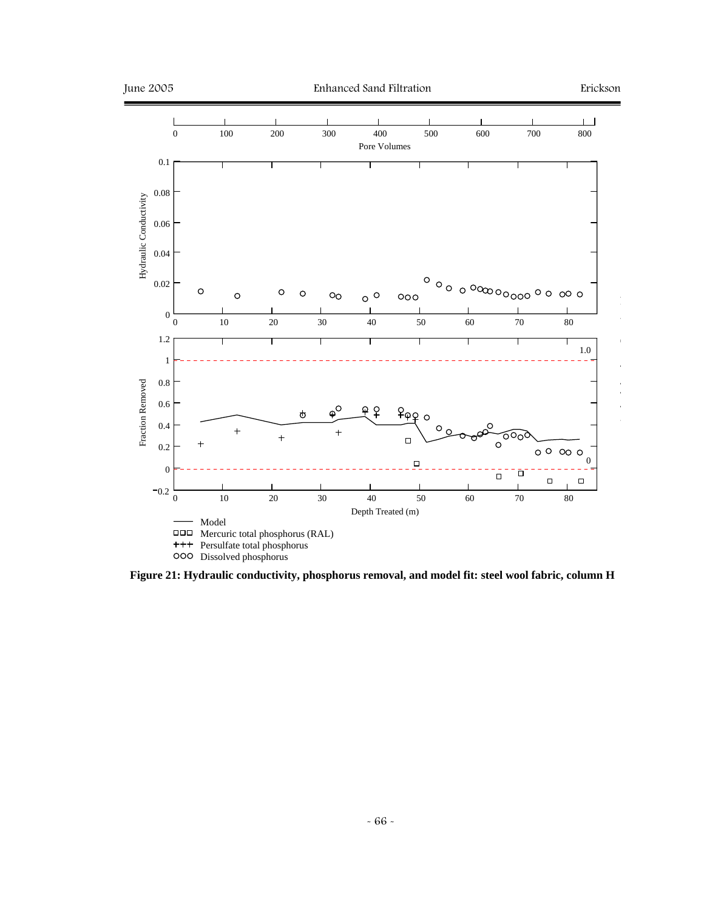Figure 21: Hydraulic conductivity, phosphorus removal, and model fit: steel wool fabric, column H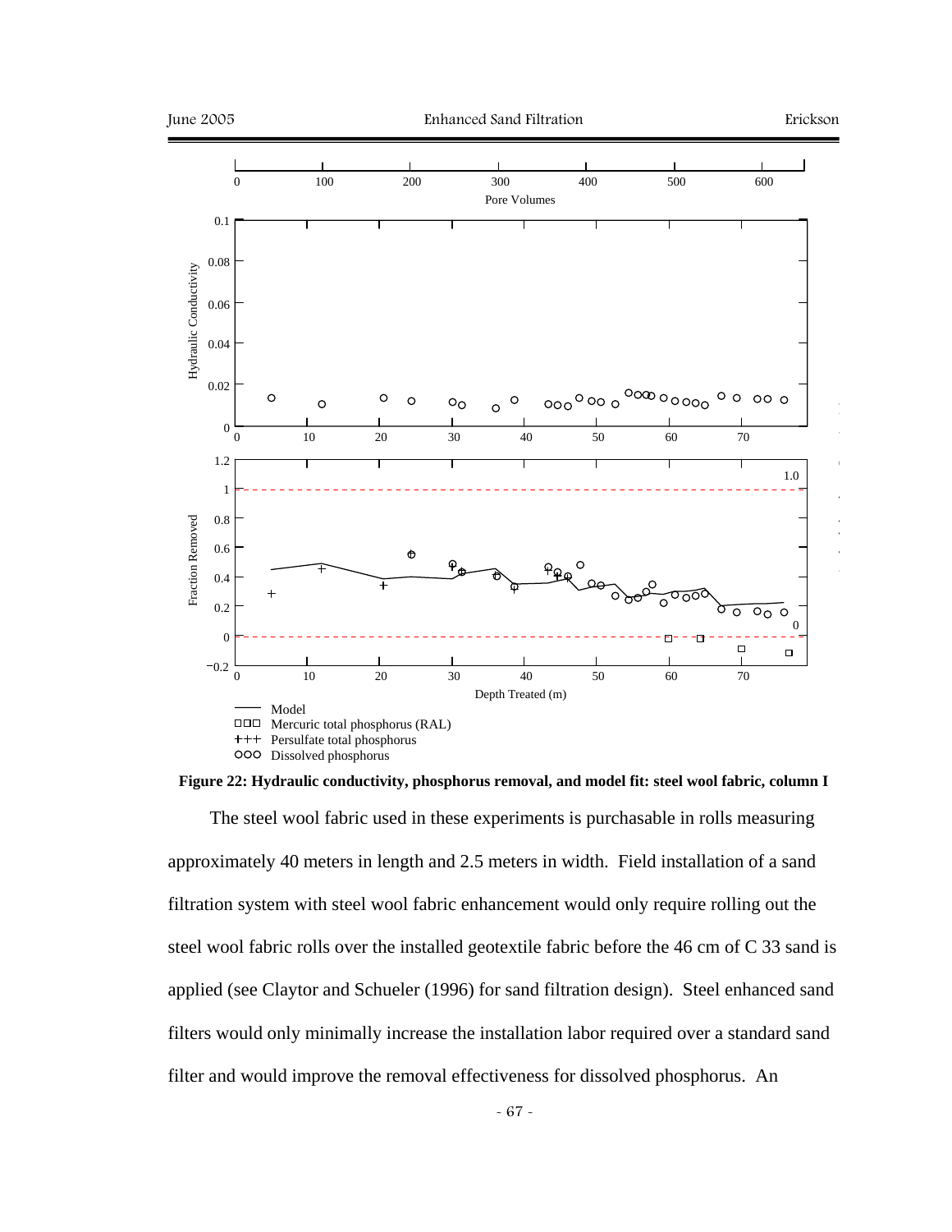**Figure 22: Hydraulic conductivity, phosphorus removal, and model fit: steel wool fabric, column I**

The steel wool fabric used in these experiments is purchasable in rolls measuring approximately 40 meters in length and 2.5 meters in width. Field installation of a sand filtration system with steel wool fabric enhancement would only require rolling out the steel wool fabric rolls over the installed geotextile fabric before the 46 cm of C 33 sand is applied (see Claytor and Schueler (1996) for sand filtration design). Steel enhanced sand filters would only minimally increase the installation labor required over a standard sand filter and would improve the removal effectiveness for dissolved phosphorus. An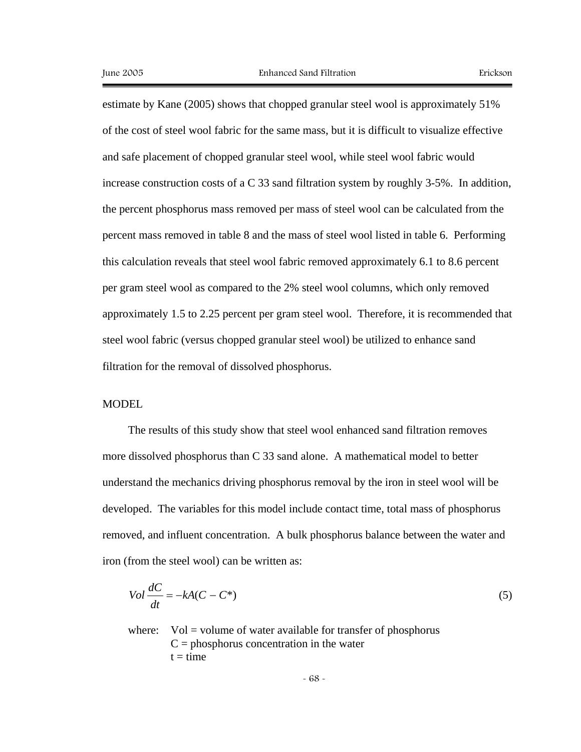estimate by Kane (2005) shows that chopped granular steel wool is approximately 51% of the cost of steel wool fabric for the same mass, but it is difficult to visualize effective and safe placement of chopped granular steel wool, while steel wool fabric would increase construction costs of a C 33 sand filtration system by roughly 3-5%. In addition, the percent phosphorus mass removed per mass of steel wool can be calculated from the percent mass removed in table 8 and the mass of steel wool listed in table 6. Performing this calculation reveals that steel wool fabric removed approximately 6.1 to 8.6 percent per gram steel wool as compared to the 2% steel wool columns, which only removed approximately 1.5 to 2.25 percent per gram steel wool. Therefore, it is recommended that steel wool fabric (versus chopped granular steel wool) be utilized to enhance sand filtration for the removal of dissolved phosphorus.

## MODEL

The results of this study show that steel wool enhanced sand filtration removes more dissolved phosphorus than C 33 sand alone. A mathematical model to better understand the mechanics driving phosphorus removal by the iron in steel wool will be developed. The variables for this model include contact time, total mass of phosphorus removed, and influent concentration. A bulk phosphorus balance between the water and iron (from the steel wool) can be written as:

$$Vol\,\frac{dC}{dt} = -kA(C - C^*) \tag{5}$$

where: Vol = volume of water available for transfer of phosphorus
$C$ = phosphorus concentration in the water
$t$ = time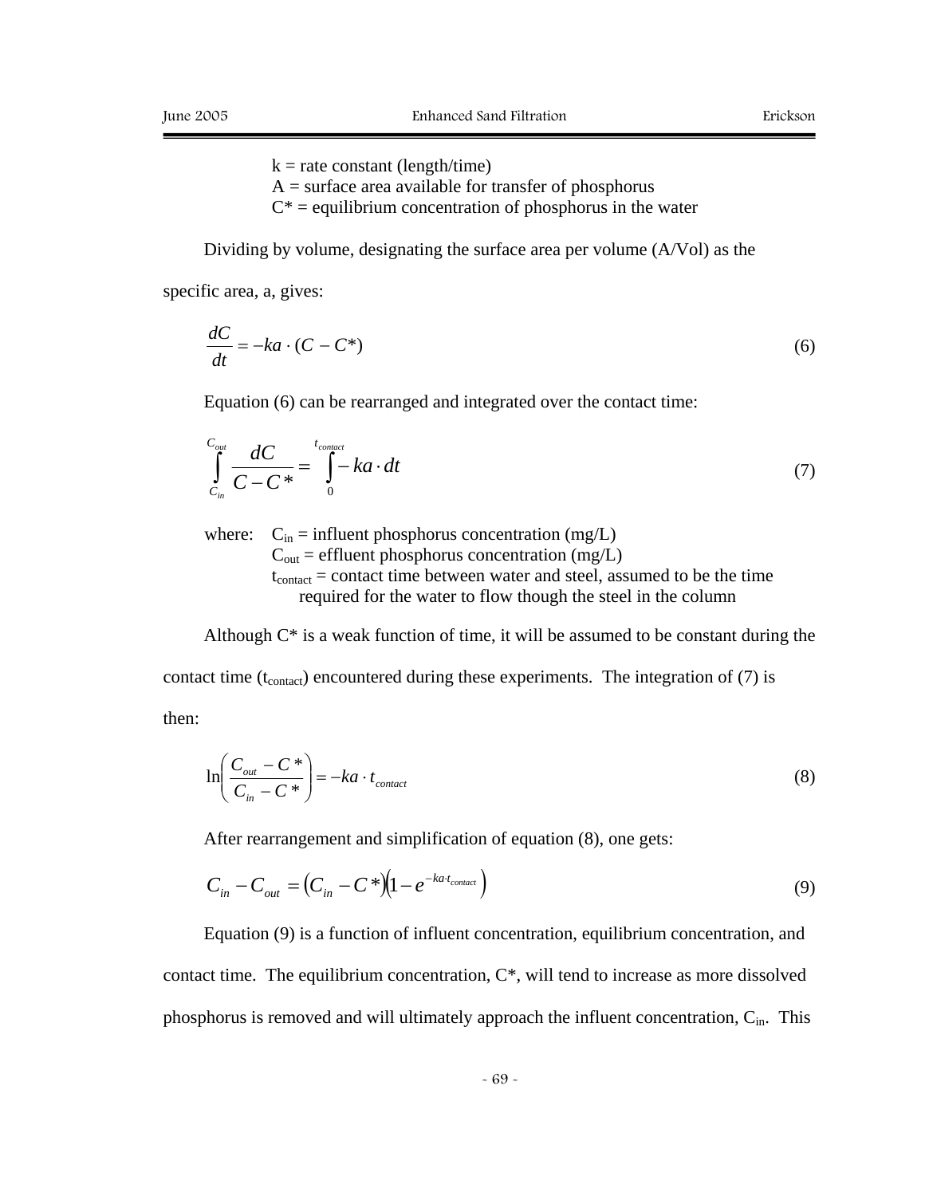k = rate constant (length/time)
A = surface area available for transfer of phosphorus
C* = equilibrium concentration of phosphorus in the water

Dividing by volume, designating the surface area per volume (A/Vol) as the specific area, a, gives:

$$\frac{dC}{dt} = -ka \cdot (C - C^*) \tag{6}$$

Equation (6) can be rearranged and integrated over the contact time:

$$\int_{C_{in}}^{C_{out}} \frac{dC}{C - C^*} = \int_{0}^{t_{contact}} -ka \cdot dt \tag{7}$$

where: $C_{in}$ = influent phosphorus concentration (mg/L)
$C_{out}$ = effluent phosphorus concentration (mg/L)
$t_{contact}$ = contact time between water and steel, assumed to be the time required for the water to flow though the steel in the column

Although C* is a weak function of time, it will be assumed to be constant during the contact time ($t_{contact}$) encountered during these experiments. The integration of (7) is then:

$$\ln\left(\frac{C_{out} - C^*}{C_{in} - C^*}\right) = -ka \cdot t_{contact} \tag{8}$$

After rearrangement and simplification of equation (8), one gets:

$$C_{in} - C_{out} = \left(C_{in} - C^*\right)\left(1 - e^{-ka \cdot t_{contact}}\right) \tag{9}$$

Equation (9) is a function of influent concentration, equilibrium concentration, and contact time. The equilibrium concentration, C*, will tend to increase as more dissolved phosphorus is removed and will ultimately approach the influent concentration, $C_{in}$. This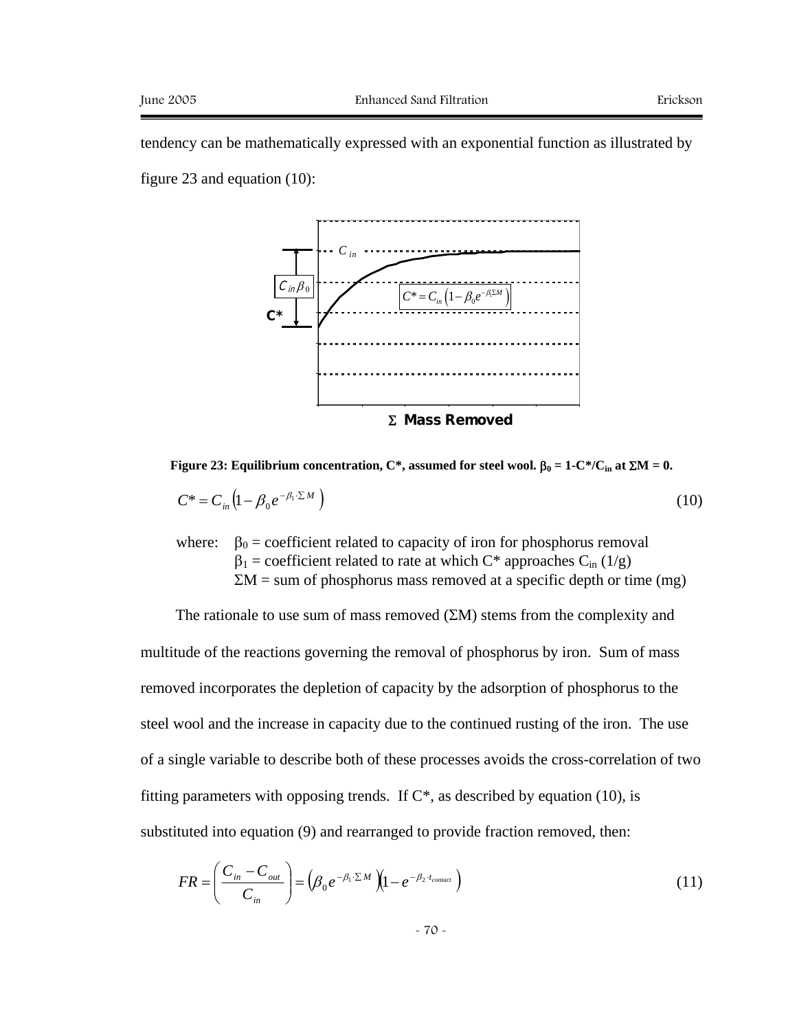tendency can be mathematically expressed with an exponential function as illustrated by figure 23 and equation (10):

**Figure 23: Equilibrium concentration, C\*, assumed for steel wool. $\beta_0 = 1\text{-}C^*/C_{in}$ at $\Sigma M = 0$.**

$$C^* = C_{in}\left(1 - \beta_0 e^{-\beta_1 \cdot \Sigma M}\right) \tag{10}$$

where: $\beta_0$ = coefficient related to capacity of iron for phosphorus removal
$\beta_1$ = coefficient related to rate at which C\* approaches $C_{in}$ (1/g)
$\Sigma M$ = sum of phosphorus mass removed at a specific depth or time (mg)

The rationale to use sum of mass removed ($\Sigma M$) stems from the complexity and multitude of the reactions governing the removal of phosphorus by iron. Sum of mass removed incorporates the depletion of capacity by the adsorption of phosphorus to the steel wool and the increase in capacity due to the continued rusting of the iron. The use of a single variable to describe both of these processes avoids the cross-correlation of two fitting parameters with opposing trends. If C\*, as described by equation (10), is substituted into equation (9) and rearranged to provide fraction removed, then:

$$FR = \left(\frac{C_{in} - C_{out}}{C_{in}}\right) = \left(\beta_0 e^{-\beta_1 \cdot \Sigma M}\right)\left(1 - e^{-\beta_2 \cdot t_{contact}}\right) \tag{11}$$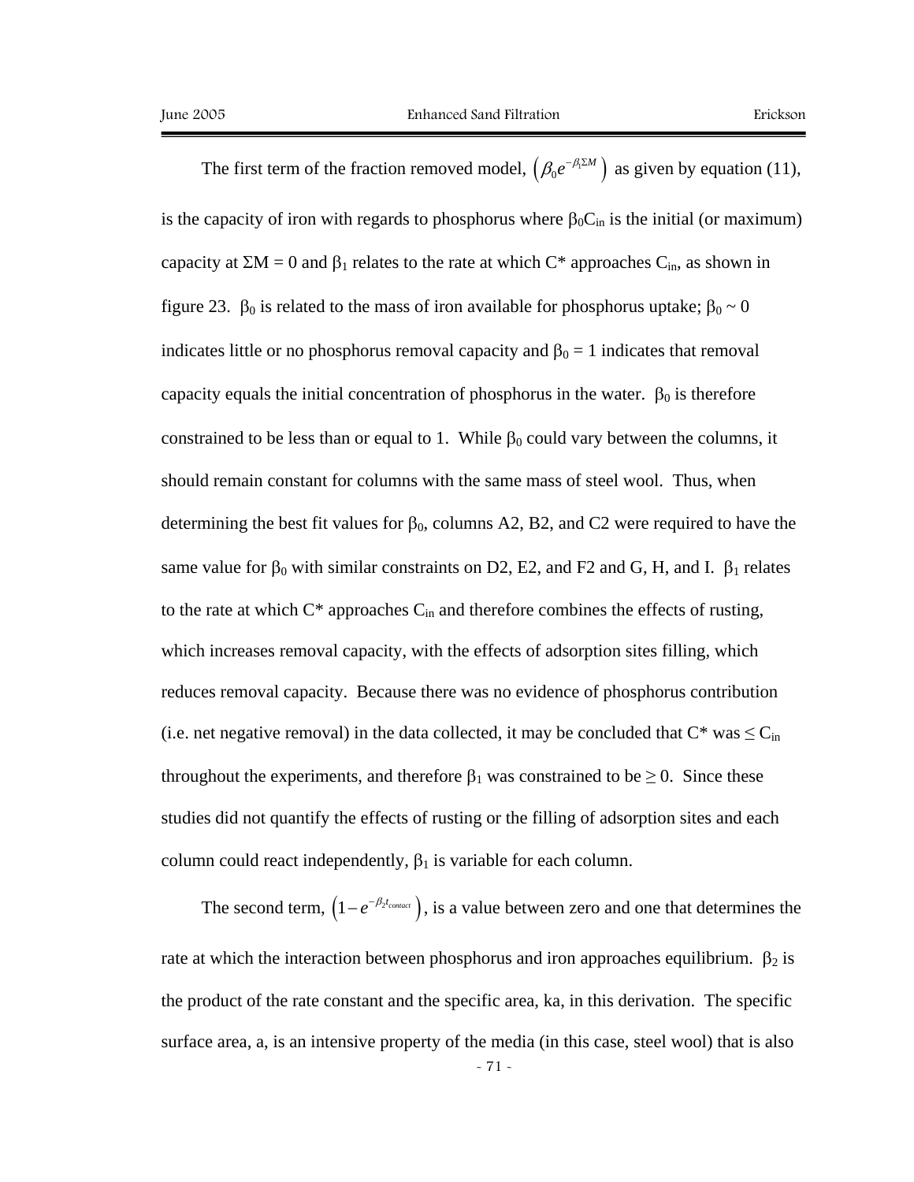The first term of the fraction removed model, $\left(\beta_0 e^{-\beta_1 \Sigma M}\right)$ as given by equation (11), is the capacity of iron with regards to phosphorus where $\beta_0 C_{in}$ is the initial (or maximum) capacity at $\Sigma M = 0$ and $\beta_1$ relates to the rate at which $C^*$ approaches $C_{in}$, as shown in figure 23. $\beta_0$ is related to the mass of iron available for phosphorus uptake; $\beta_0 \sim 0$ indicates little or no phosphorus removal capacity and $\beta_0 = 1$ indicates that removal capacity equals the initial concentration of phosphorus in the water. $\beta_0$ is therefore constrained to be less than or equal to 1. While $\beta_0$ could vary between the columns, it should remain constant for columns with the same mass of steel wool. Thus, when determining the best fit values for $\beta_0$, columns A2, B2, and C2 were required to have the same value for $\beta_0$ with similar constraints on D2, E2, and F2 and G, H, and I. $\beta_1$ relates to the rate at which $C^*$ approaches $C_{in}$ and therefore combines the effects of rusting, which increases removal capacity, with the effects of adsorption sites filling, which reduces removal capacity. Because there was no evidence of phosphorus contribution (i.e. net negative removal) in the data collected, it may be concluded that $C^*$ was $\leq C_{in}$ throughout the experiments, and therefore $\beta_1$ was constrained to be $\geq 0$. Since these studies did not quantify the effects of rusting or the filling of adsorption sites and each column could react independently, $\beta_1$ is variable for each column.

The second term, $\left(1 - e^{-\beta_2 t_{contact}}\right)$, is a value between zero and one that determines the rate at which the interaction between phosphorus and iron approaches equilibrium. $\beta_2$ is the product of the rate constant and the specific area, ka, in this derivation. The specific surface area, a, is an intensive property of the media (in this case, steel wool) that is also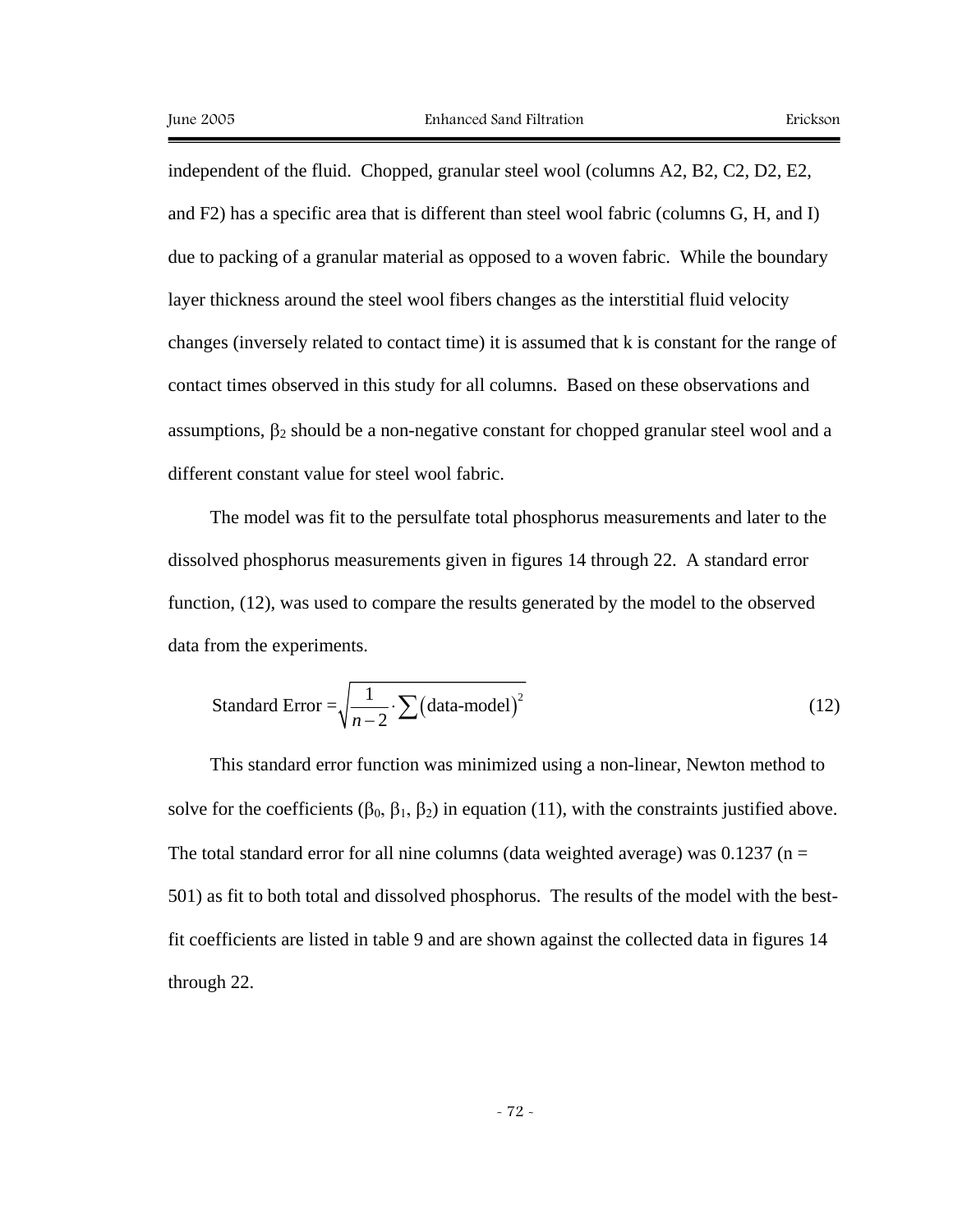independent of the fluid. Chopped, granular steel wool (columns A2, B2, C2, D2, E2, and F2) has a specific area that is different than steel wool fabric (columns G, H, and I) due to packing of a granular material as opposed to a woven fabric. While the boundary layer thickness around the steel wool fibers changes as the interstitial fluid velocity changes (inversely related to contact time) it is assumed that k is constant for the range of contact times observed in this study for all columns. Based on these observations and assumptions, $\beta_2$ should be a non-negative constant for chopped granular steel wool and a different constant value for steel wool fabric.

The model was fit to the persulfate total phosphorus measurements and later to the dissolved phosphorus measurements given in figures 14 through 22. A standard error function, (12), was used to compare the results generated by the model to the observed data from the experiments.

$$\text{Standard Error} = \sqrt{\frac{1}{n-2} \cdot \sum \left(\text{data-model}\right)^2} \tag{12}$$

This standard error function was minimized using a non-linear, Newton method to solve for the coefficients ($\beta_0$, $\beta_1$, $\beta_2$) in equation (11), with the constraints justified above. The total standard error for all nine columns (data weighted average) was 0.1237 ($n = 501$) as fit to both total and dissolved phosphorus. The results of the model with the best-fit coefficients are listed in table 9 and are shown against the collected data in figures 14 through 22.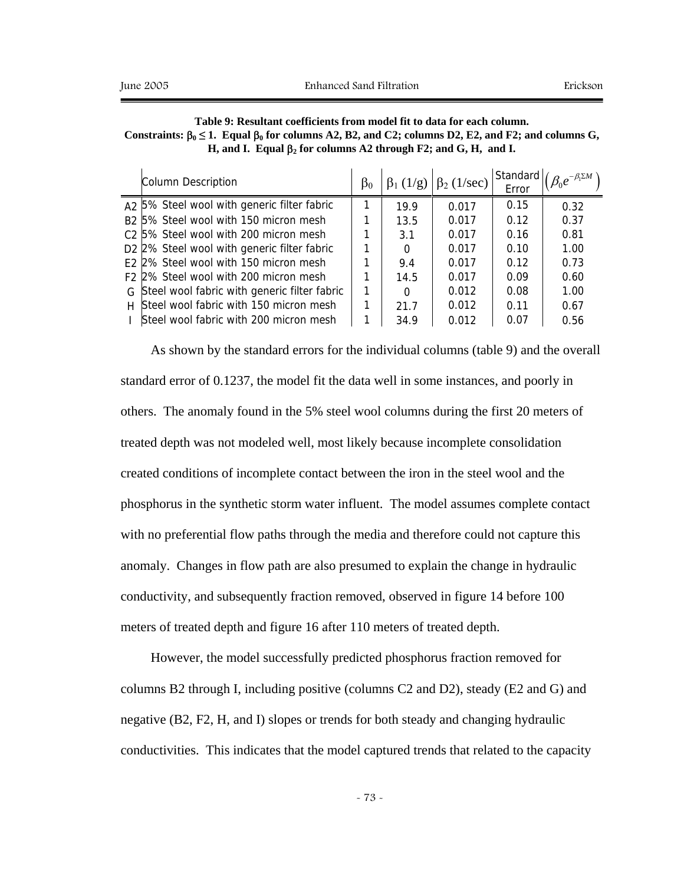**Table 9: Resultant coefficients from model fit to data for each column. Constraints: $\beta_0 \leq 1$. Equal $\beta_0$ for columns A2, B2, and C2; columns D2, E2, and F2; and columns G, H, and I. Equal $\beta_2$ for columns A2 through F2; and G, H, and I.**

| | Column Description | $\beta_0$ | $\beta_1$ (1/g) | $\beta_2$ (1/sec) | Standard Error | $\left(\beta_0 e^{-\beta_1 \Sigma M}\right)$ |
|---|---|---|---|---|---|---|
| A2 | 5% Steel wool with generic filter fabric | 1 | 19.9 | 0.017 | 0.15 | 0.32 |
| B2 | 5% Steel wool with 150 micron mesh | 1 | 13.5 | 0.017 | 0.12 | 0.37 |
| C2 | 5% Steel wool with 200 micron mesh | 1 | 3.1 | 0.017 | 0.16 | 0.81 |
| D2 | 2% Steel wool with generic filter fabric | 1 | 0 | 0.017 | 0.10 | 1.00 |
| E2 | 2% Steel wool with 150 micron mesh | 1 | 9.4 | 0.017 | 0.12 | 0.73 |
| F2 | 2% Steel wool with 200 micron mesh | 1 | 14.5 | 0.017 | 0.09 | 0.60 |
| G | Steel wool fabric with generic filter fabric | 1 | 0 | 0.012 | 0.08 | 1.00 |
| H | Steel wool fabric with 150 micron mesh | 1 | 21.7 | 0.012 | 0.11 | 0.67 |
| I | Steel wool fabric with 200 micron mesh | 1 | 34.9 | 0.012 | 0.07 | 0.56 |

As shown by the standard errors for the individual columns (table 9) and the overall standard error of 0.1237, the model fit the data well in some instances, and poorly in others. The anomaly found in the 5% steel wool columns during the first 20 meters of treated depth was not modeled well, most likely because incomplete consolidation created conditions of incomplete contact between the iron in the steel wool and the phosphorus in the synthetic storm water influent. The model assumes complete contact with no preferential flow paths through the media and therefore could not capture this anomaly. Changes in flow path are also presumed to explain the change in hydraulic conductivity, and subsequently fraction removed, observed in figure 14 before 100 meters of treated depth and figure 16 after 110 meters of treated depth.

However, the model successfully predicted phosphorus fraction removed for columns B2 through I, including positive (columns C2 and D2), steady (E2 and G) and negative (B2, F2, H, and I) slopes or trends for both steady and changing hydraulic conductivities. This indicates that the model captured trends that related to the capacity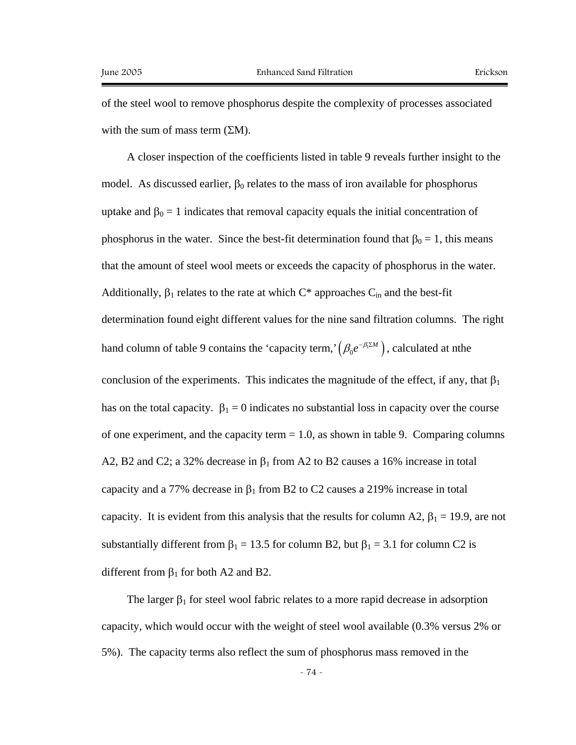of the steel wool to remove phosphorus despite the complexity of processes associated with the sum of mass term ($\Sigma M$).

A closer inspection of the coefficients listed in table 9 reveals further insight to the model. As discussed earlier, $\beta_0$ relates to the mass of iron available for phosphorus uptake and $\beta_0 = 1$ indicates that removal capacity equals the initial concentration of phosphorus in the water. Since the best-fit determination found that $\beta_0 = 1$, this means that the amount of steel wool meets or exceeds the capacity of phosphorus in the water. Additionally, $\beta_1$ relates to the rate at which $C^*$ approaches $C_{in}$ and the best-fit determination found eight different values for the nine sand filtration columns. The right hand column of table 9 contains the 'capacity term,' $\left(\beta_0 e^{-\beta_1 \Sigma M}\right)$, calculated at nthe conclusion of the experiments. This indicates the magnitude of the effect, if any, that $\beta_1$ has on the total capacity. $\beta_1 = 0$ indicates no substantial loss in capacity over the course of one experiment, and the capacity term = 1.0, as shown in table 9. Comparing columns A2, B2 and C2; a 32% decrease in $\beta_1$ from A2 to B2 causes a 16% increase in total capacity and a 77% decrease in $\beta_1$ from B2 to C2 causes a 219% increase in total capacity. It is evident from this analysis that the results for column A2, $\beta_1 = 19.9$, are not substantially different from $\beta_1 = 13.5$ for column B2, but $\beta_1 = 3.1$ for column C2 is different from $\beta_1$ for both A2 and B2.

The larger $\beta_1$ for steel wool fabric relates to a more rapid decrease in adsorption capacity, which would occur with the weight of steel wool available (0.3% versus 2% or 5%). The capacity terms also reflect the sum of phosphorus mass removed in the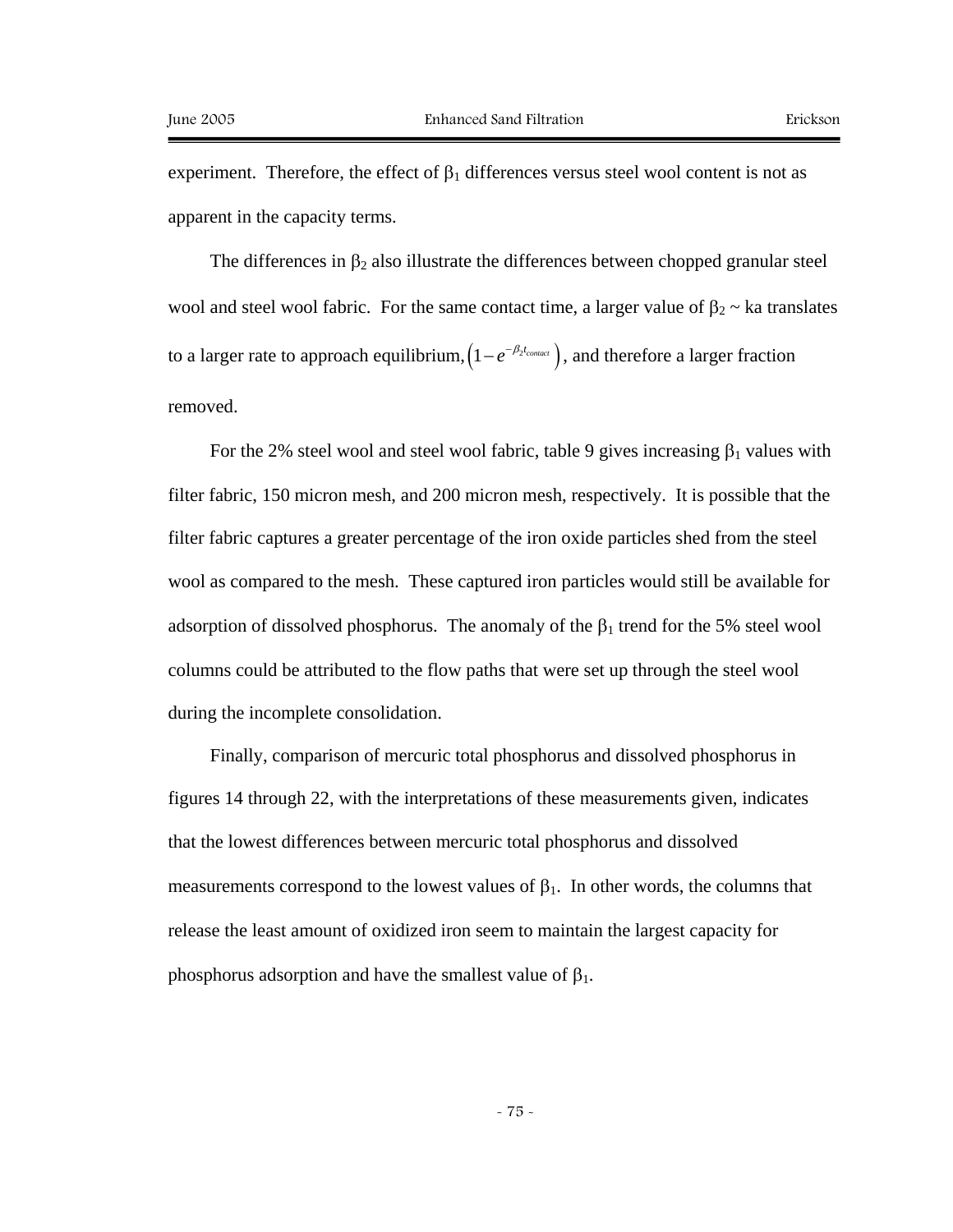experiment. Therefore, the effect of $\beta_1$ differences versus steel wool content is not as apparent in the capacity terms.

The differences in $\beta_2$ also illustrate the differences between chopped granular steel wool and steel wool fabric. For the same contact time, a larger value of $\beta_2 \sim ka$ translates to a larger rate to approach equilibrium, $\left(1 - e^{-\beta_2 t_{contact}}\right)$, and therefore a larger fraction removed.

For the 2% steel wool and steel wool fabric, table 9 gives increasing $\beta_1$ values with filter fabric, 150 micron mesh, and 200 micron mesh, respectively. It is possible that the filter fabric captures a greater percentage of the iron oxide particles shed from the steel wool as compared to the mesh. These captured iron particles would still be available for adsorption of dissolved phosphorus. The anomaly of the $\beta_1$ trend for the 5% steel wool columns could be attributed to the flow paths that were set up through the steel wool during the incomplete consolidation.

Finally, comparison of mercuric total phosphorus and dissolved phosphorus in figures 14 through 22, with the interpretations of these measurements given, indicates that the lowest differences between mercuric total phosphorus and dissolved measurements correspond to the lowest values of $\beta_1$. In other words, the columns that release the least amount of oxidized iron seem to maintain the largest capacity for phosphorus adsorption and have the smallest value of $\beta_1$.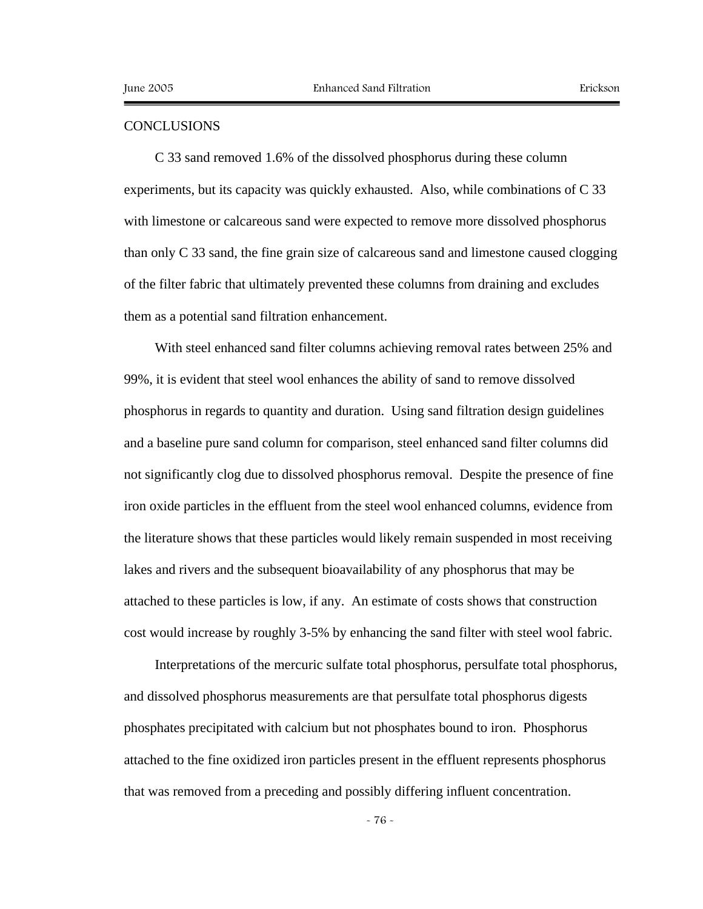## CONCLUSIONS

C 33 sand removed 1.6% of the dissolved phosphorus during these column experiments, but its capacity was quickly exhausted. Also, while combinations of C 33 with limestone or calcareous sand were expected to remove more dissolved phosphorus than only C 33 sand, the fine grain size of calcareous sand and limestone caused clogging of the filter fabric that ultimately prevented these columns from draining and excludes them as a potential sand filtration enhancement.

With steel enhanced sand filter columns achieving removal rates between 25% and 99%, it is evident that steel wool enhances the ability of sand to remove dissolved phosphorus in regards to quantity and duration. Using sand filtration design guidelines and a baseline pure sand column for comparison, steel enhanced sand filter columns did not significantly clog due to dissolved phosphorus removal. Despite the presence of fine iron oxide particles in the effluent from the steel wool enhanced columns, evidence from the literature shows that these particles would likely remain suspended in most receiving lakes and rivers and the subsequent bioavailability of any phosphorus that may be attached to these particles is low, if any. An estimate of costs shows that construction cost would increase by roughly 3-5% by enhancing the sand filter with steel wool fabric.

Interpretations of the mercuric sulfate total phosphorus, persulfate total phosphorus, and dissolved phosphorus measurements are that persulfate total phosphorus digests phosphates precipitated with calcium but not phosphates bound to iron. Phosphorus attached to the fine oxidized iron particles present in the effluent represents phosphorus that was removed from a preceding and possibly differing influent concentration.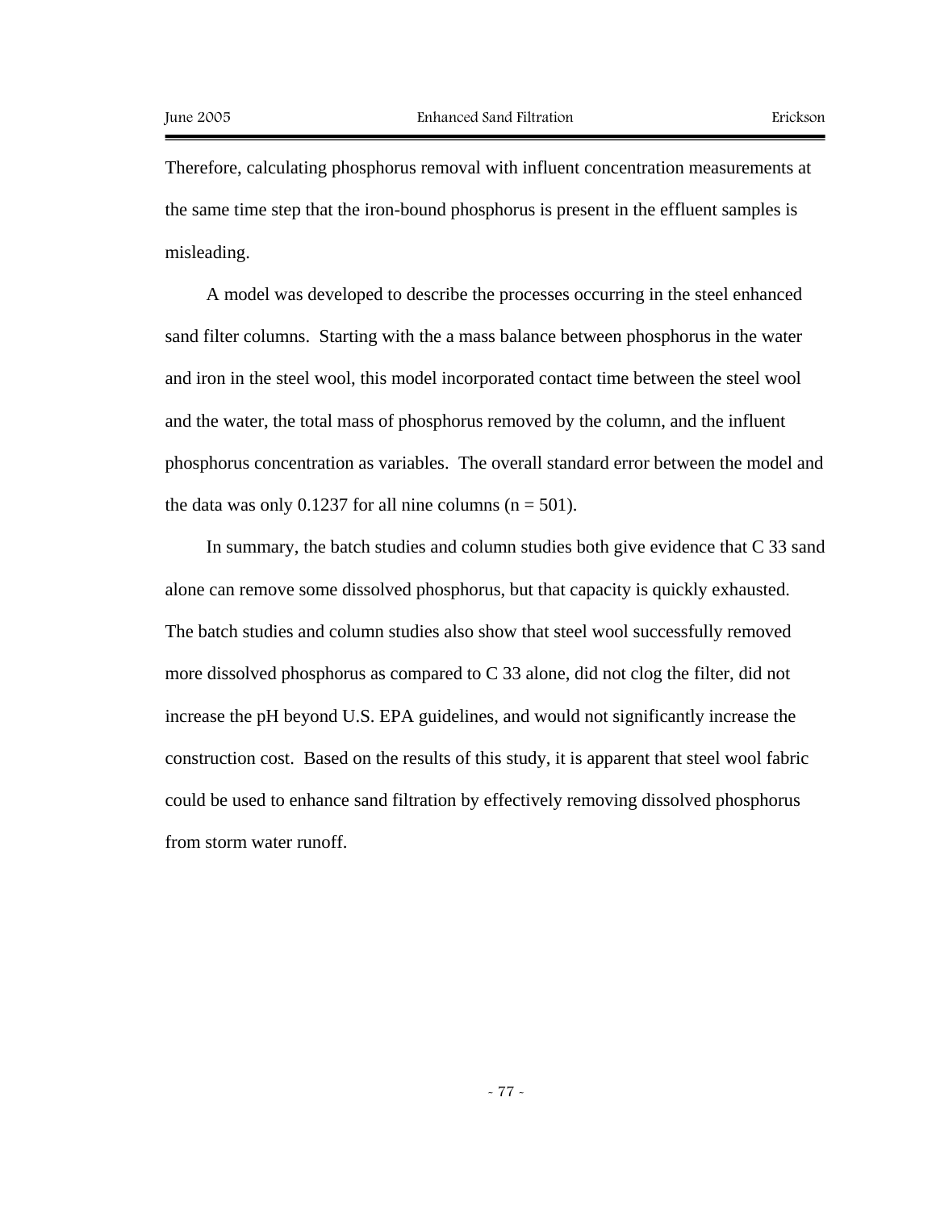Therefore, calculating phosphorus removal with influent concentration measurements at the same time step that the iron-bound phosphorus is present in the effluent samples is misleading.

A model was developed to describe the processes occurring in the steel enhanced sand filter columns. Starting with the a mass balance between phosphorus in the water and iron in the steel wool, this model incorporated contact time between the steel wool and the water, the total mass of phosphorus removed by the column, and the influent phosphorus concentration as variables. The overall standard error between the model and the data was only 0.1237 for all nine columns ($n = 501$).

In summary, the batch studies and column studies both give evidence that C 33 sand alone can remove some dissolved phosphorus, but that capacity is quickly exhausted. The batch studies and column studies also show that steel wool successfully removed more dissolved phosphorus as compared to C 33 alone, did not clog the filter, did not increase the pH beyond U.S. EPA guidelines, and would not significantly increase the construction cost. Based on the results of this study, it is apparent that steel wool fabric could be used to enhance sand filtration by effectively removing dissolved phosphorus from storm water runoff.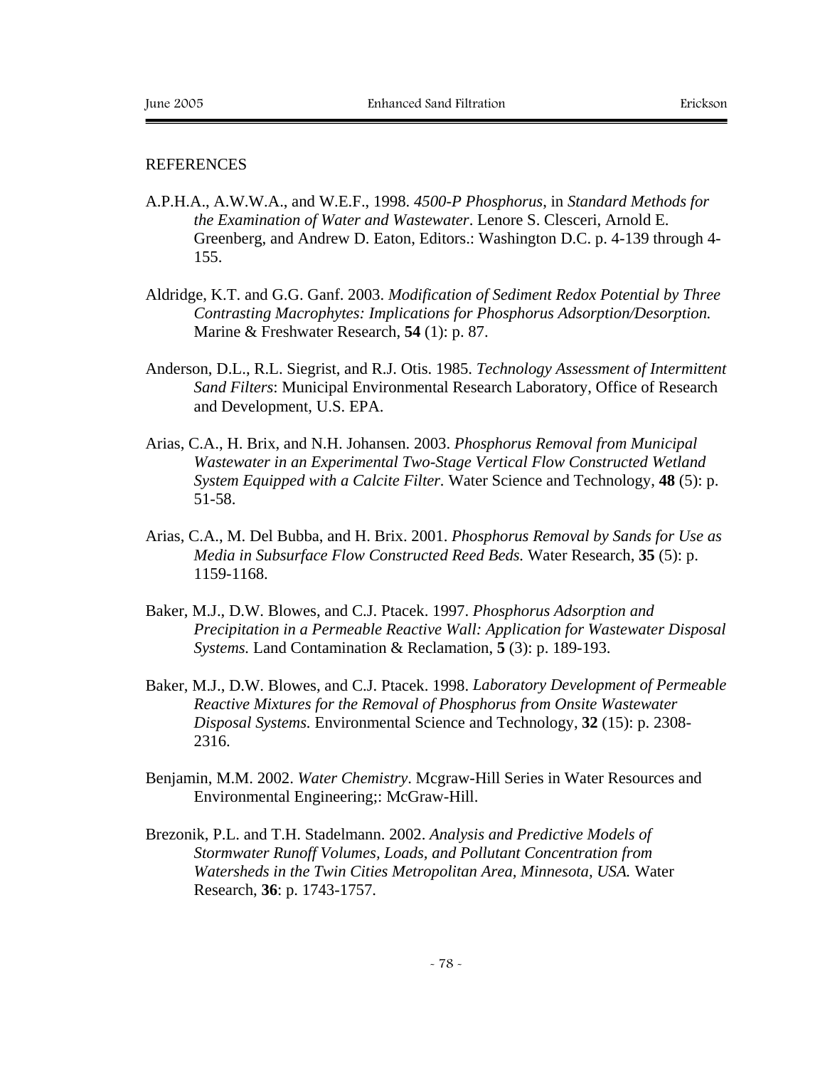REFERENCES

A.P.H.A., A.W.W.A., and W.E.F., 1998. *4500-P Phosphorus*, in *Standard Methods for the Examination of Water and Wastewater*. Lenore S. Clesceri, Arnold E. Greenberg, and Andrew D. Eaton, Editors.: Washington D.C. p. 4-139 through 4-155.

Aldridge, K.T. and G.G. Ganf. 2003. *Modification of Sediment Redox Potential by Three Contrasting Macrophytes: Implications for Phosphorus Adsorption/Desorption.* Marine & Freshwater Research, **54** (1): p. 87.

Anderson, D.L., R.L. Siegrist, and R.J. Otis. 1985. *Technology Assessment of Intermittent Sand Filters*: Municipal Environmental Research Laboratory, Office of Research and Development, U.S. EPA.

Arias, C.A., H. Brix, and N.H. Johansen. 2003. *Phosphorus Removal from Municipal Wastewater in an Experimental Two-Stage Vertical Flow Constructed Wetland System Equipped with a Calcite Filter.* Water Science and Technology, **48** (5): p. 51-58.

Arias, C.A., M. Del Bubba, and H. Brix. 2001. *Phosphorus Removal by Sands for Use as Media in Subsurface Flow Constructed Reed Beds.* Water Research, **35** (5): p. 1159-1168.

Baker, M.J., D.W. Blowes, and C.J. Ptacek. 1997. *Phosphorus Adsorption and Precipitation in a Permeable Reactive Wall: Application for Wastewater Disposal Systems.* Land Contamination & Reclamation, **5** (3): p. 189-193.

Baker, M.J., D.W. Blowes, and C.J. Ptacek. 1998. *Laboratory Development of Permeable Reactive Mixtures for the Removal of Phosphorus from Onsite Wastewater Disposal Systems.* Environmental Science and Technology, **32** (15): p. 2308-2316.

Benjamin, M.M. 2002. *Water Chemistry*. Mcgraw-Hill Series in Water Resources and Environmental Engineering;: McGraw-Hill.

Brezonik, P.L. and T.H. Stadelmann. 2002. *Analysis and Predictive Models of Stormwater Runoff Volumes, Loads, and Pollutant Concentration from Watersheds in the Twin Cities Metropolitan Area, Minnesota, USA.* Water Research, **36**: p. 1743-1757.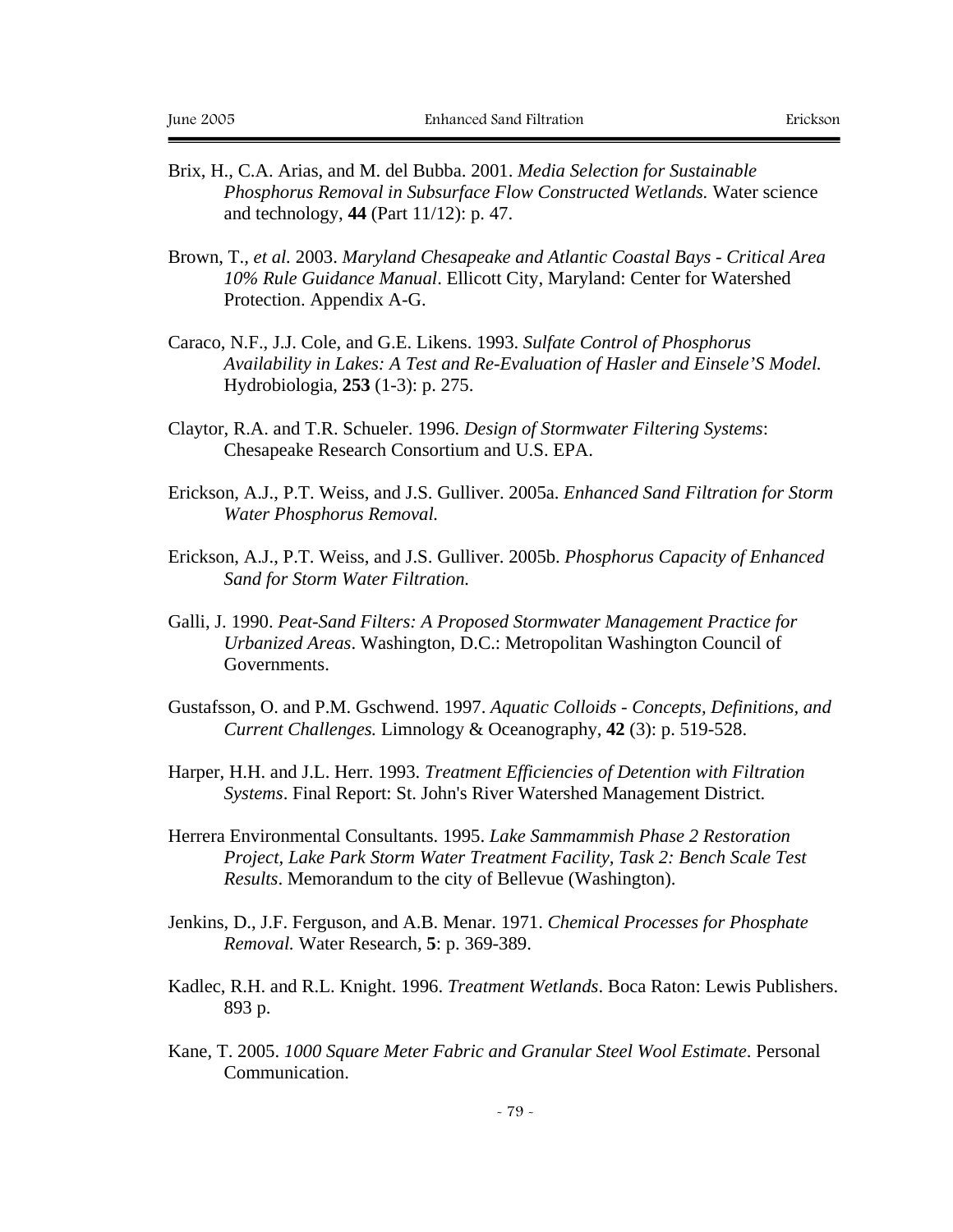Brix, H., C.A. Arias, and M. del Bubba. 2001. *Media Selection for Sustainable Phosphorus Removal in Subsurface Flow Constructed Wetlands.* Water science and technology, **44** (Part 11/12): p. 47.

Brown, T., *et al.* 2003. *Maryland Chesapeake and Atlantic Coastal Bays - Critical Area 10% Rule Guidance Manual*. Ellicott City, Maryland: Center for Watershed Protection. Appendix A-G.

Caraco, N.F., J.J. Cole, and G.E. Likens. 1993. *Sulfate Control of Phosphorus Availability in Lakes: A Test and Re-Evaluation of Hasler and Einsele'S Model.* Hydrobiologia, **253** (1-3): p. 275.

Claytor, R.A. and T.R. Schueler. 1996. *Design of Stormwater Filtering Systems*: Chesapeake Research Consortium and U.S. EPA.

Erickson, A.J., P.T. Weiss, and J.S. Gulliver. 2005a. *Enhanced Sand Filtration for Storm Water Phosphorus Removal.*

Erickson, A.J., P.T. Weiss, and J.S. Gulliver. 2005b. *Phosphorus Capacity of Enhanced Sand for Storm Water Filtration.*

Galli, J. 1990. *Peat-Sand Filters: A Proposed Stormwater Management Practice for Urbanized Areas*. Washington, D.C.: Metropolitan Washington Council of Governments.

Gustafsson, O. and P.M. Gschwend. 1997. *Aquatic Colloids - Concepts, Definitions, and Current Challenges.* Limnology & Oceanography, **42** (3): p. 519-528.

Harper, H.H. and J.L. Herr. 1993. *Treatment Efficiencies of Detention with Filtration Systems*. Final Report: St. John's River Watershed Management District.

Herrera Environmental Consultants. 1995. *Lake Sammammish Phase 2 Restoration Project, Lake Park Storm Water Treatment Facility, Task 2: Bench Scale Test Results*. Memorandum to the city of Bellevue (Washington).

Jenkins, D., J.F. Ferguson, and A.B. Menar. 1971. *Chemical Processes for Phosphate Removal.* Water Research, **5**: p. 369-389.

Kadlec, R.H. and R.L. Knight. 1996. *Treatment Wetlands*. Boca Raton: Lewis Publishers. 893 p.

Kane, T. 2005. *1000 Square Meter Fabric and Granular Steel Wool Estimate*. Personal Communication.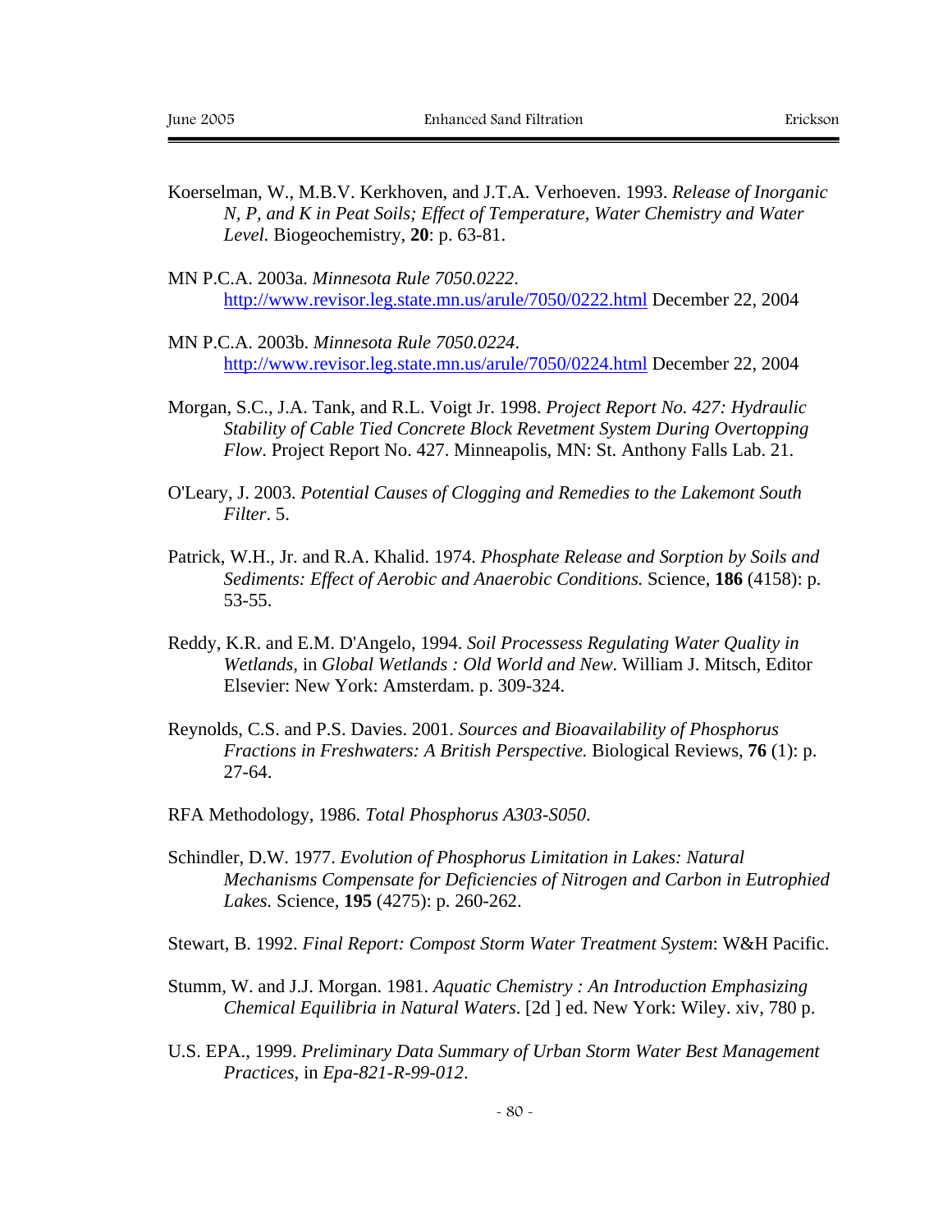Koerselman, W., M.B.V. Kerkhoven, and J.T.A. Verhoeven. 1993. *Release of Inorganic N, P, and K in Peat Soils; Effect of Temperature, Water Chemistry and Water Level.* Biogeochemistry, **20**: p. 63-81.

MN P.C.A. 2003a. *Minnesota Rule 7050.0222*. http://www.revisor.leg.state.mn.us/arule/7050/0222.html December 22, 2004

MN P.C.A. 2003b. *Minnesota Rule 7050.0224*. http://www.revisor.leg.state.mn.us/arule/7050/0224.html December 22, 2004

Morgan, S.C., J.A. Tank, and R.L. Voigt Jr. 1998. *Project Report No. 427: Hydraulic Stability of Cable Tied Concrete Block Revetment System During Overtopping Flow*. Project Report No. 427. Minneapolis, MN: St. Anthony Falls Lab. 21.

O'Leary, J. 2003. *Potential Causes of Clogging and Remedies to the Lakemont South Filter*. 5.

Patrick, W.H., Jr. and R.A. Khalid. 1974. *Phosphate Release and Sorption by Soils and Sediments: Effect of Aerobic and Anaerobic Conditions.* Science, **186** (4158): p. 53-55.

Reddy, K.R. and E.M. D'Angelo, 1994. *Soil Processess Regulating Water Quality in Wetlands*, in *Global Wetlands : Old World and New*. William J. Mitsch, Editor Elsevier: New York: Amsterdam. p. 309-324.

Reynolds, C.S. and P.S. Davies. 2001. *Sources and Bioavailability of Phosphorus Fractions in Freshwaters: A British Perspective.* Biological Reviews, **76** (1): p. 27-64.

RFA Methodology, 1986. *Total Phosphorus A303-S050*.

Schindler, D.W. 1977. *Evolution of Phosphorus Limitation in Lakes: Natural Mechanisms Compensate for Deficiencies of Nitrogen and Carbon in Eutrophied Lakes.* Science, **195** (4275): p. 260-262.

Stewart, B. 1992. *Final Report: Compost Storm Water Treatment System*: W&H Pacific.

Stumm, W. and J.J. Morgan. 1981. *Aquatic Chemistry : An Introduction Emphasizing Chemical Equilibria in Natural Waters*. [2d ] ed. New York: Wiley. xiv, 780 p.

U.S. EPA., 1999. *Preliminary Data Summary of Urban Storm Water Best Management Practices*, in *Epa-821-R-99-012*.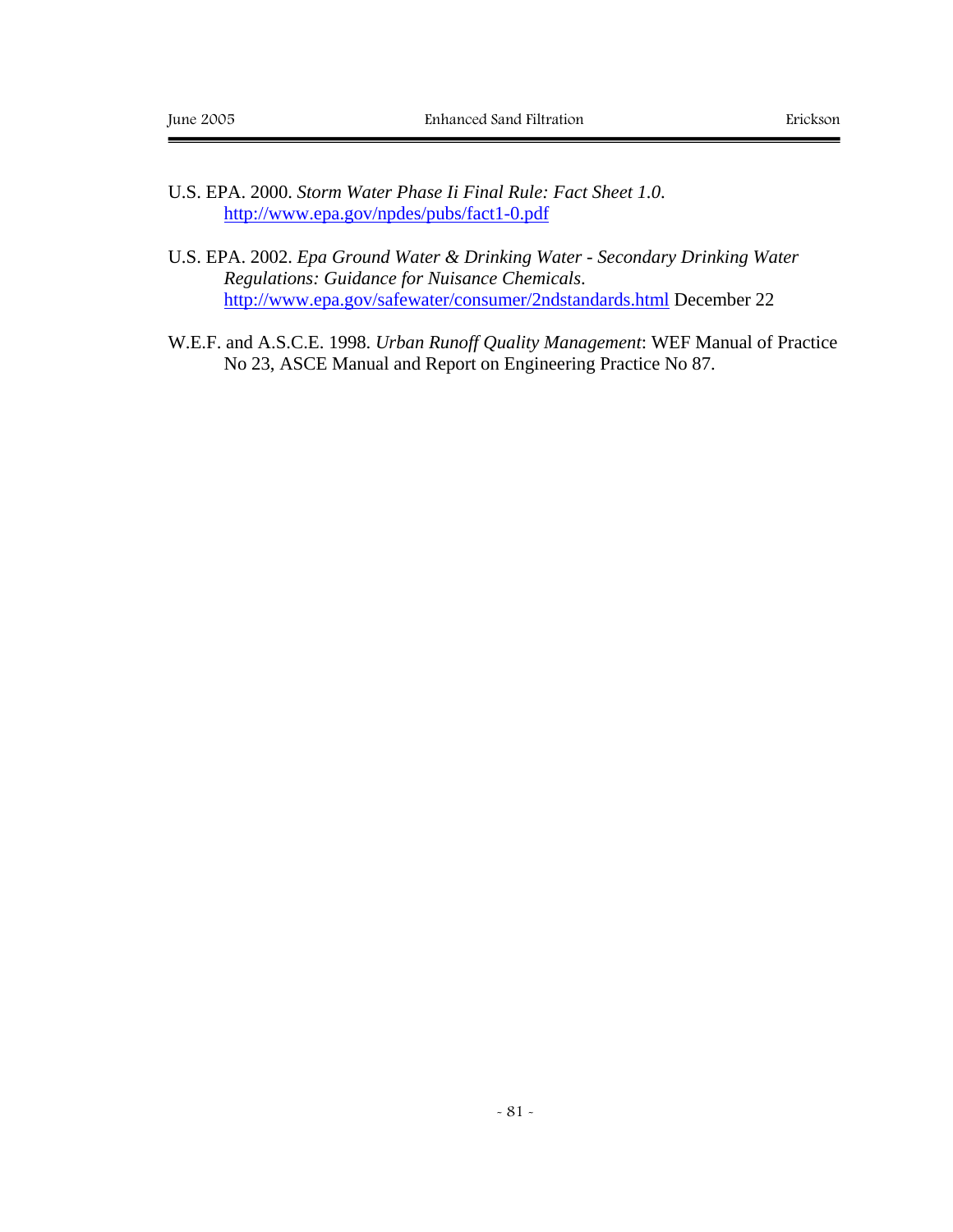U.S. EPA. 2000. *Storm Water Phase Ii Final Rule: Fact Sheet 1.0*. http://www.epa.gov/npdes/pubs/fact1-0.pdf

U.S. EPA. 2002. *Epa Ground Water & Drinking Water - Secondary Drinking Water Regulations: Guidance for Nuisance Chemicals*. http://www.epa.gov/safewater/consumer/2ndstandards.html December 22

W.E.F. and A.S.C.E. 1998. *Urban Runoff Quality Management*: WEF Manual of Practice No 23, ASCE Manual and Report on Engineering Practice No 87.